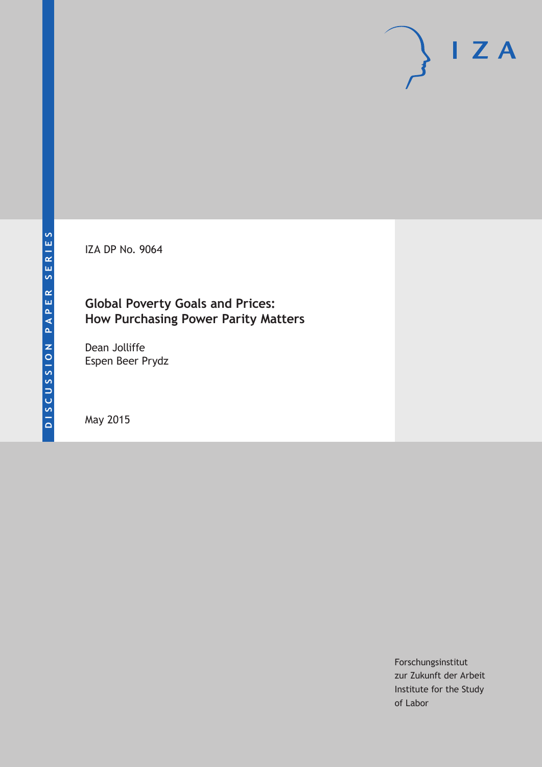DISCUSSION PAPER SERIES

IZA

IZA DP No. 9064

# Global Poverty Goals and Prices: How Purchasing Power Parity Matters

Dean Jolliffe
Espen Beer Prydz

May 2015

Forschungsinstitut
zur Zukunft der Arbeit
Institute for the Study
of Labor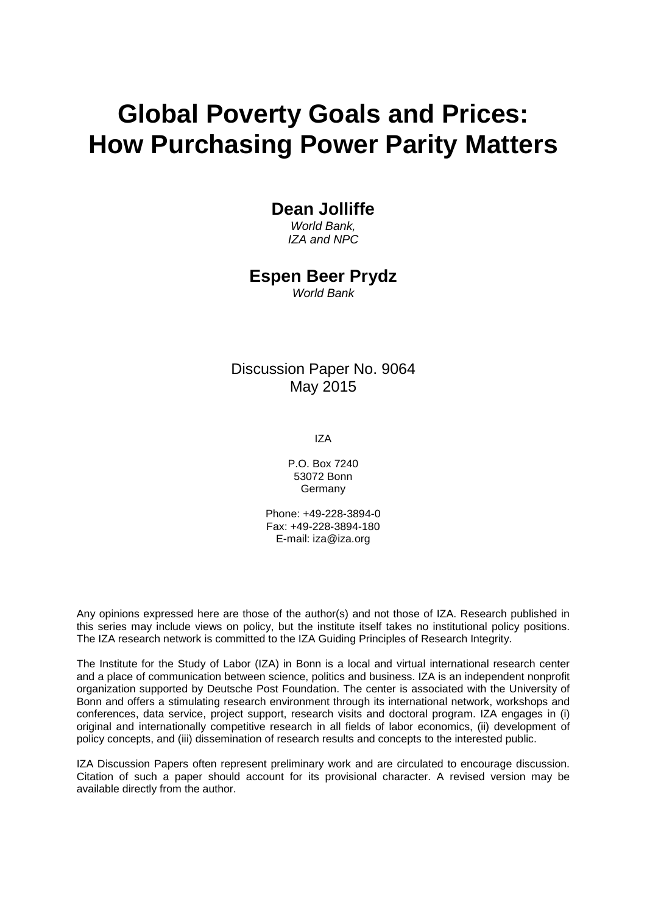# Global Poverty Goals and Prices: How Purchasing Power Parity Matters

**Dean Jolliffe**
*World Bank,*
*IZA and NPC*

**Espen Beer Prydz**
*World Bank*

Discussion Paper No. 9064
May 2015

IZA

P.O. Box 7240
53072 Bonn
Germany

Phone: +49-228-3894-0
Fax: +49-228-3894-180
E-mail: iza@iza.org

Any opinions expressed here are those of the author(s) and not those of IZA. Research published in this series may include views on policy, but the institute itself takes no institutional policy positions. The IZA research network is committed to the IZA Guiding Principles of Research Integrity.

The Institute for the Study of Labor (IZA) in Bonn is a local and virtual international research center and a place of communication between science, politics and business. IZA is an independent nonprofit organization supported by Deutsche Post Foundation. The center is associated with the University of Bonn and offers a stimulating research environment through its international network, workshops and conferences, data service, project support, research visits and doctoral program. IZA engages in (i) original and internationally competitive research in all fields of labor economics, (ii) development of policy concepts, and (iii) dissemination of research results and concepts to the interested public.

IZA Discussion Papers often represent preliminary work and are circulated to encourage discussion. Citation of such a paper should account for its provisional character. A revised version may be available directly from the author.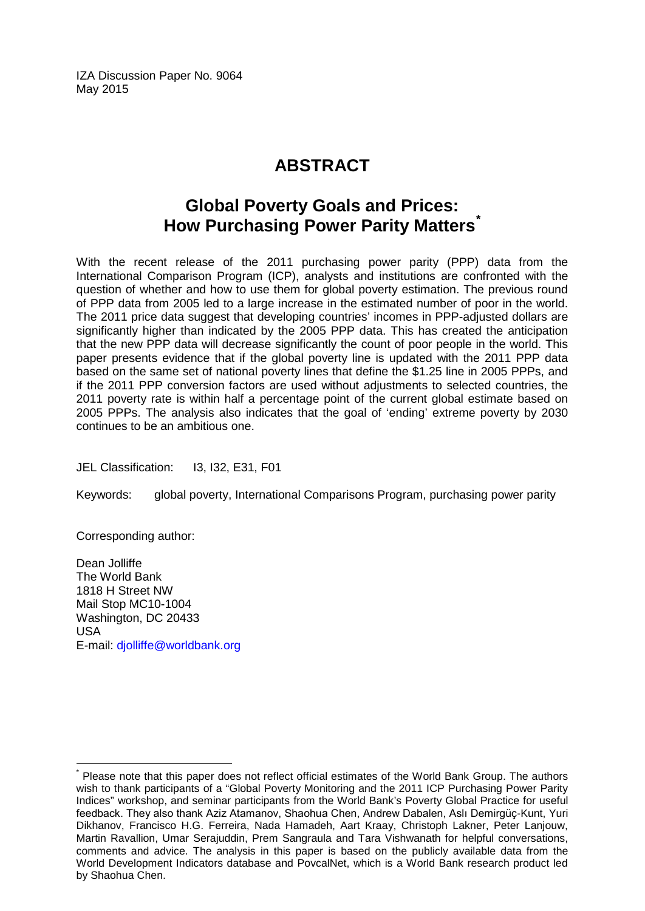IZA Discussion Paper No. 9064
May 2015

# ABSTRACT

## Global Poverty Goals and Prices: How Purchasing Power Parity Matters*

With the recent release of the 2011 purchasing power parity (PPP) data from the International Comparison Program (ICP), analysts and institutions are confronted with the question of whether and how to use them for global poverty estimation. The previous round of PPP data from 2005 led to a large increase in the estimated number of poor in the world. The 2011 price data suggest that developing countries' incomes in PPP-adjusted dollars are significantly higher than indicated by the 2005 PPP data. This has created the anticipation that the new PPP data will decrease significantly the count of poor people in the world. This paper presents evidence that if the global poverty line is updated with the 2011 PPP data based on the same set of national poverty lines that define the $1.25 line in 2005 PPPs, and if the 2011 PPP conversion factors are used without adjustments to selected countries, the 2011 poverty rate is within half a percentage point of the current global estimate based on 2005 PPPs. The analysis also indicates that the goal of 'ending' extreme poverty by 2030 continues to be an ambitious one.

JEL Classification: I3, I32, E31, F01

Keywords: global poverty, International Comparisons Program, purchasing power parity

Corresponding author:

Dean Jolliffe
The World Bank
1818 H Street NW
Mail Stop MC10-1004
Washington, DC 20433
USA
E-mail: djolliffe@worldbank.org

---

* Please note that this paper does not reflect official estimates of the World Bank Group. The authors wish to thank participants of a "Global Poverty Monitoring and the 2011 ICP Purchasing Power Parity Indices" workshop, and seminar participants from the World Bank's Poverty Global Practice for useful feedback. They also thank Aziz Atamanov, Shaohua Chen, Andrew Dabalen, Aslı Demirgüç-Kunt, Yuri Dikhanov, Francisco H.G. Ferreira, Nada Hamadeh, Aart Kraay, Christoph Lakner, Peter Lanjouw, Martin Ravallion, Umar Serajuddin, Prem Sangraula and Tara Vishwanath for helpful conversations, comments and advice. The analysis in this paper is based on the publicly available data from the World Development Indicators database and PovcalNet, which is a World Bank research product led by Shaohua Chen.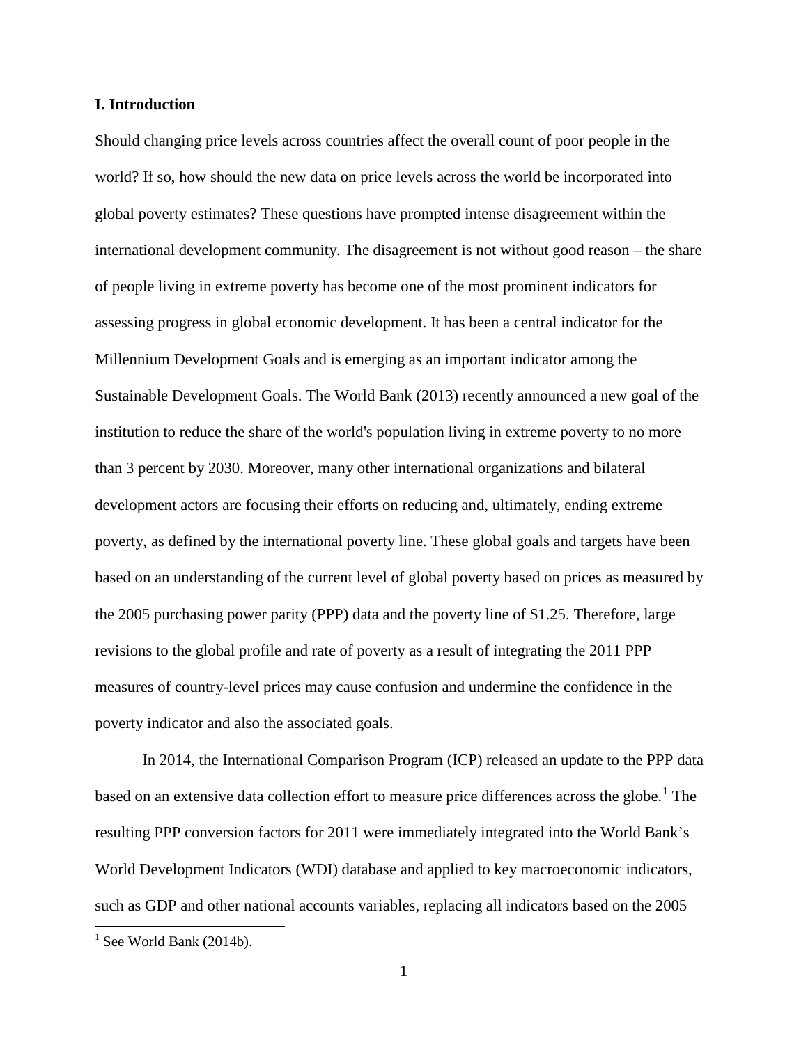## I. Introduction

Should changing price levels across countries affect the overall count of poor people in the world? If so, how should the new data on price levels across the world be incorporated into global poverty estimates? These questions have prompted intense disagreement within the international development community. The disagreement is not without good reason – the share of people living in extreme poverty has become one of the most prominent indicators for assessing progress in global economic development. It has been a central indicator for the Millennium Development Goals and is emerging as an important indicator among the Sustainable Development Goals. The World Bank (2013) recently announced a new goal of the institution to reduce the share of the world's population living in extreme poverty to no more than 3 percent by 2030. Moreover, many other international organizations and bilateral development actors are focusing their efforts on reducing and, ultimately, ending extreme poverty, as defined by the international poverty line. These global goals and targets have been based on an understanding of the current level of global poverty based on prices as measured by the 2005 purchasing power parity (PPP) data and the poverty line of $1.25. Therefore, large revisions to the global profile and rate of poverty as a result of integrating the 2011 PPP measures of country-level prices may cause confusion and undermine the confidence in the poverty indicator and also the associated goals.

In 2014, the International Comparison Program (ICP) released an update to the PPP data based on an extensive data collection effort to measure price differences across the globe.[1] The resulting PPP conversion factors for 2011 were immediately integrated into the World Bank's World Development Indicators (WDI) database and applied to key macroeconomic indicators, such as GDP and other national accounts variables, replacing all indicators based on the 2005

[1] See World Bank (2014b).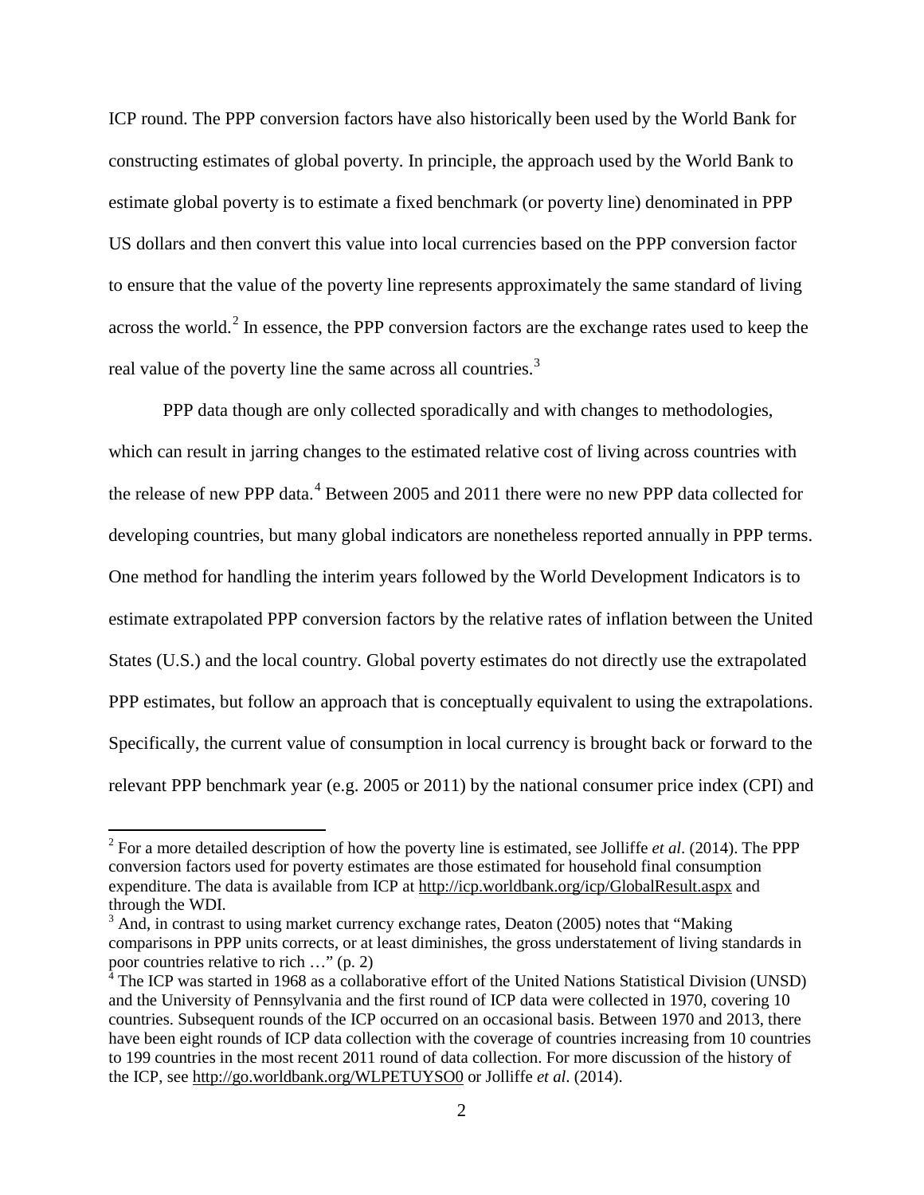ICP round. The PPP conversion factors have also historically been used by the World Bank for constructing estimates of global poverty. In principle, the approach used by the World Bank to estimate global poverty is to estimate a fixed benchmark (or poverty line) denominated in PPP US dollars and then convert this value into local currencies based on the PPP conversion factor to ensure that the value of the poverty line represents approximately the same standard of living across the world.[2] In essence, the PPP conversion factors are the exchange rates used to keep the real value of the poverty line the same across all countries.[3]

PPP data though are only collected sporadically and with changes to methodologies, which can result in jarring changes to the estimated relative cost of living across countries with the release of new PPP data.[4] Between 2005 and 2011 there were no new PPP data collected for developing countries, but many global indicators are nonetheless reported annually in PPP terms. One method for handling the interim years followed by the World Development Indicators is to estimate extrapolated PPP conversion factors by the relative rates of inflation between the United States (U.S.) and the local country. Global poverty estimates do not directly use the extrapolated PPP estimates, but follow an approach that is conceptually equivalent to using the extrapolations. Specifically, the current value of consumption in local currency is brought back or forward to the relevant PPP benchmark year (e.g. 2005 or 2011) by the national consumer price index (CPI) and

---

[2] For a more detailed description of how the poverty line is estimated, see Jolliffe *et al*. (2014). The PPP conversion factors used for poverty estimates are those estimated for household final consumption expenditure. The data is available from ICP at http://icp.worldbank.org/icp/GlobalResult.aspx and through the WDI.

[3] And, in contrast to using market currency exchange rates, Deaton (2005) notes that "Making comparisons in PPP units corrects, or at least diminishes, the gross understatement of living standards in poor countries relative to rich …" (p. 2)

[4] The ICP was started in 1968 as a collaborative effort of the United Nations Statistical Division (UNSD) and the University of Pennsylvania and the first round of ICP data were collected in 1970, covering 10 countries. Subsequent rounds of the ICP occurred on an occasional basis. Between 1970 and 2013, there have been eight rounds of ICP data collection with the coverage of countries increasing from 10 countries to 199 countries in the most recent 2011 round of data collection. For more discussion of the history of the ICP, see http://go.worldbank.org/WLPETUYSO0 or Jolliffe *et al*. (2014).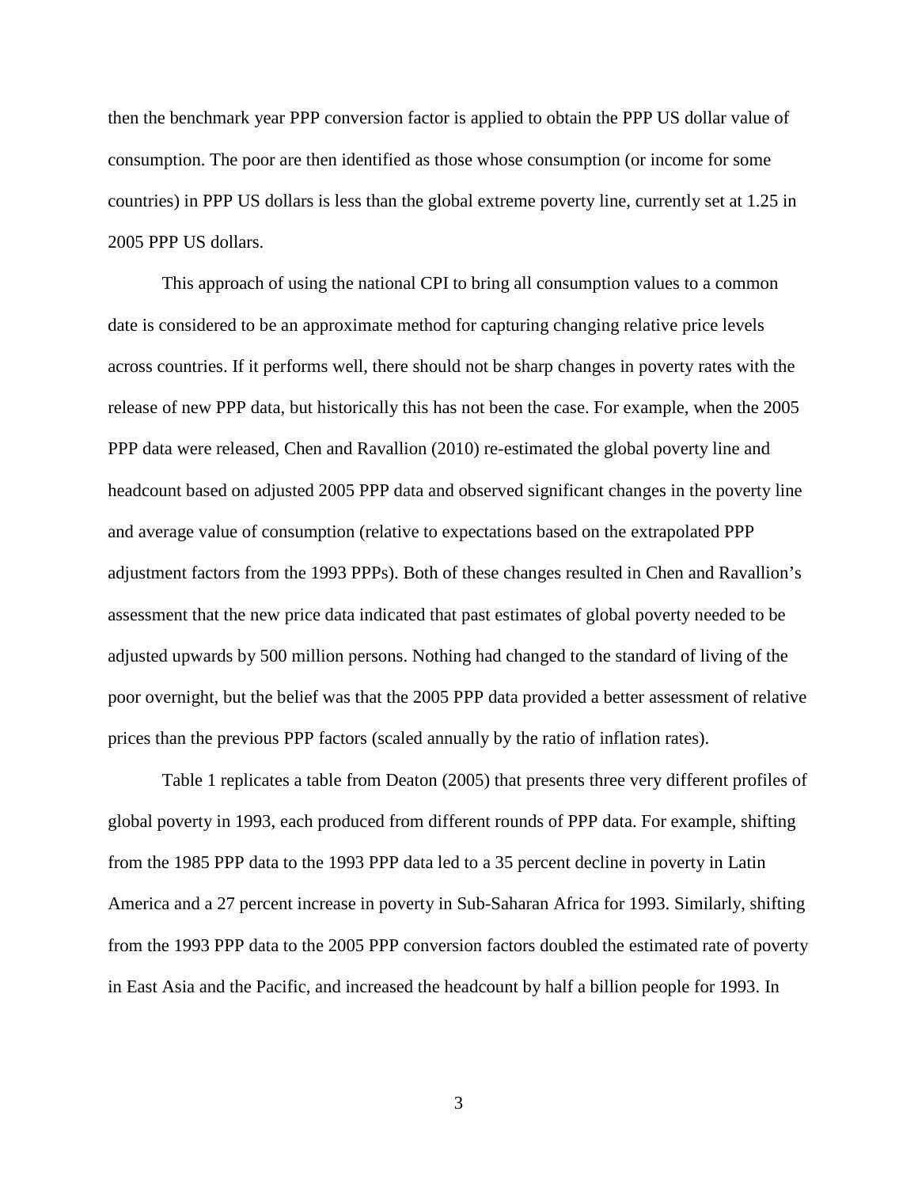then the benchmark year PPP conversion factor is applied to obtain the PPP US dollar value of consumption. The poor are then identified as those whose consumption (or income for some countries) in PPP US dollars is less than the global extreme poverty line, currently set at 1.25 in 2005 PPP US dollars.

This approach of using the national CPI to bring all consumption values to a common date is considered to be an approximate method for capturing changing relative price levels across countries. If it performs well, there should not be sharp changes in poverty rates with the release of new PPP data, but historically this has not been the case. For example, when the 2005 PPP data were released, Chen and Ravallion (2010) re-estimated the global poverty line and headcount based on adjusted 2005 PPP data and observed significant changes in the poverty line and average value of consumption (relative to expectations based on the extrapolated PPP adjustment factors from the 1993 PPPs). Both of these changes resulted in Chen and Ravallion's assessment that the new price data indicated that past estimates of global poverty needed to be adjusted upwards by 500 million persons. Nothing had changed to the standard of living of the poor overnight, but the belief was that the 2005 PPP data provided a better assessment of relative prices than the previous PPP factors (scaled annually by the ratio of inflation rates).

Table 1 replicates a table from Deaton (2005) that presents three very different profiles of global poverty in 1993, each produced from different rounds of PPP data. For example, shifting from the 1985 PPP data to the 1993 PPP data led to a 35 percent decline in poverty in Latin America and a 27 percent increase in poverty in Sub-Saharan Africa for 1993. Similarly, shifting from the 1993 PPP data to the 2005 PPP conversion factors doubled the estimated rate of poverty in East Asia and the Pacific, and increased the headcount by half a billion people for 1993. In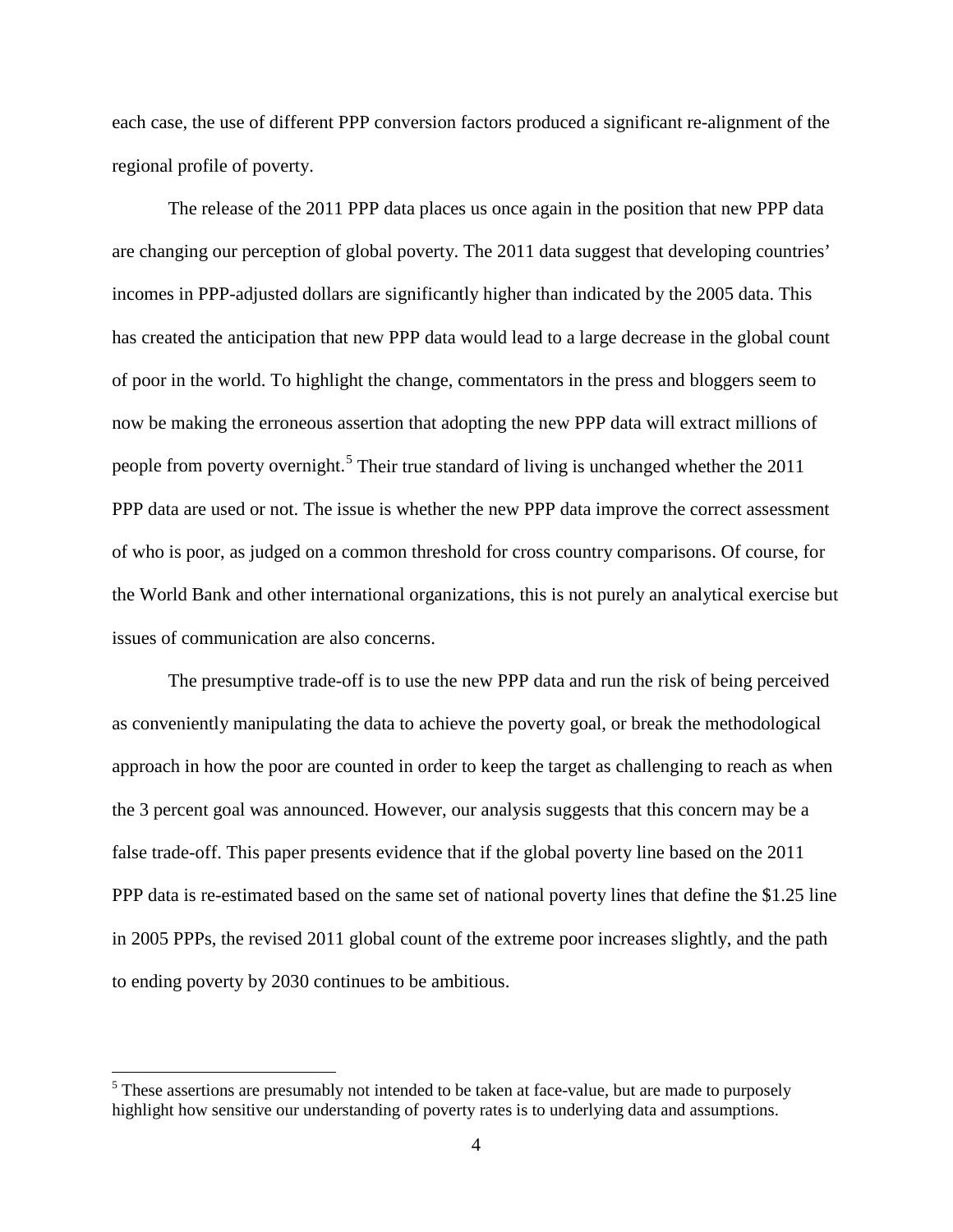each case, the use of different PPP conversion factors produced a significant re-alignment of the regional profile of poverty.

The release of the 2011 PPP data places us once again in the position that new PPP data are changing our perception of global poverty. The 2011 data suggest that developing countries' incomes in PPP-adjusted dollars are significantly higher than indicated by the 2005 data. This has created the anticipation that new PPP data would lead to a large decrease in the global count of poor in the world. To highlight the change, commentators in the press and bloggers seem to now be making the erroneous assertion that adopting the new PPP data will extract millions of people from poverty overnight.[5] Their true standard of living is unchanged whether the 2011 PPP data are used or not. The issue is whether the new PPP data improve the correct assessment of who is poor, as judged on a common threshold for cross country comparisons. Of course, for the World Bank and other international organizations, this is not purely an analytical exercise but issues of communication are also concerns.

The presumptive trade-off is to use the new PPP data and run the risk of being perceived as conveniently manipulating the data to achieve the poverty goal, or break the methodological approach in how the poor are counted in order to keep the target as challenging to reach as when the 3 percent goal was announced. However, our analysis suggests that this concern may be a false trade-off. This paper presents evidence that if the global poverty line based on the 2011 PPP data is re-estimated based on the same set of national poverty lines that define the $1.25 line in 2005 PPPs, the revised 2011 global count of the extreme poor increases slightly, and the path to ending poverty by 2030 continues to be ambitious.

---

[5] These assertions are presumably not intended to be taken at face-value, but are made to purposely highlight how sensitive our understanding of poverty rates is to underlying data and assumptions.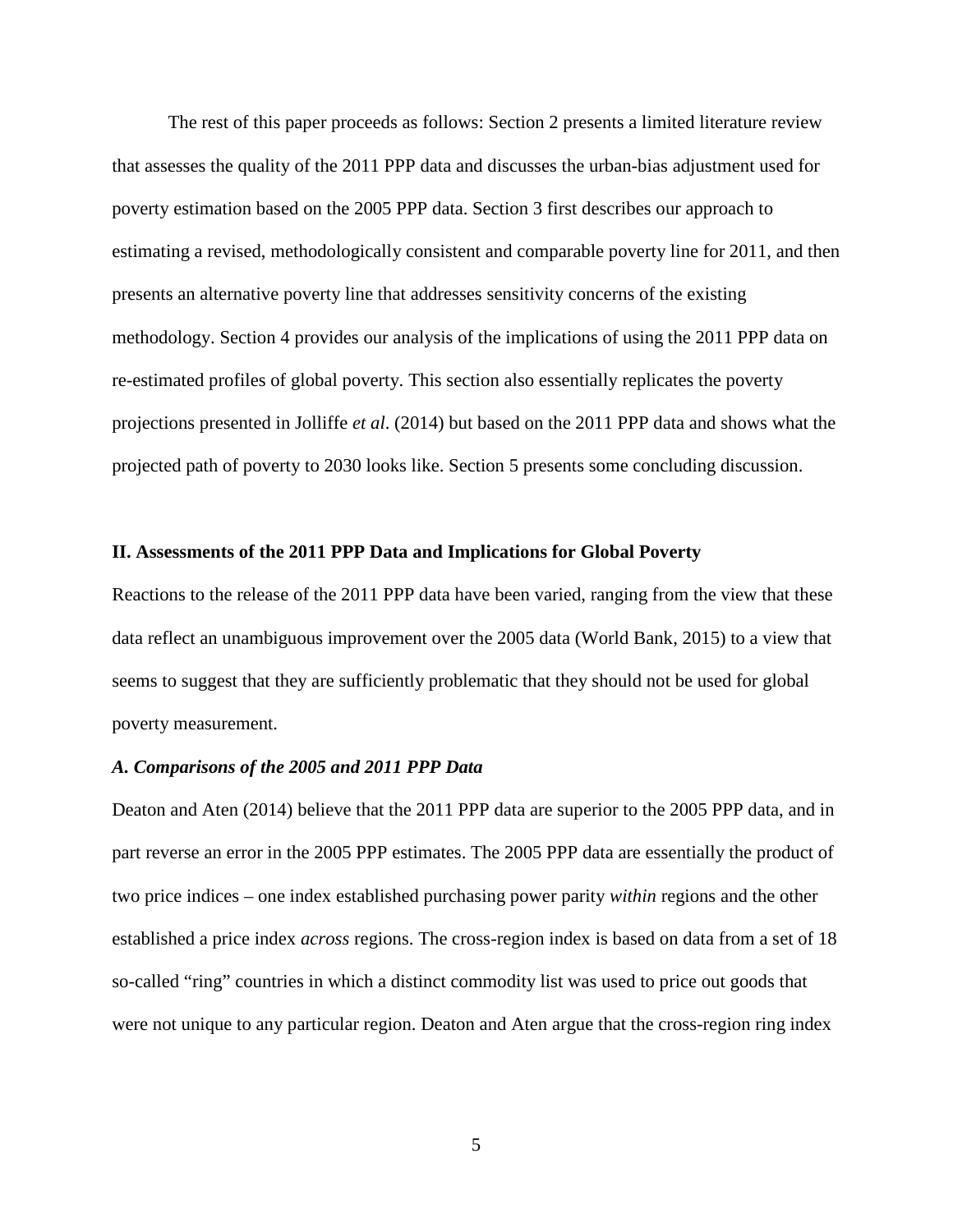The rest of this paper proceeds as follows: Section 2 presents a limited literature review that assesses the quality of the 2011 PPP data and discusses the urban-bias adjustment used for poverty estimation based on the 2005 PPP data. Section 3 first describes our approach to estimating a revised, methodologically consistent and comparable poverty line for 2011, and then presents an alternative poverty line that addresses sensitivity concerns of the existing methodology. Section 4 provides our analysis of the implications of using the 2011 PPP data on re-estimated profiles of global poverty. This section also essentially replicates the poverty projections presented in Jolliffe *et al*. (2014) but based on the 2011 PPP data and shows what the projected path of poverty to 2030 looks like. Section 5 presents some concluding discussion.

## II. Assessments of the 2011 PPP Data and Implications for Global Poverty

Reactions to the release of the 2011 PPP data have been varied, ranging from the view that these data reflect an unambiguous improvement over the 2005 data (World Bank, 2015) to a view that seems to suggest that they are sufficiently problematic that they should not be used for global poverty measurement.

### *A. Comparisons of the 2005 and 2011 PPP Data*

Deaton and Aten (2014) believe that the 2011 PPP data are superior to the 2005 PPP data, and in part reverse an error in the 2005 PPP estimates. The 2005 PPP data are essentially the product of two price indices – one index established purchasing power parity *within* regions and the other established a price index *across* regions. The cross-region index is based on data from a set of 18 so-called "ring" countries in which a distinct commodity list was used to price out goods that were not unique to any particular region. Deaton and Aten argue that the cross-region ring index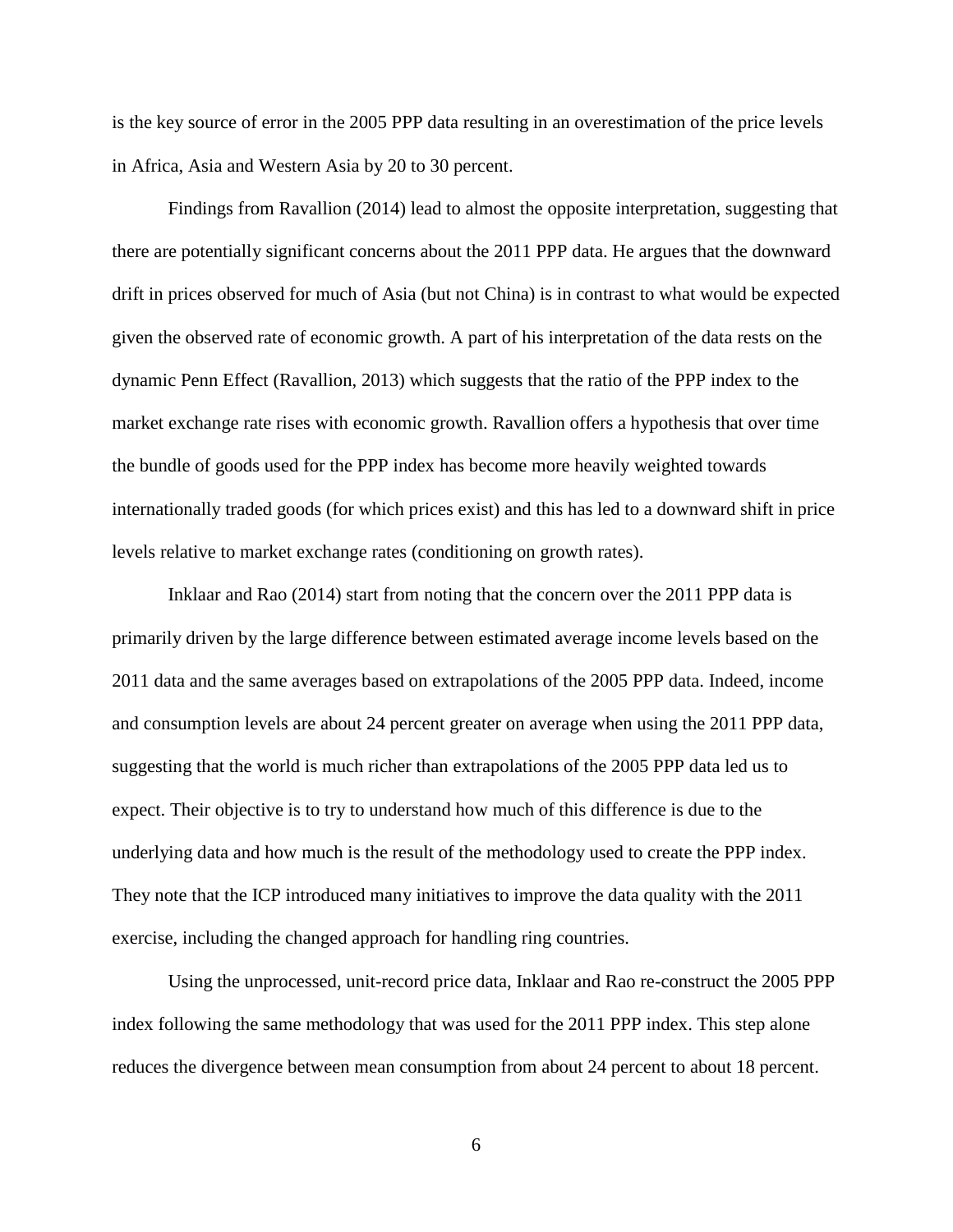is the key source of error in the 2005 PPP data resulting in an overestimation of the price levels in Africa, Asia and Western Asia by 20 to 30 percent.

Findings from Ravallion (2014) lead to almost the opposite interpretation, suggesting that there are potentially significant concerns about the 2011 PPP data. He argues that the downward drift in prices observed for much of Asia (but not China) is in contrast to what would be expected given the observed rate of economic growth. A part of his interpretation of the data rests on the dynamic Penn Effect (Ravallion, 2013) which suggests that the ratio of the PPP index to the market exchange rate rises with economic growth. Ravallion offers a hypothesis that over time the bundle of goods used for the PPP index has become more heavily weighted towards internationally traded goods (for which prices exist) and this has led to a downward shift in price levels relative to market exchange rates (conditioning on growth rates).

Inklaar and Rao (2014) start from noting that the concern over the 2011 PPP data is primarily driven by the large difference between estimated average income levels based on the 2011 data and the same averages based on extrapolations of the 2005 PPP data. Indeed, income and consumption levels are about 24 percent greater on average when using the 2011 PPP data, suggesting that the world is much richer than extrapolations of the 2005 PPP data led us to expect. Their objective is to try to understand how much of this difference is due to the underlying data and how much is the result of the methodology used to create the PPP index. They note that the ICP introduced many initiatives to improve the data quality with the 2011 exercise, including the changed approach for handling ring countries.

Using the unprocessed, unit-record price data, Inklaar and Rao re-construct the 2005 PPP index following the same methodology that was used for the 2011 PPP index. This step alone reduces the divergence between mean consumption from about 24 percent to about 18 percent.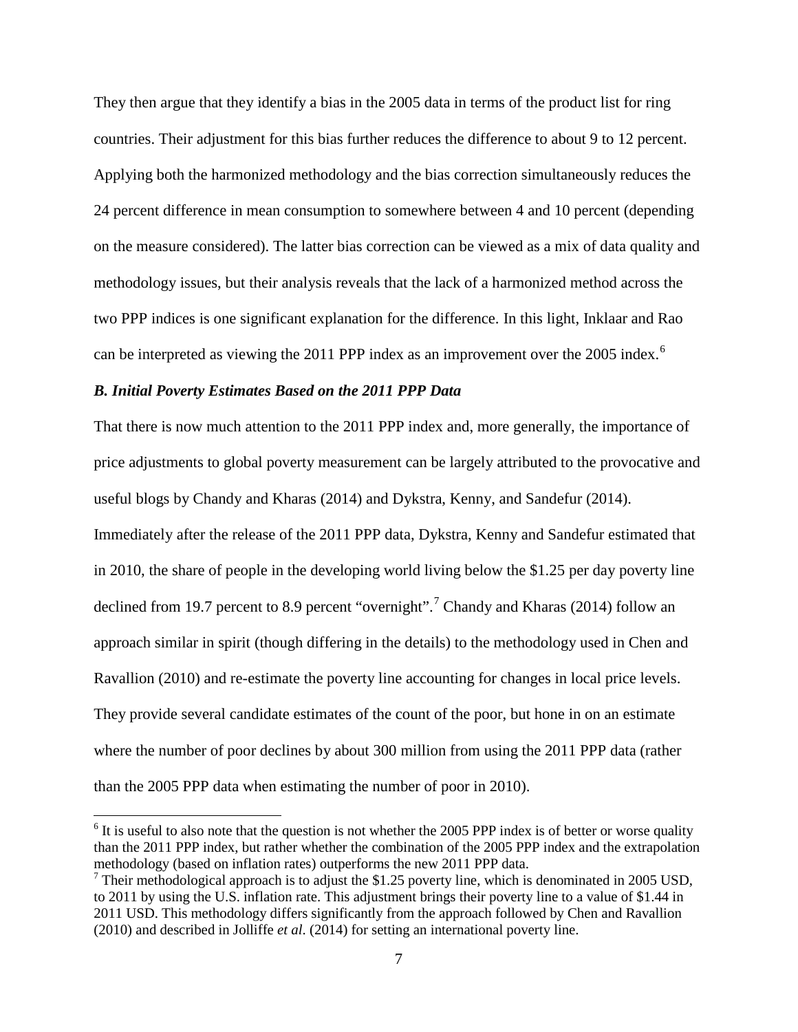They then argue that they identify a bias in the 2005 data in terms of the product list for ring countries. Their adjustment for this bias further reduces the difference to about 9 to 12 percent. Applying both the harmonized methodology and the bias correction simultaneously reduces the 24 percent difference in mean consumption to somewhere between 4 and 10 percent (depending on the measure considered). The latter bias correction can be viewed as a mix of data quality and methodology issues, but their analysis reveals that the lack of a harmonized method across the two PPP indices is one significant explanation for the difference. In this light, Inklaar and Rao can be interpreted as viewing the 2011 PPP index as an improvement over the 2005 index.[6]

### *B. Initial Poverty Estimates Based on the 2011 PPP Data*

That there is now much attention to the 2011 PPP index and, more generally, the importance of price adjustments to global poverty measurement can be largely attributed to the provocative and useful blogs by Chandy and Kharas (2014) and Dykstra, Kenny, and Sandefur (2014). Immediately after the release of the 2011 PPP data, Dykstra, Kenny and Sandefur estimated that in 2010, the share of people in the developing world living below the $1.25 per day poverty line declined from 19.7 percent to 8.9 percent "overnight".[7] Chandy and Kharas (2014) follow an approach similar in spirit (though differing in the details) to the methodology used in Chen and Ravallion (2010) and re-estimate the poverty line accounting for changes in local price levels. They provide several candidate estimates of the count of the poor, but hone in on an estimate where the number of poor declines by about 300 million from using the 2011 PPP data (rather than the 2005 PPP data when estimating the number of poor in 2010).

---

[6] It is useful to also note that the question is not whether the 2005 PPP index is of better or worse quality than the 2011 PPP index, but rather whether the combination of the 2005 PPP index and the extrapolation methodology (based on inflation rates) outperforms the new 2011 PPP data.

[7] Their methodological approach is to adjust the $1.25 poverty line, which is denominated in 2005 USD, to 2011 by using the U.S. inflation rate. This adjustment brings their poverty line to a value of $1.44 in 2011 USD. This methodology differs significantly from the approach followed by Chen and Ravallion (2010) and described in Jolliffe *et al*. (2014) for setting an international poverty line.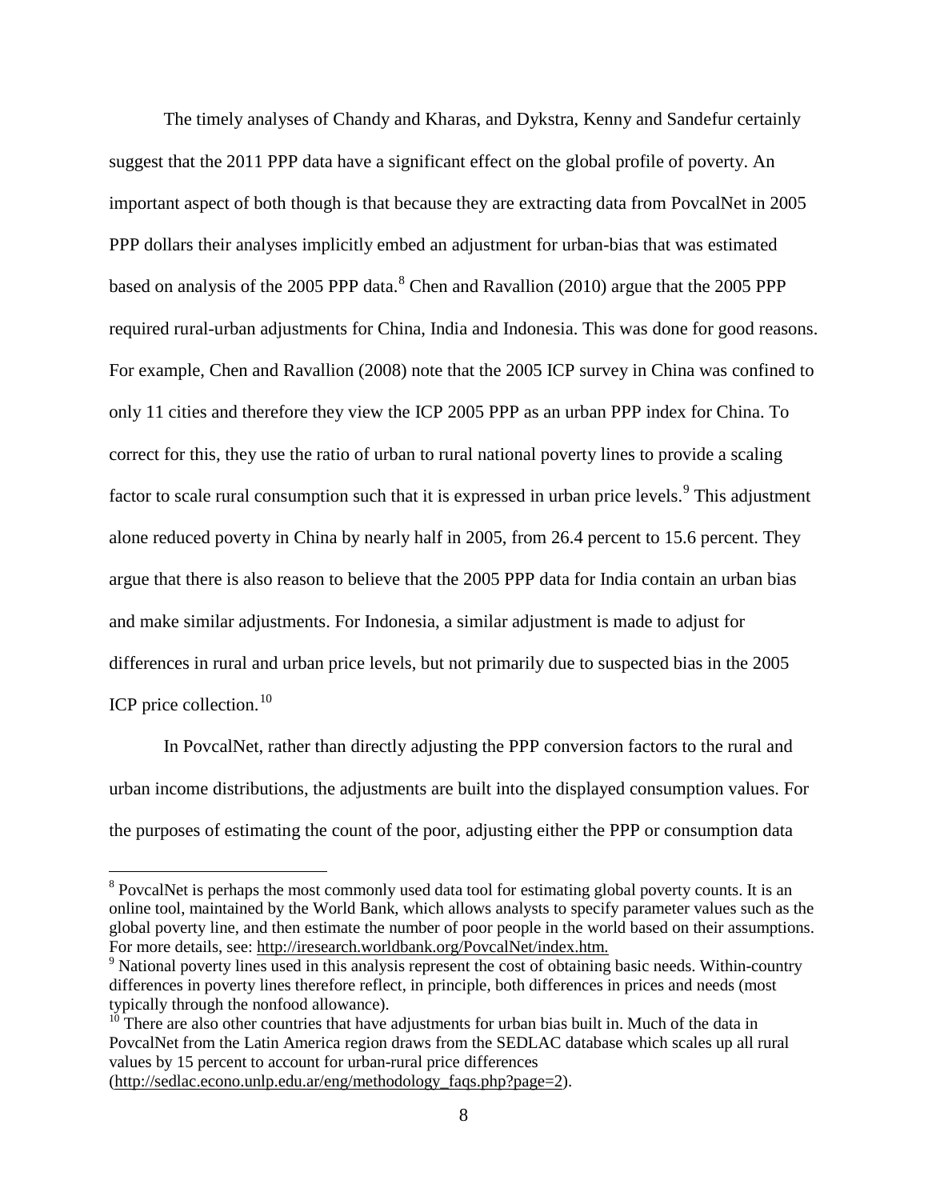The timely analyses of Chandy and Kharas, and Dykstra, Kenny and Sandefur certainly suggest that the 2011 PPP data have a significant effect on the global profile of poverty. An important aspect of both though is that because they are extracting data from PovcalNet in 2005 PPP dollars their analyses implicitly embed an adjustment for urban-bias that was estimated based on analysis of the 2005 PPP data.[8] Chen and Ravallion (2010) argue that the 2005 PPP required rural-urban adjustments for China, India and Indonesia. This was done for good reasons. For example, Chen and Ravallion (2008) note that the 2005 ICP survey in China was confined to only 11 cities and therefore they view the ICP 2005 PPP as an urban PPP index for China. To correct for this, they use the ratio of urban to rural national poverty lines to provide a scaling factor to scale rural consumption such that it is expressed in urban price levels.[9] This adjustment alone reduced poverty in China by nearly half in 2005, from 26.4 percent to 15.6 percent. They argue that there is also reason to believe that the 2005 PPP data for India contain an urban bias and make similar adjustments. For Indonesia, a similar adjustment is made to adjust for differences in rural and urban price levels, but not primarily due to suspected bias in the 2005 ICP price collection.[10]

In PovcalNet, rather than directly adjusting the PPP conversion factors to the rural and urban income distributions, the adjustments are built into the displayed consumption values. For the purposes of estimating the count of the poor, adjusting either the PPP or consumption data

---

[8] PovcalNet is perhaps the most commonly used data tool for estimating global poverty counts. It is an online tool, maintained by the World Bank, which allows analysts to specify parameter values such as the global poverty line, and then estimate the number of poor people in the world based on their assumptions. For more details, see: http://iresearch.worldbank.org/PovcalNet/index.htm.

[9] National poverty lines used in this analysis represent the cost of obtaining basic needs. Within-country differences in poverty lines therefore reflect, in principle, both differences in prices and needs (most typically through the nonfood allowance).

[10] There are also other countries that have adjustments for urban bias built in. Much of the data in PovcalNet from the Latin America region draws from the SEDLAC database which scales up all rural values by 15 percent to account for urban-rural price differences (http://sedlac.econo.unlp.edu.ar/eng/methodology_faqs.php?page=2).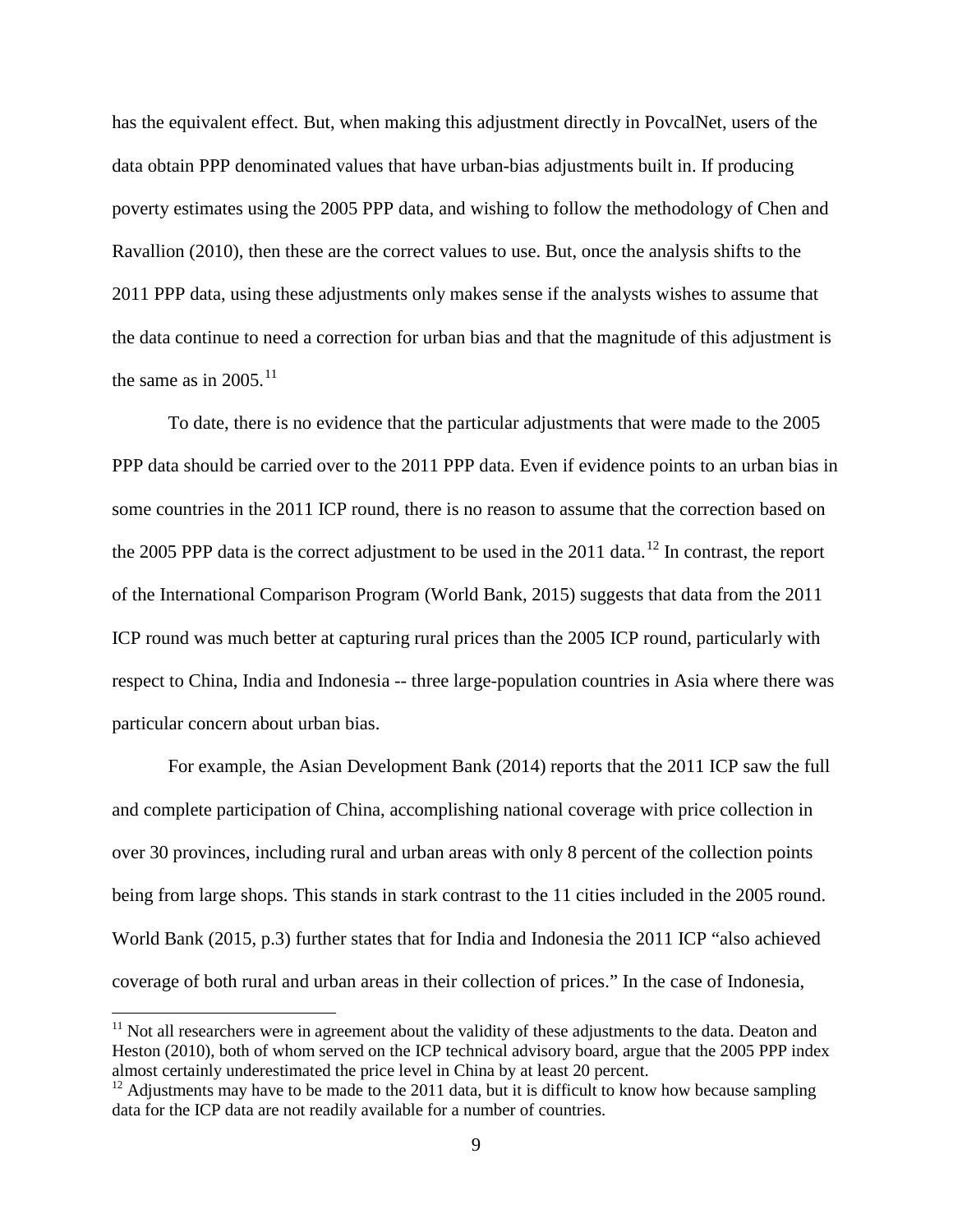has the equivalent effect. But, when making this adjustment directly in PovcalNet, users of the data obtain PPP denominated values that have urban-bias adjustments built in. If producing poverty estimates using the 2005 PPP data, and wishing to follow the methodology of Chen and Ravallion (2010), then these are the correct values to use. But, once the analysis shifts to the 2011 PPP data, using these adjustments only makes sense if the analysts wishes to assume that the data continue to need a correction for urban bias and that the magnitude of this adjustment is the same as in 2005.[11]

To date, there is no evidence that the particular adjustments that were made to the 2005 PPP data should be carried over to the 2011 PPP data. Even if evidence points to an urban bias in some countries in the 2011 ICP round, there is no reason to assume that the correction based on the 2005 PPP data is the correct adjustment to be used in the 2011 data.[12] In contrast, the report of the International Comparison Program (World Bank, 2015) suggests that data from the 2011 ICP round was much better at capturing rural prices than the 2005 ICP round, particularly with respect to China, India and Indonesia -- three large-population countries in Asia where there was particular concern about urban bias.

For example, the Asian Development Bank (2014) reports that the 2011 ICP saw the full and complete participation of China, accomplishing national coverage with price collection in over 30 provinces, including rural and urban areas with only 8 percent of the collection points being from large shops. This stands in stark contrast to the 11 cities included in the 2005 round. World Bank (2015, p.3) further states that for India and Indonesia the 2011 ICP "also achieved coverage of both rural and urban areas in their collection of prices." In the case of Indonesia,

[11] Not all researchers were in agreement about the validity of these adjustments to the data. Deaton and Heston (2010), both of whom served on the ICP technical advisory board, argue that the 2005 PPP index almost certainly underestimated the price level in China by at least 20 percent.

[12] Adjustments may have to be made to the 2011 data, but it is difficult to know how because sampling data for the ICP data are not readily available for a number of countries.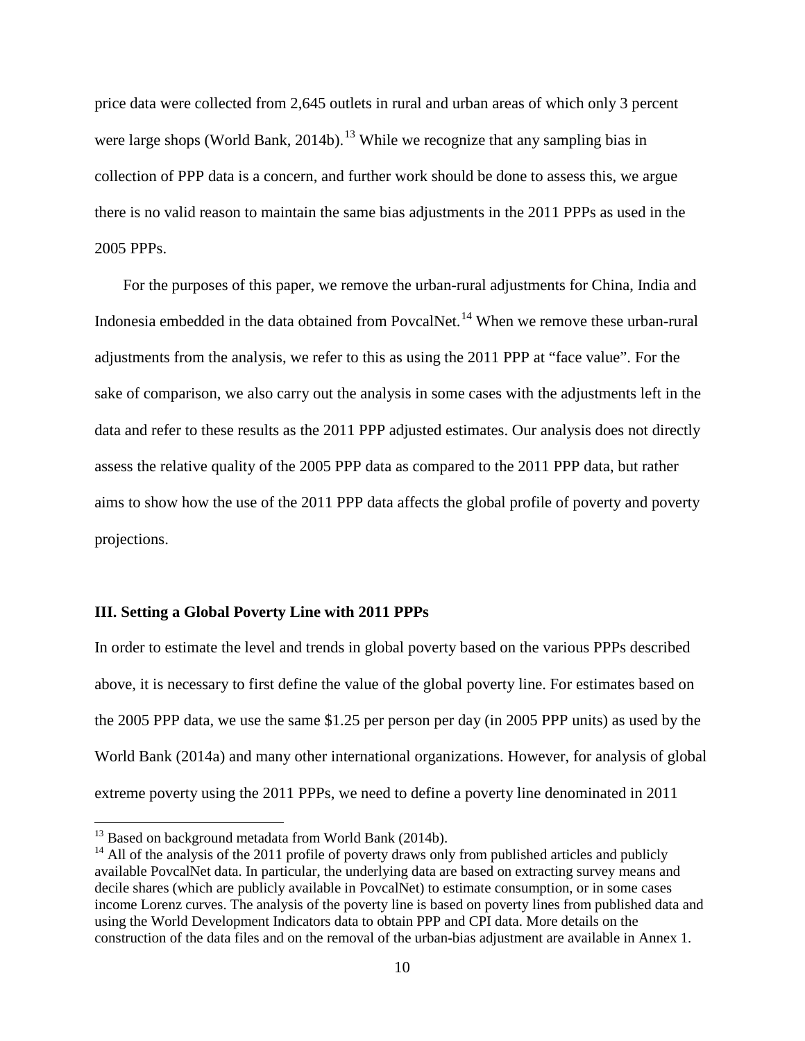price data were collected from 2,645 outlets in rural and urban areas of which only 3 percent were large shops (World Bank, 2014b).[13] While we recognize that any sampling bias in collection of PPP data is a concern, and further work should be done to assess this, we argue there is no valid reason to maintain the same bias adjustments in the 2011 PPPs as used in the 2005 PPPs.

For the purposes of this paper, we remove the urban-rural adjustments for China, India and Indonesia embedded in the data obtained from PovcalNet.[14] When we remove these urban-rural adjustments from the analysis, we refer to this as using the 2011 PPP at "face value". For the sake of comparison, we also carry out the analysis in some cases with the adjustments left in the data and refer to these results as the 2011 PPP adjusted estimates. Our analysis does not directly assess the relative quality of the 2005 PPP data as compared to the 2011 PPP data, but rather aims to show how the use of the 2011 PPP data affects the global profile of poverty and poverty projections.

### III. Setting a Global Poverty Line with 2011 PPPs

In order to estimate the level and trends in global poverty based on the various PPPs described above, it is necessary to first define the value of the global poverty line. For estimates based on the 2005 PPP data, we use the same $1.25 per person per day (in 2005 PPP units) as used by the World Bank (2014a) and many other international organizations. However, for analysis of global extreme poverty using the 2011 PPPs, we need to define a poverty line denominated in 2011

---

[13] Based on background metadata from World Bank (2014b).

[14] All of the analysis of the 2011 profile of poverty draws only from published articles and publicly available PovcalNet data. In particular, the underlying data are based on extracting survey means and decile shares (which are publicly available in PovcalNet) to estimate consumption, or in some cases income Lorenz curves. The analysis of the poverty line is based on poverty lines from published data and using the World Development Indicators data to obtain PPP and CPI data. More details on the construction of the data files and on the removal of the urban-bias adjustment are available in Annex 1.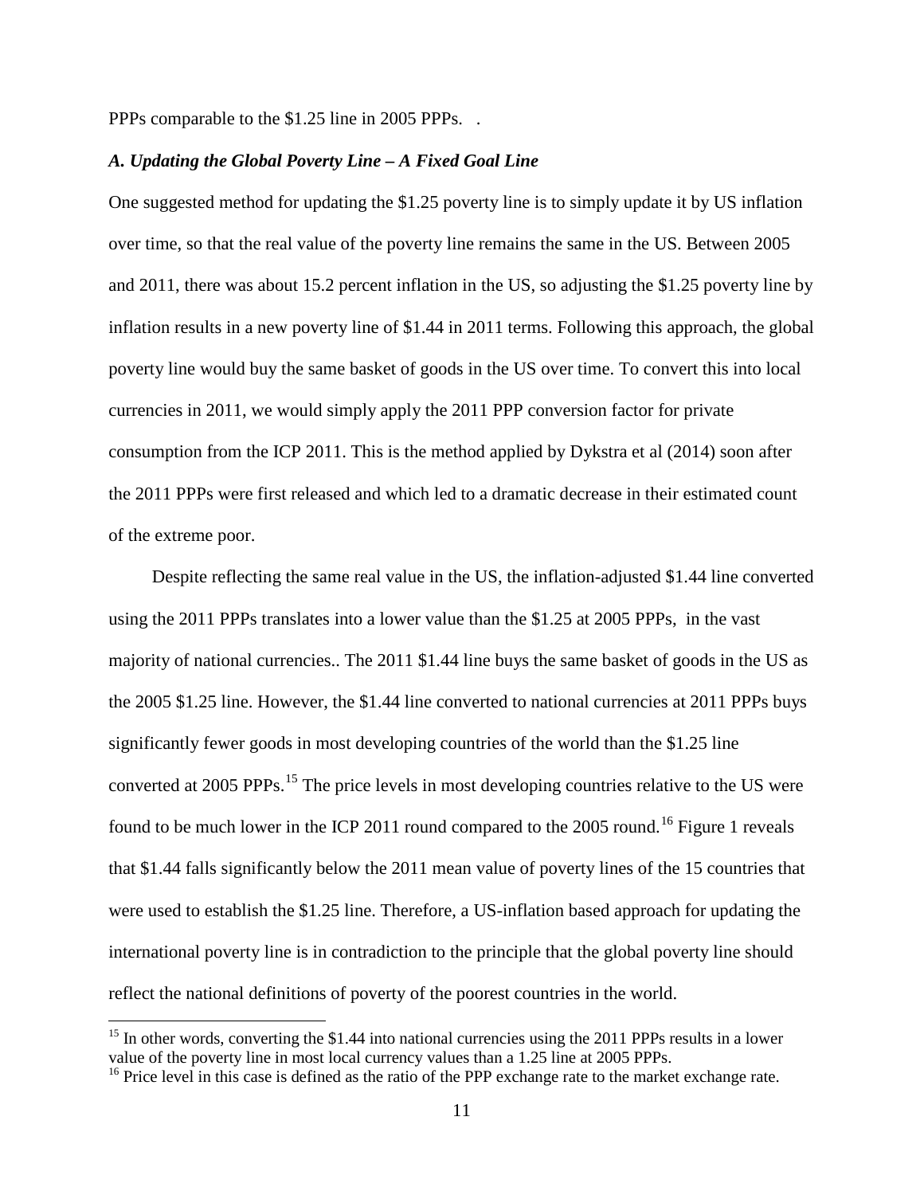PPPs comparable to the $1.25 line in 2005 PPPs.   .

### *A. Updating the Global Poverty Line – A Fixed Goal Line*

One suggested method for updating the $1.25 poverty line is to simply update it by US inflation over time, so that the real value of the poverty line remains the same in the US. Between 2005 and 2011, there was about 15.2 percent inflation in the US, so adjusting the $1.25 poverty line by inflation results in a new poverty line of $1.44 in 2011 terms. Following this approach, the global poverty line would buy the same basket of goods in the US over time. To convert this into local currencies in 2011, we would simply apply the 2011 PPP conversion factor for private consumption from the ICP 2011. This is the method applied by Dykstra et al (2014) soon after the 2011 PPPs were first released and which led to a dramatic decrease in their estimated count of the extreme poor.

Despite reflecting the same real value in the US, the inflation-adjusted $1.44 line converted using the 2011 PPPs translates into a lower value than the $1.25 at 2005 PPPs,  in the vast majority of national currencies.. The 2011 $1.44 line buys the same basket of goods in the US as the 2005 $1.25 line. However, the $1.44 line converted to national currencies at 2011 PPPs buys significantly fewer goods in most developing countries of the world than the $1.25 line converted at 2005 PPPs.[15] The price levels in most developing countries relative to the US were found to be much lower in the ICP 2011 round compared to the 2005 round.[16] Figure 1 reveals that $1.44 falls significantly below the 2011 mean value of poverty lines of the 15 countries that were used to establish the $1.25 line. Therefore, a US-inflation based approach for updating the international poverty line is in contradiction to the principle that the global poverty line should reflect the national definitions of poverty of the poorest countries in the world.

---

[15] In other words, converting the $1.44 into national currencies using the 2011 PPPs results in a lower value of the poverty line in most local currency values than a 1.25 line at 2005 PPPs.

[16] Price level in this case is defined as the ratio of the PPP exchange rate to the market exchange rate.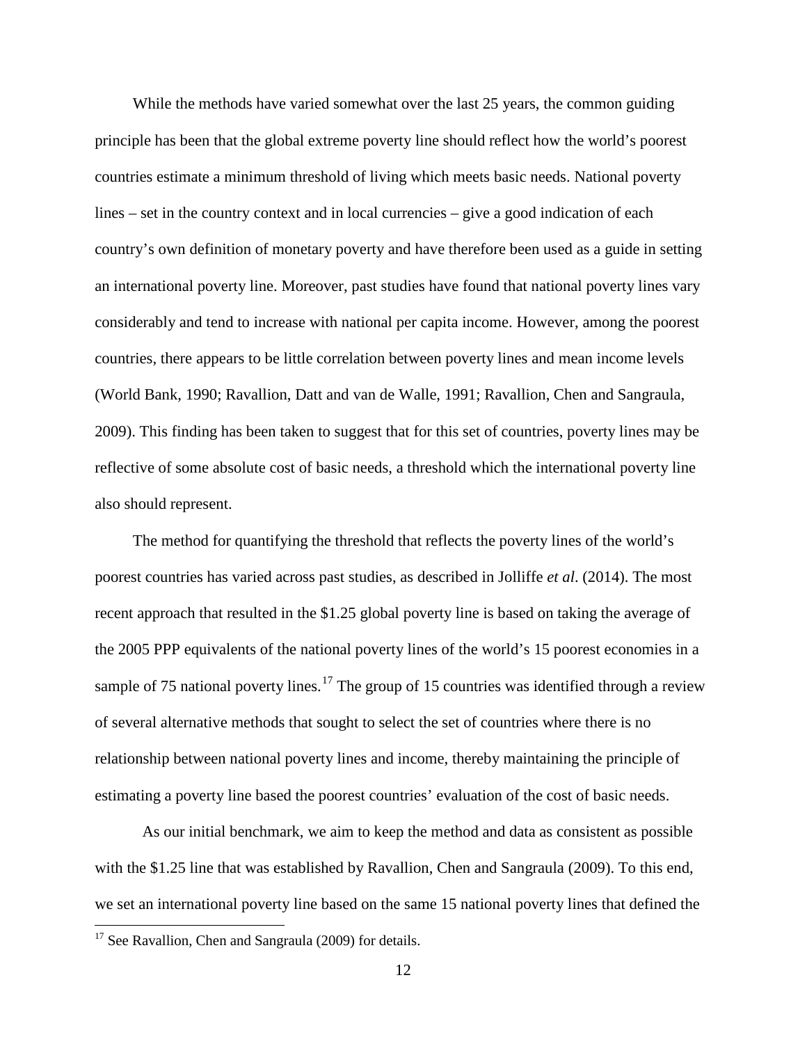While the methods have varied somewhat over the last 25 years, the common guiding principle has been that the global extreme poverty line should reflect how the world's poorest countries estimate a minimum threshold of living which meets basic needs. National poverty lines – set in the country context and in local currencies – give a good indication of each country's own definition of monetary poverty and have therefore been used as a guide in setting an international poverty line. Moreover, past studies have found that national poverty lines vary considerably and tend to increase with national per capita income. However, among the poorest countries, there appears to be little correlation between poverty lines and mean income levels (World Bank, 1990; Ravallion, Datt and van de Walle, 1991; Ravallion, Chen and Sangraula, 2009). This finding has been taken to suggest that for this set of countries, poverty lines may be reflective of some absolute cost of basic needs, a threshold which the international poverty line also should represent.

The method for quantifying the threshold that reflects the poverty lines of the world's poorest countries has varied across past studies, as described in Jolliffe *et al*. (2014). The most recent approach that resulted in the $1.25 global poverty line is based on taking the average of the 2005 PPP equivalents of the national poverty lines of the world's 15 poorest economies in a sample of 75 national poverty lines.[17] The group of 15 countries was identified through a review of several alternative methods that sought to select the set of countries where there is no relationship between national poverty lines and income, thereby maintaining the principle of estimating a poverty line based the poorest countries' evaluation of the cost of basic needs.

As our initial benchmark, we aim to keep the method and data as consistent as possible with the $1.25 line that was established by Ravallion, Chen and Sangraula (2009). To this end, we set an international poverty line based on the same 15 national poverty lines that defined the

[17] See Ravallion, Chen and Sangraula (2009) for details.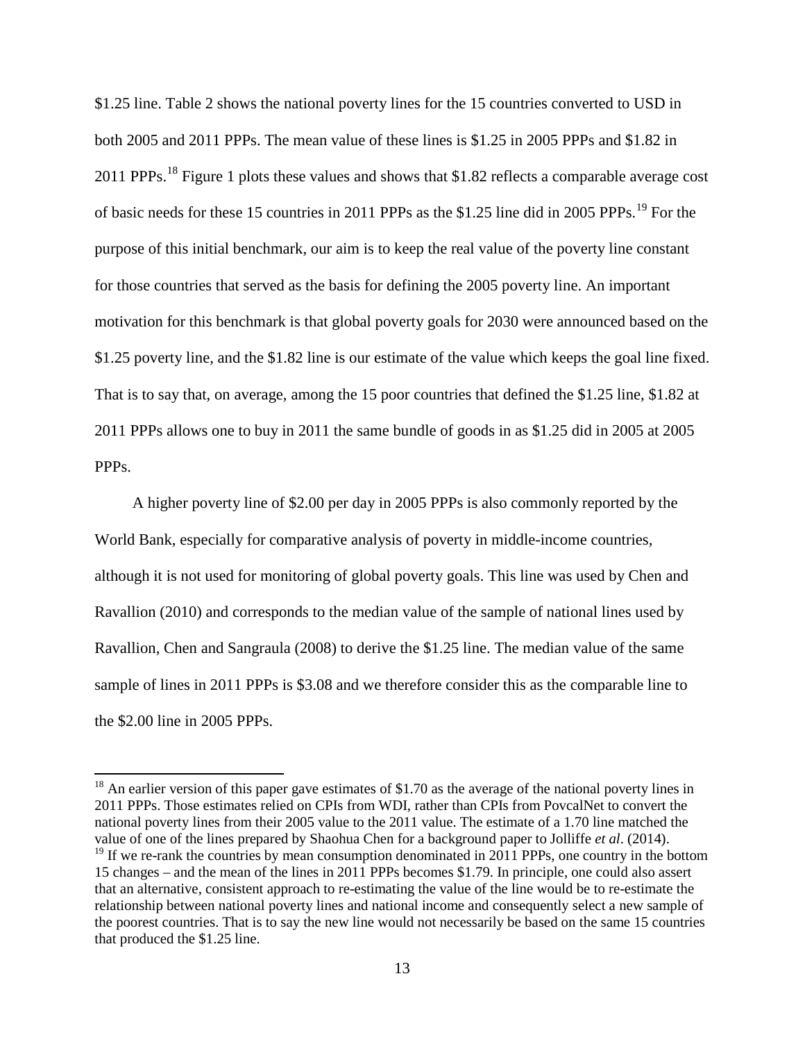$1.25 line. Table 2 shows the national poverty lines for the 15 countries converted to USD in both 2005 and 2011 PPPs. The mean value of these lines is $1.25 in 2005 PPPs and $1.82 in 2011 PPPs.[18] Figure 1 plots these values and shows that $1.82 reflects a comparable average cost of basic needs for these 15 countries in 2011 PPPs as the $1.25 line did in 2005 PPPs.[19] For the purpose of this initial benchmark, our aim is to keep the real value of the poverty line constant for those countries that served as the basis for defining the 2005 poverty line. An important motivation for this benchmark is that global poverty goals for 2030 were announced based on the $1.25 poverty line, and the $1.82 line is our estimate of the value which keeps the goal line fixed. That is to say that, on average, among the 15 poor countries that defined the $1.25 line, $1.82 at 2011 PPPs allows one to buy in 2011 the same bundle of goods in as $1.25 did in 2005 at 2005 PPPs.

A higher poverty line of $2.00 per day in 2005 PPPs is also commonly reported by the World Bank, especially for comparative analysis of poverty in middle-income countries, although it is not used for monitoring of global poverty goals. This line was used by Chen and Ravallion (2010) and corresponds to the median value of the sample of national lines used by Ravallion, Chen and Sangraula (2008) to derive the $1.25 line. The median value of the same sample of lines in 2011 PPPs is $3.08 and we therefore consider this as the comparable line to the $2.00 line in 2005 PPPs.

---

[18] An earlier version of this paper gave estimates of $1.70 as the average of the national poverty lines in 2011 PPPs. Those estimates relied on CPIs from WDI, rather than CPIs from PovcalNet to convert the national poverty lines from their 2005 value to the 2011 value. The estimate of a 1.70 line matched the value of one of the lines prepared by Shaohua Chen for a background paper to Jolliffe *et al*. (2014).

[19] If we re-rank the countries by mean consumption denominated in 2011 PPPs, one country in the bottom 15 changes – and the mean of the lines in 2011 PPPs becomes $1.79. In principle, one could also assert that an alternative, consistent approach to re-estimating the value of the line would be to re-estimate the relationship between national poverty lines and national income and consequently select a new sample of the poorest countries. That is to say the new line would not necessarily be based on the same 15 countries that produced the $1.25 line.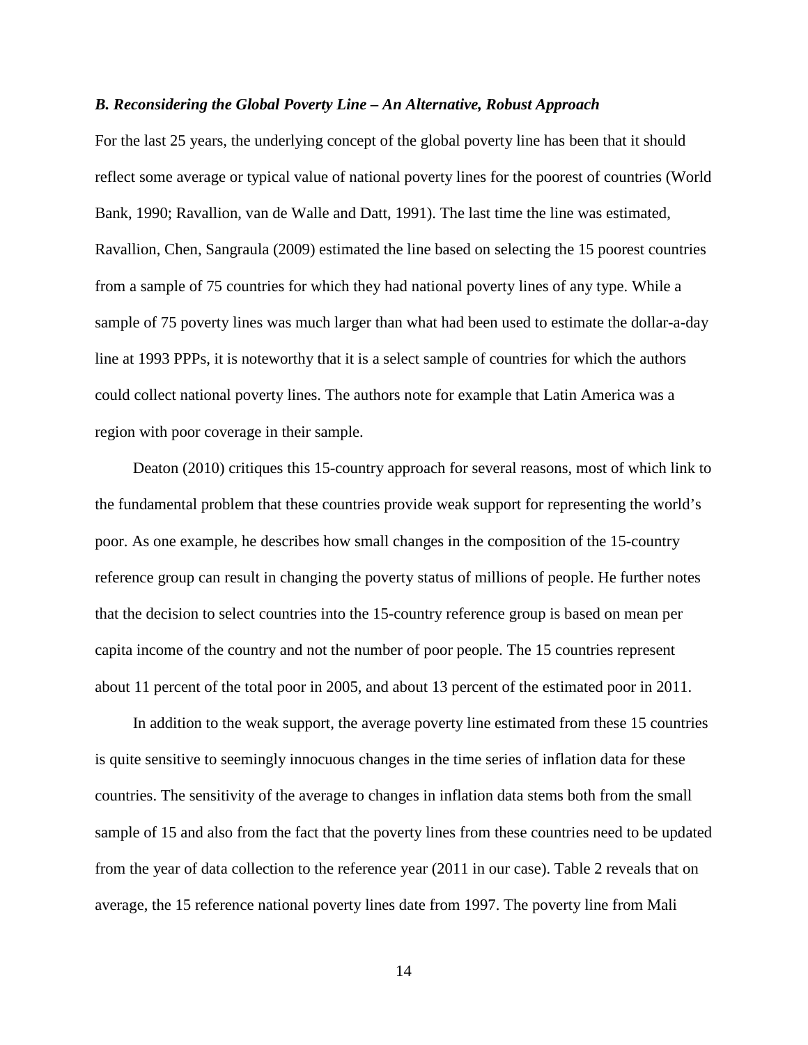### *B. Reconsidering the Global Poverty Line – An Alternative, Robust Approach*

For the last 25 years, the underlying concept of the global poverty line has been that it should reflect some average or typical value of national poverty lines for the poorest of countries (World Bank, 1990; Ravallion, van de Walle and Datt, 1991). The last time the line was estimated, Ravallion, Chen, Sangraula (2009) estimated the line based on selecting the 15 poorest countries from a sample of 75 countries for which they had national poverty lines of any type. While a sample of 75 poverty lines was much larger than what had been used to estimate the dollar-a-day line at 1993 PPPs, it is noteworthy that it is a select sample of countries for which the authors could collect national poverty lines. The authors note for example that Latin America was a region with poor coverage in their sample.

Deaton (2010) critiques this 15-country approach for several reasons, most of which link to the fundamental problem that these countries provide weak support for representing the world's poor. As one example, he describes how small changes in the composition of the 15-country reference group can result in changing the poverty status of millions of people. He further notes that the decision to select countries into the 15-country reference group is based on mean per capita income of the country and not the number of poor people. The 15 countries represent about 11 percent of the total poor in 2005, and about 13 percent of the estimated poor in 2011.

In addition to the weak support, the average poverty line estimated from these 15 countries is quite sensitive to seemingly innocuous changes in the time series of inflation data for these countries. The sensitivity of the average to changes in inflation data stems both from the small sample of 15 and also from the fact that the poverty lines from these countries need to be updated from the year of data collection to the reference year (2011 in our case). Table 2 reveals that on average, the 15 reference national poverty lines date from 1997. The poverty line from Mali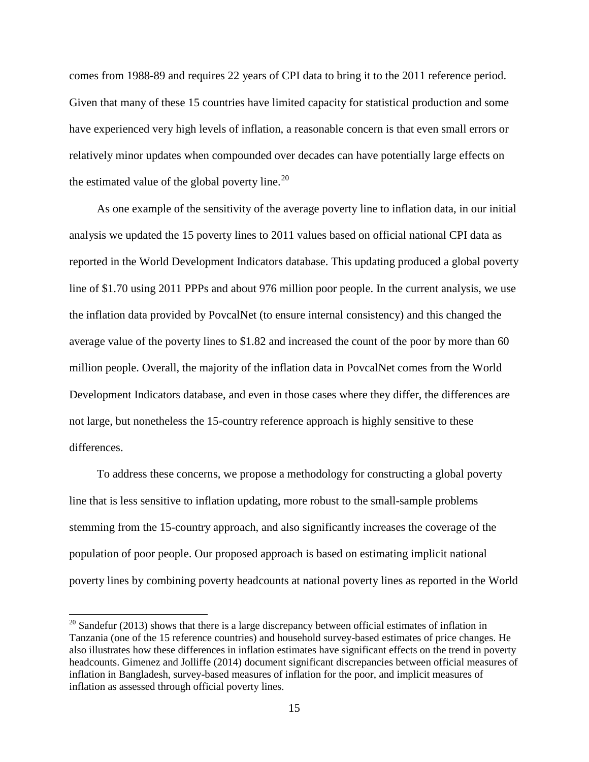comes from 1988-89 and requires 22 years of CPI data to bring it to the 2011 reference period. Given that many of these 15 countries have limited capacity for statistical production and some have experienced very high levels of inflation, a reasonable concern is that even small errors or relatively minor updates when compounded over decades can have potentially large effects on the estimated value of the global poverty line.[20]

As one example of the sensitivity of the average poverty line to inflation data, in our initial analysis we updated the 15 poverty lines to 2011 values based on official national CPI data as reported in the World Development Indicators database. This updating produced a global poverty line of \$1.70 using 2011 PPPs and about 976 million poor people. In the current analysis, we use the inflation data provided by PovcalNet (to ensure internal consistency) and this changed the average value of the poverty lines to \$1.82 and increased the count of the poor by more than 60 million people. Overall, the majority of the inflation data in PovcalNet comes from the World Development Indicators database, and even in those cases where they differ, the differences are not large, but nonetheless the 15-country reference approach is highly sensitive to these differences.

To address these concerns, we propose a methodology for constructing a global poverty line that is less sensitive to inflation updating, more robust to the small-sample problems stemming from the 15-country approach, and also significantly increases the coverage of the population of poor people. Our proposed approach is based on estimating implicit national poverty lines by combining poverty headcounts at national poverty lines as reported in the World

[20] Sandefur (2013) shows that there is a large discrepancy between official estimates of inflation in Tanzania (one of the 15 reference countries) and household survey-based estimates of price changes. He also illustrates how these differences in inflation estimates have significant effects on the trend in poverty headcounts. Gimenez and Jolliffe (2014) document significant discrepancies between official measures of inflation in Bangladesh, survey-based measures of inflation for the poor, and implicit measures of inflation as assessed through official poverty lines.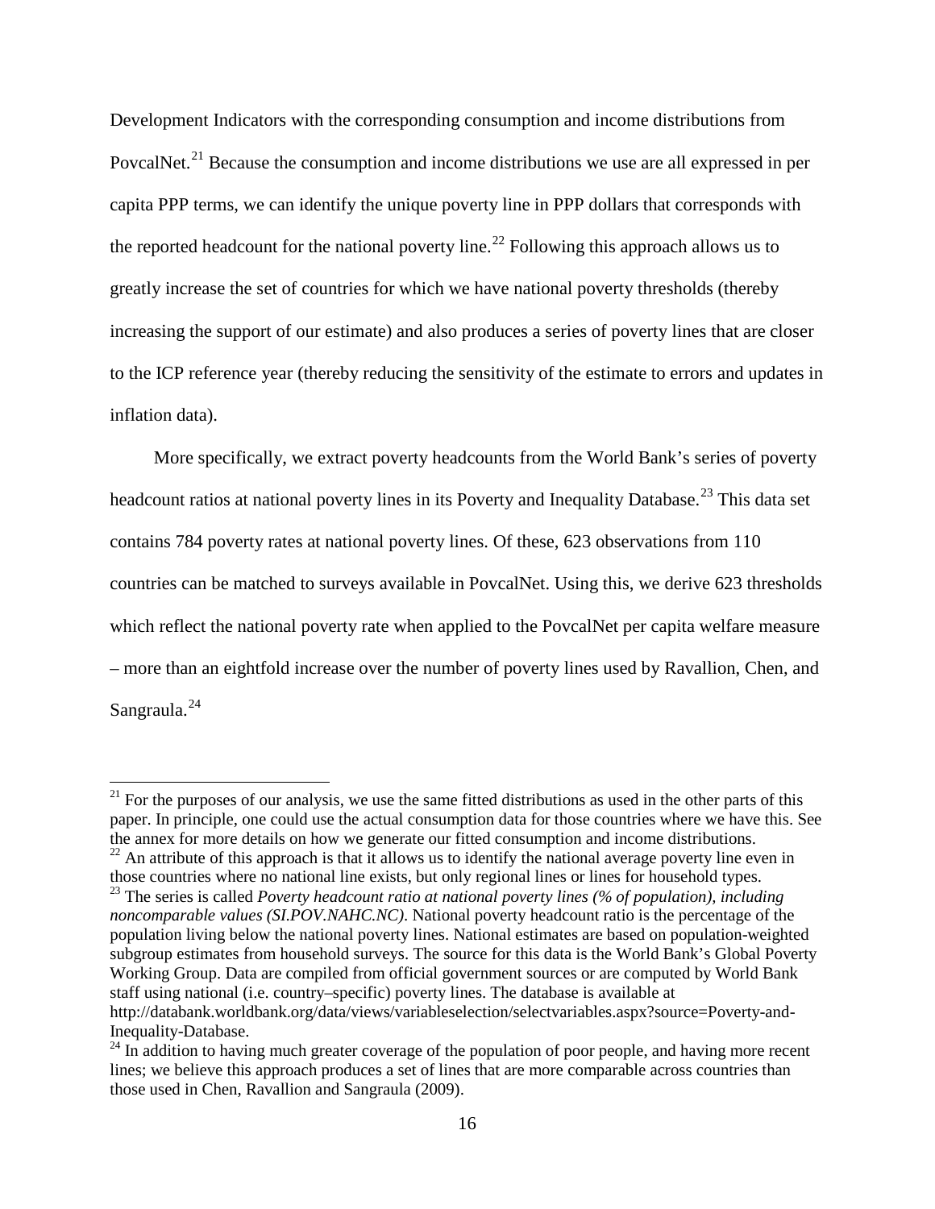Development Indicators with the corresponding consumption and income distributions from PovcalNet.[21] Because the consumption and income distributions we use are all expressed in per capita PPP terms, we can identify the unique poverty line in PPP dollars that corresponds with the reported headcount for the national poverty line.[22] Following this approach allows us to greatly increase the set of countries for which we have national poverty thresholds (thereby increasing the support of our estimate) and also produces a series of poverty lines that are closer to the ICP reference year (thereby reducing the sensitivity of the estimate to errors and updates in inflation data).

More specifically, we extract poverty headcounts from the World Bank's series of poverty headcount ratios at national poverty lines in its Poverty and Inequality Database.[23] This data set contains 784 poverty rates at national poverty lines. Of these, 623 observations from 110 countries can be matched to surveys available in PovcalNet. Using this, we derive 623 thresholds which reflect the national poverty rate when applied to the PovcalNet per capita welfare measure – more than an eightfold increase over the number of poverty lines used by Ravallion, Chen, and Sangraula.[24]

---

[21] For the purposes of our analysis, we use the same fitted distributions as used in the other parts of this paper. In principle, one could use the actual consumption data for those countries where we have this. See the annex for more details on how we generate our fitted consumption and income distributions.

[22] An attribute of this approach is that it allows us to identify the national average poverty line even in those countries where no national line exists, but only regional lines or lines for household types.

[23] The series is called *Poverty headcount ratio at national poverty lines (% of population), including noncomparable values (SI.POV.NAHC.NC)*. National poverty headcount ratio is the percentage of the population living below the national poverty lines. National estimates are based on population-weighted subgroup estimates from household surveys. The source for this data is the World Bank's Global Poverty Working Group. Data are compiled from official government sources or are computed by World Bank staff using national (i.e. country–specific) poverty lines. The database is available at http://databank.worldbank.org/data/views/variableselection/selectvariables.aspx?source=Poverty-and-Inequality-Database.

[24] In addition to having much greater coverage of the population of poor people, and having more recent lines; we believe this approach produces a set of lines that are more comparable across countries than those used in Chen, Ravallion and Sangraula (2009).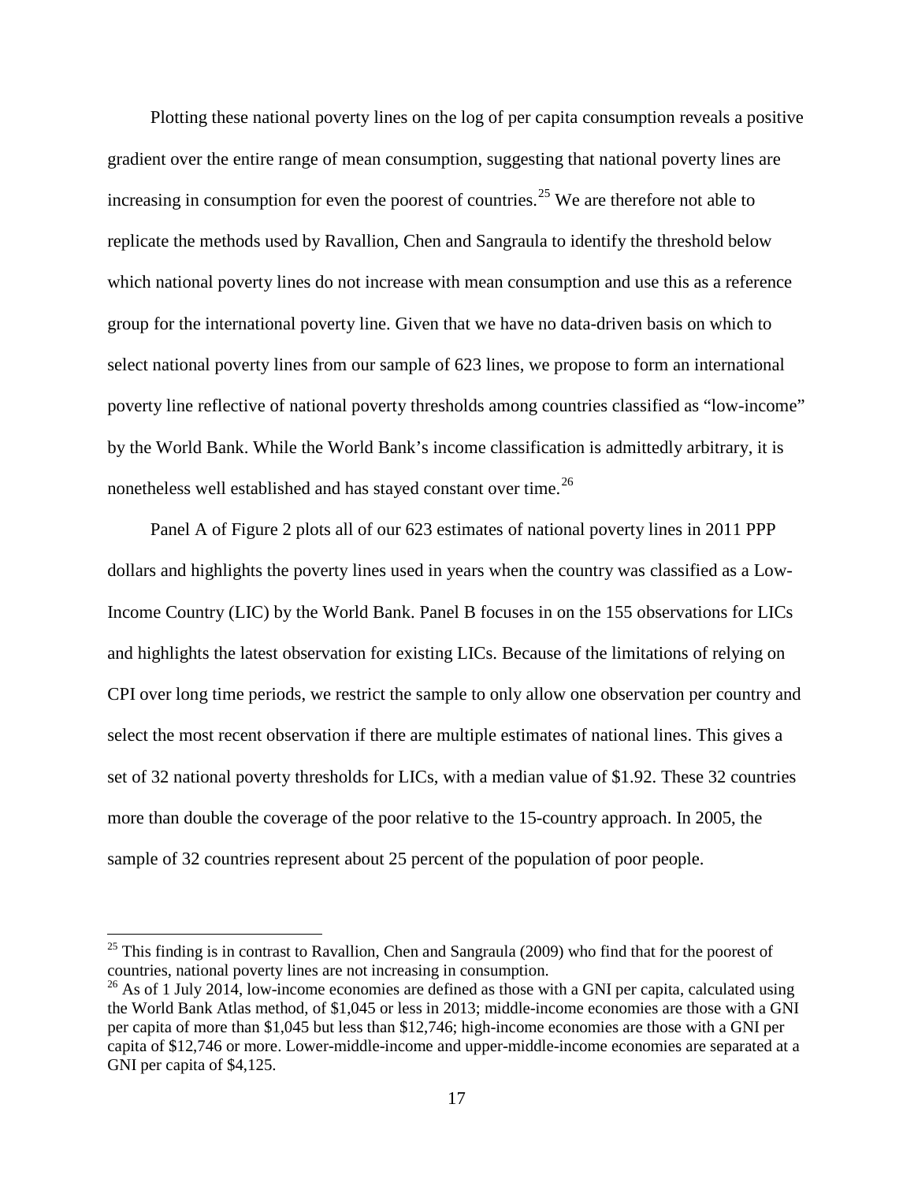Plotting these national poverty lines on the log of per capita consumption reveals a positive gradient over the entire range of mean consumption, suggesting that national poverty lines are increasing in consumption for even the poorest of countries.[25] We are therefore not able to replicate the methods used by Ravallion, Chen and Sangraula to identify the threshold below which national poverty lines do not increase with mean consumption and use this as a reference group for the international poverty line. Given that we have no data-driven basis on which to select national poverty lines from our sample of 623 lines, we propose to form an international poverty line reflective of national poverty thresholds among countries classified as "low-income" by the World Bank. While the World Bank's income classification is admittedly arbitrary, it is nonetheless well established and has stayed constant over time.[26]

Panel A of Figure 2 plots all of our 623 estimates of national poverty lines in 2011 PPP dollars and highlights the poverty lines used in years when the country was classified as a Low-Income Country (LIC) by the World Bank. Panel B focuses in on the 155 observations for LICs and highlights the latest observation for existing LICs. Because of the limitations of relying on CPI over long time periods, we restrict the sample to only allow one observation per country and select the most recent observation if there are multiple estimates of national lines. This gives a set of 32 national poverty thresholds for LICs, with a median value of $1.92. These 32 countries more than double the coverage of the poor relative to the 15-country approach. In 2005, the sample of 32 countries represent about 25 percent of the population of poor people.

---

[25] This finding is in contrast to Ravallion, Chen and Sangraula (2009) who find that for the poorest of countries, national poverty lines are not increasing in consumption.

[26] As of 1 July 2014, low-income economies are defined as those with a GNI per capita, calculated using the World Bank Atlas method, of $1,045 or less in 2013; middle-income economies are those with a GNI per capita of more than $1,045 but less than $12,746; high-income economies are those with a GNI per capita of $12,746 or more. Lower-middle-income and upper-middle-income economies are separated at a GNI per capita of $4,125.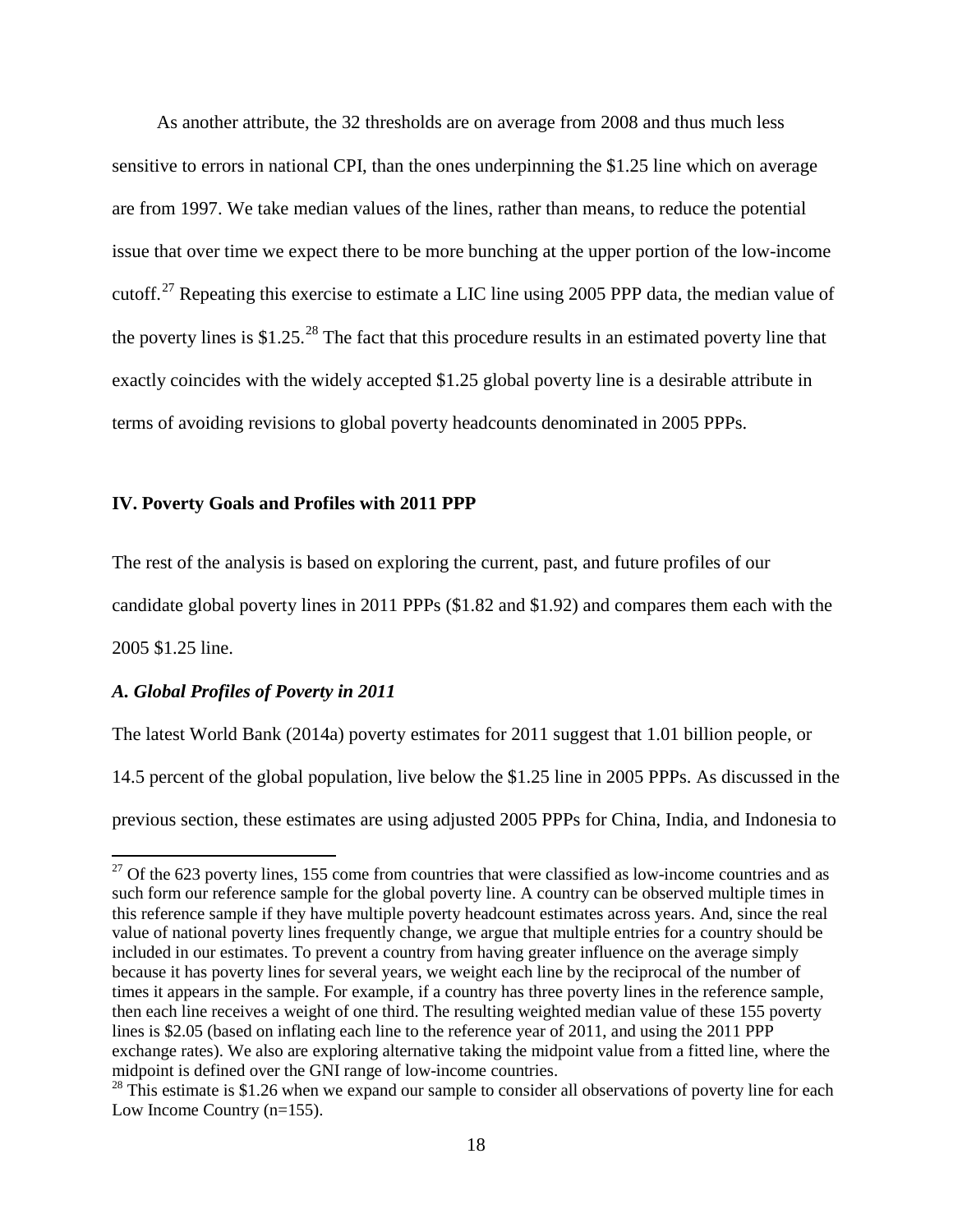As another attribute, the 32 thresholds are on average from 2008 and thus much less sensitive to errors in national CPI, than the ones underpinning the \$1.25 line which on average are from 1997. We take median values of the lines, rather than means, to reduce the potential issue that over time we expect there to be more bunching at the upper portion of the low-income cutoff.[27] Repeating this exercise to estimate a LIC line using 2005 PPP data, the median value of the poverty lines is \$1.25.[28] The fact that this procedure results in an estimated poverty line that exactly coincides with the widely accepted \$1.25 global poverty line is a desirable attribute in terms of avoiding revisions to global poverty headcounts denominated in 2005 PPPs.

## IV. Poverty Goals and Profiles with 2011 PPP

The rest of the analysis is based on exploring the current, past, and future profiles of our candidate global poverty lines in 2011 PPPs (\$1.82 and \$1.92) and compares them each with the 2005 \$1.25 line.

### *A. Global Profiles of Poverty in 2011*

The latest World Bank (2014a) poverty estimates for 2011 suggest that 1.01 billion people, or 14.5 percent of the global population, live below the \$1.25 line in 2005 PPPs. As discussed in the previous section, these estimates are using adjusted 2005 PPPs for China, India, and Indonesia to

[27] Of the 623 poverty lines, 155 come from countries that were classified as low-income countries and as such form our reference sample for the global poverty line. A country can be observed multiple times in this reference sample if they have multiple poverty headcount estimates across years. And, since the real value of national poverty lines frequently change, we argue that multiple entries for a country should be included in our estimates. To prevent a country from having greater influence on the average simply because it has poverty lines for several years, we weight each line by the reciprocal of the number of times it appears in the sample. For example, if a country has three poverty lines in the reference sample, then each line receives a weight of one third. The resulting weighted median value of these 155 poverty lines is \$2.05 (based on inflating each line to the reference year of 2011, and using the 2011 PPP exchange rates). We also are exploring alternative taking the midpoint value from a fitted line, where the midpoint is defined over the GNI range of low-income countries.

[28] This estimate is \$1.26 when we expand our sample to consider all observations of poverty line for each Low Income Country (n=155).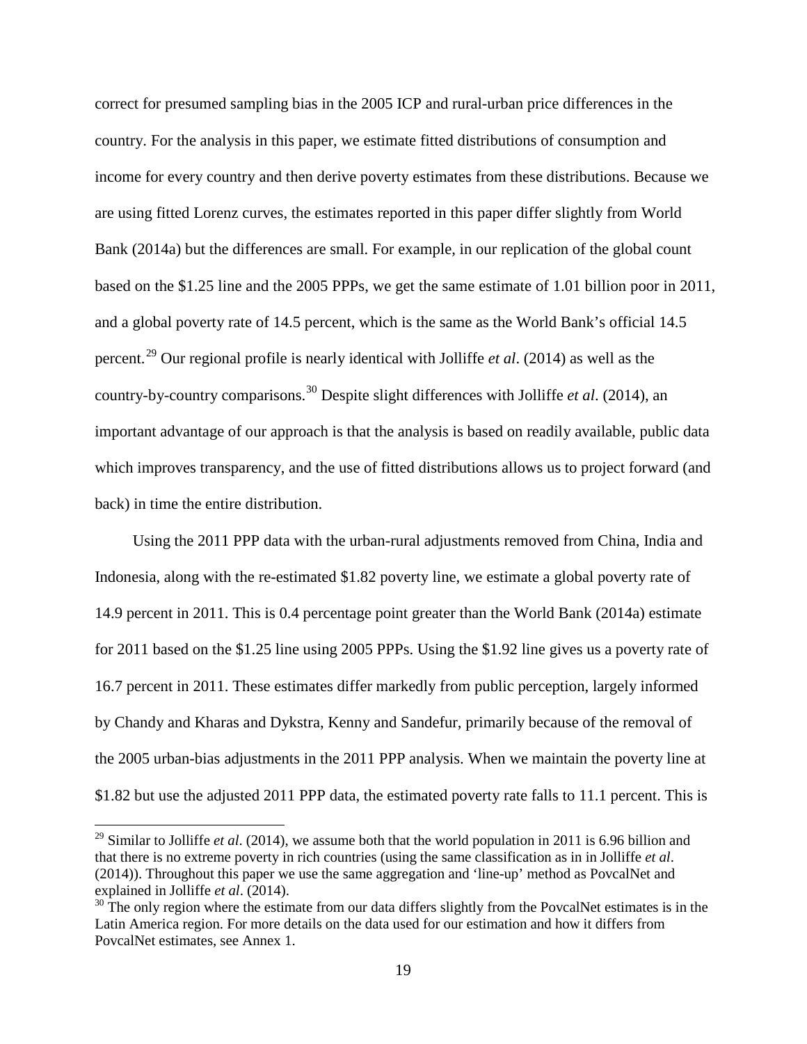correct for presumed sampling bias in the 2005 ICP and rural-urban price differences in the country. For the analysis in this paper, we estimate fitted distributions of consumption and income for every country and then derive poverty estimates from these distributions. Because we are using fitted Lorenz curves, the estimates reported in this paper differ slightly from World Bank (2014a) but the differences are small. For example, in our replication of the global count based on the \$1.25 line and the 2005 PPPs, we get the same estimate of 1.01 billion poor in 2011, and a global poverty rate of 14.5 percent, which is the same as the World Bank's official 14.5 percent.[29] Our regional profile is nearly identical with Jolliffe *et al*. (2014) as well as the country-by-country comparisons.[30] Despite slight differences with Jolliffe *et al*. (2014), an important advantage of our approach is that the analysis is based on readily available, public data which improves transparency, and the use of fitted distributions allows us to project forward (and back) in time the entire distribution.

Using the 2011 PPP data with the urban-rural adjustments removed from China, India and Indonesia, along with the re-estimated \$1.82 poverty line, we estimate a global poverty rate of 14.9 percent in 2011. This is 0.4 percentage point greater than the World Bank (2014a) estimate for 2011 based on the \$1.25 line using 2005 PPPs. Using the \$1.92 line gives us a poverty rate of 16.7 percent in 2011. These estimates differ markedly from public perception, largely informed by Chandy and Kharas and Dykstra, Kenny and Sandefur, primarily because of the removal of the 2005 urban-bias adjustments in the 2011 PPP analysis. When we maintain the poverty line at \$1.82 but use the adjusted 2011 PPP data, the estimated poverty rate falls to 11.1 percent. This is

---

[29] Similar to Jolliffe *et al*. (2014), we assume both that the world population in 2011 is 6.96 billion and that there is no extreme poverty in rich countries (using the same classification as in in Jolliffe *et al*. (2014)). Throughout this paper we use the same aggregation and 'line-up' method as PovcalNet and explained in Jolliffe *et al*. (2014).

[30] The only region where the estimate from our data differs slightly from the PovcalNet estimates is in the Latin America region. For more details on the data used for our estimation and how it differs from PovcalNet estimates, see Annex 1.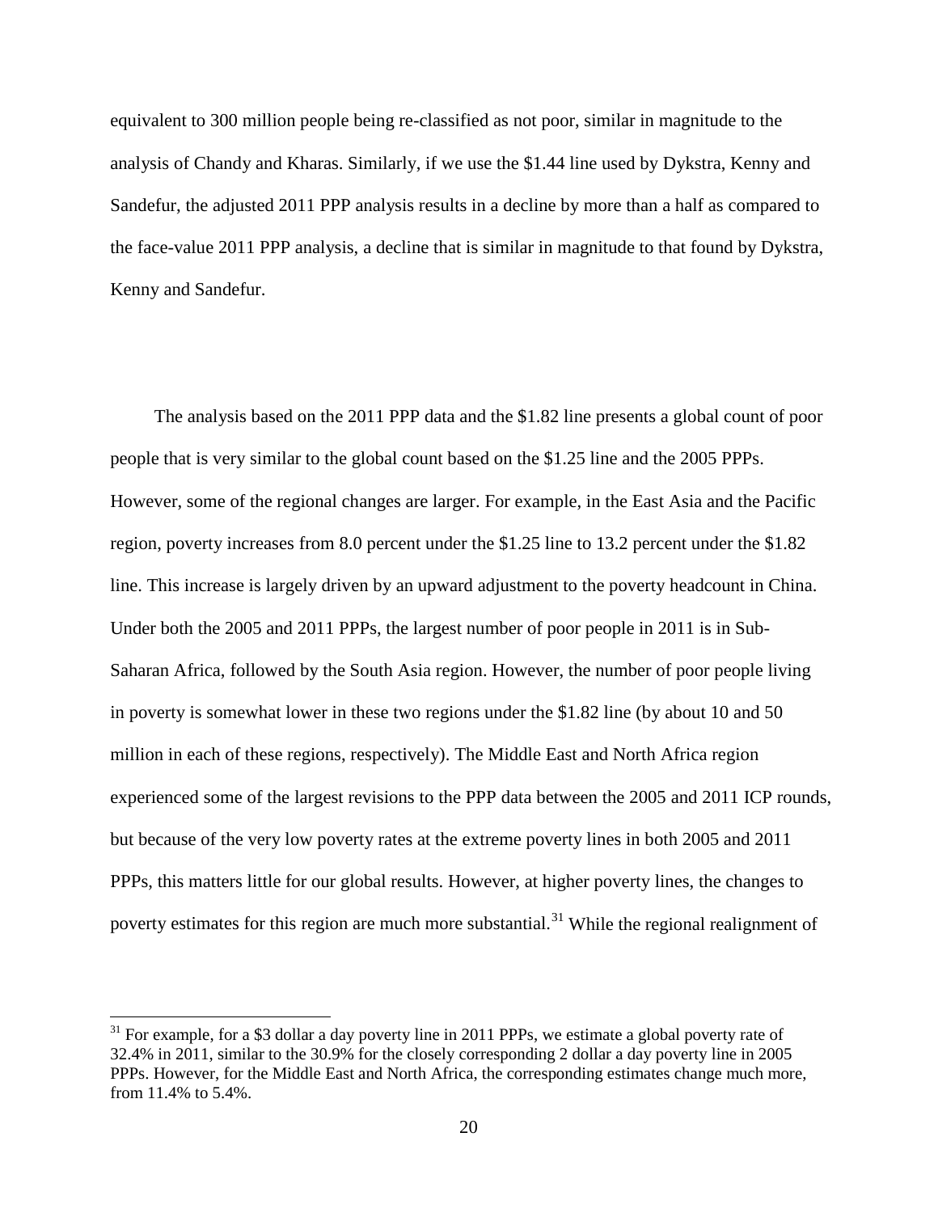equivalent to 300 million people being re-classified as not poor, similar in magnitude to the analysis of Chandy and Kharas. Similarly, if we use the $1.44 line used by Dykstra, Kenny and Sandefur, the adjusted 2011 PPP analysis results in a decline by more than a half as compared to the face-value 2011 PPP analysis, a decline that is similar in magnitude to that found by Dykstra, Kenny and Sandefur.

The analysis based on the 2011 PPP data and the $1.82 line presents a global count of poor people that is very similar to the global count based on the $1.25 line and the 2005 PPPs. However, some of the regional changes are larger. For example, in the East Asia and the Pacific region, poverty increases from 8.0 percent under the $1.25 line to 13.2 percent under the $1.82 line. This increase is largely driven by an upward adjustment to the poverty headcount in China. Under both the 2005 and 2011 PPPs, the largest number of poor people in 2011 is in Sub-Saharan Africa, followed by the South Asia region. However, the number of poor people living in poverty is somewhat lower in these two regions under the $1.82 line (by about 10 and 50 million in each of these regions, respectively). The Middle East and North Africa region experienced some of the largest revisions to the PPP data between the 2005 and 2011 ICP rounds, but because of the very low poverty rates at the extreme poverty lines in both 2005 and 2011 PPPs, this matters little for our global results. However, at higher poverty lines, the changes to poverty estimates for this region are much more substantial.[31] While the regional realignment of

[31] For example, for a $3 dollar a day poverty line in 2011 PPPs, we estimate a global poverty rate of 32.4% in 2011, similar to the 30.9% for the closely corresponding 2 dollar a day poverty line in 2005 PPPs. However, for the Middle East and North Africa, the corresponding estimates change much more, from 11.4% to 5.4%.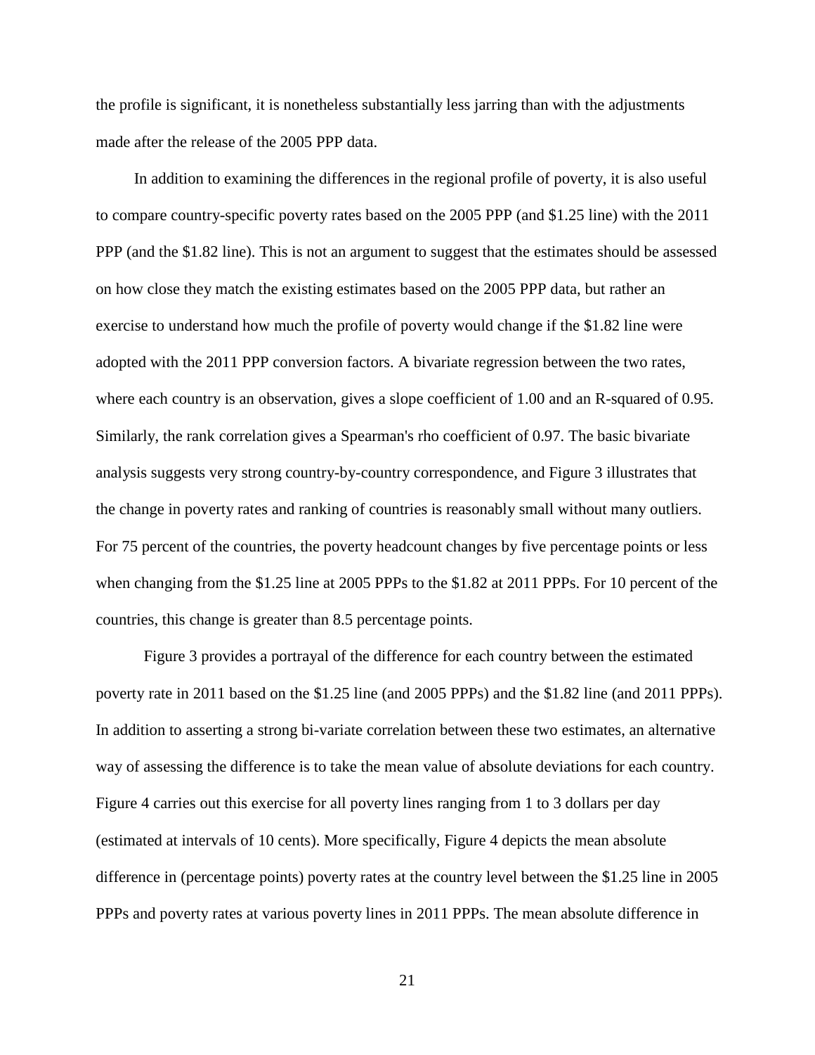the profile is significant, it is nonetheless substantially less jarring than with the adjustments made after the release of the 2005 PPP data.

In addition to examining the differences in the regional profile of poverty, it is also useful to compare country-specific poverty rates based on the 2005 PPP (and $1.25 line) with the 2011 PPP (and the $1.82 line). This is not an argument to suggest that the estimates should be assessed on how close they match the existing estimates based on the 2005 PPP data, but rather an exercise to understand how much the profile of poverty would change if the $1.82 line were adopted with the 2011 PPP conversion factors. A bivariate regression between the two rates, where each country is an observation, gives a slope coefficient of 1.00 and an R-squared of 0.95. Similarly, the rank correlation gives a Spearman's rho coefficient of 0.97. The basic bivariate analysis suggests very strong country-by-country correspondence, and Figure 3 illustrates that the change in poverty rates and ranking of countries is reasonably small without many outliers. For 75 percent of the countries, the poverty headcount changes by five percentage points or less when changing from the $1.25 line at 2005 PPPs to the $1.82 at 2011 PPPs. For 10 percent of the countries, this change is greater than 8.5 percentage points.

Figure 3 provides a portrayal of the difference for each country between the estimated poverty rate in 2011 based on the $1.25 line (and 2005 PPPs) and the $1.82 line (and 2011 PPPs). In addition to asserting a strong bi-variate correlation between these two estimates, an alternative way of assessing the difference is to take the mean value of absolute deviations for each country. Figure 4 carries out this exercise for all poverty lines ranging from 1 to 3 dollars per day (estimated at intervals of 10 cents). More specifically, Figure 4 depicts the mean absolute difference in (percentage points) poverty rates at the country level between the $1.25 line in 2005 PPPs and poverty rates at various poverty lines in 2011 PPPs. The mean absolute difference in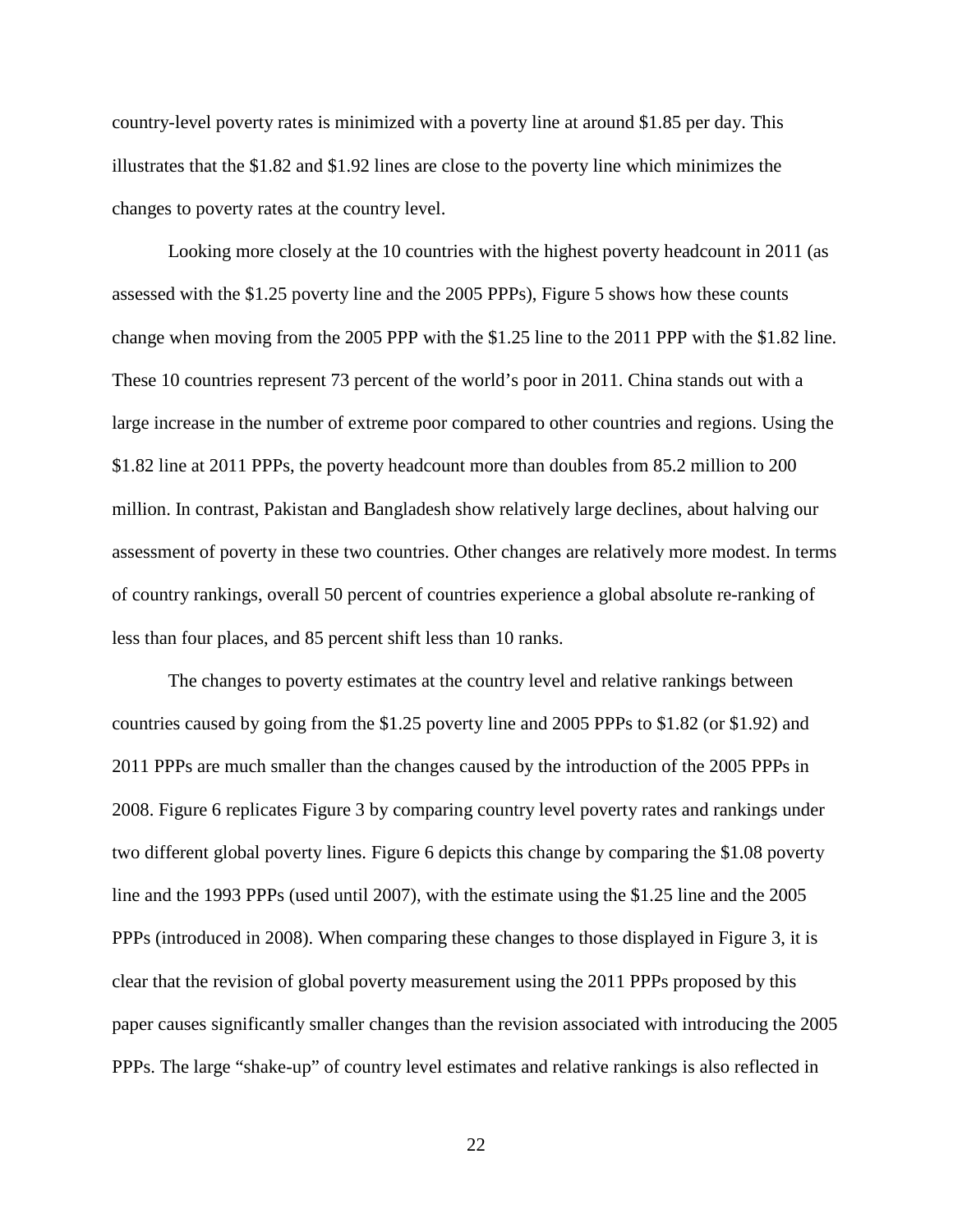country-level poverty rates is minimized with a poverty line at around $1.85 per day. This illustrates that the $1.82 and $1.92 lines are close to the poverty line which minimizes the changes to poverty rates at the country level.

Looking more closely at the 10 countries with the highest poverty headcount in 2011 (as assessed with the $1.25 poverty line and the 2005 PPPs), Figure 5 shows how these counts change when moving from the 2005 PPP with the $1.25 line to the 2011 PPP with the $1.82 line. These 10 countries represent 73 percent of the world's poor in 2011. China stands out with a large increase in the number of extreme poor compared to other countries and regions. Using the $1.82 line at 2011 PPPs, the poverty headcount more than doubles from 85.2 million to 200 million. In contrast, Pakistan and Bangladesh show relatively large declines, about halving our assessment of poverty in these two countries. Other changes are relatively more modest. In terms of country rankings, overall 50 percent of countries experience a global absolute re-ranking of less than four places, and 85 percent shift less than 10 ranks.

The changes to poverty estimates at the country level and relative rankings between countries caused by going from the $1.25 poverty line and 2005 PPPs to $1.82 (or $1.92) and 2011 PPPs are much smaller than the changes caused by the introduction of the 2005 PPPs in 2008. Figure 6 replicates Figure 3 by comparing country level poverty rates and rankings under two different global poverty lines. Figure 6 depicts this change by comparing the $1.08 poverty line and the 1993 PPPs (used until 2007), with the estimate using the $1.25 line and the 2005 PPPs (introduced in 2008). When comparing these changes to those displayed in Figure 3, it is clear that the revision of global poverty measurement using the 2011 PPPs proposed by this paper causes significantly smaller changes than the revision associated with introducing the 2005 PPPs. The large "shake-up" of country level estimates and relative rankings is also reflected in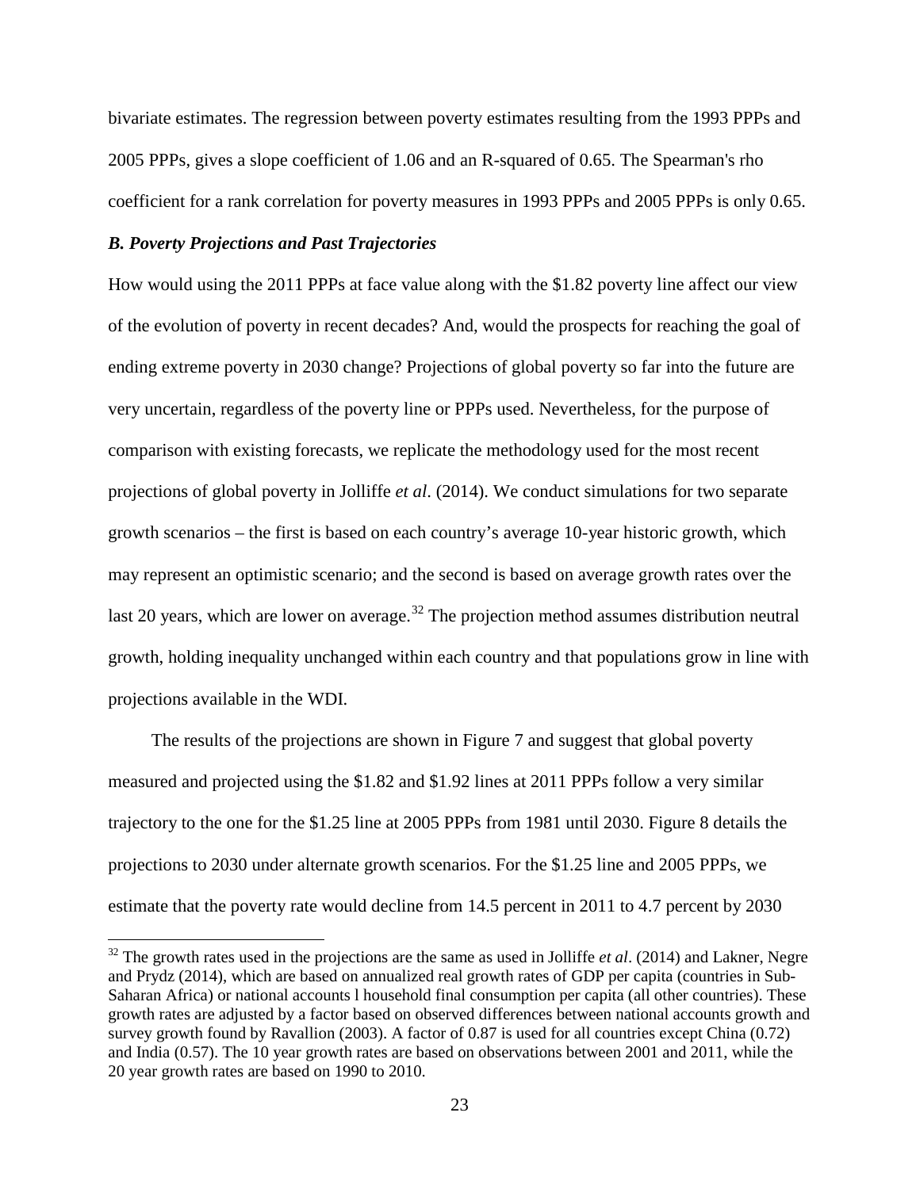bivariate estimates. The regression between poverty estimates resulting from the 1993 PPPs and 2005 PPPs, gives a slope coefficient of 1.06 and an R-squared of 0.65. The Spearman's rho coefficient for a rank correlation for poverty measures in 1993 PPPs and 2005 PPPs is only 0.65.

### *B. Poverty Projections and Past Trajectories*

How would using the 2011 PPPs at face value along with the $1.82 poverty line affect our view of the evolution of poverty in recent decades? And, would the prospects for reaching the goal of ending extreme poverty in 2030 change? Projections of global poverty so far into the future are very uncertain, regardless of the poverty line or PPPs used. Nevertheless, for the purpose of comparison with existing forecasts, we replicate the methodology used for the most recent projections of global poverty in Jolliffe *et al*. (2014). We conduct simulations for two separate growth scenarios – the first is based on each country's average 10-year historic growth, which may represent an optimistic scenario; and the second is based on average growth rates over the last 20 years, which are lower on average.[32] The projection method assumes distribution neutral growth, holding inequality unchanged within each country and that populations grow in line with projections available in the WDI.

The results of the projections are shown in Figure 7 and suggest that global poverty measured and projected using the $1.82 and $1.92 lines at 2011 PPPs follow a very similar trajectory to the one for the $1.25 line at 2005 PPPs from 1981 until 2030. Figure 8 details the projections to 2030 under alternate growth scenarios. For the $1.25 line and 2005 PPPs, we estimate that the poverty rate would decline from 14.5 percent in 2011 to 4.7 percent by 2030

[32] The growth rates used in the projections are the same as used in Jolliffe *et al*. (2014) and Lakner, Negre and Prydz (2014), which are based on annualized real growth rates of GDP per capita (countries in Sub-Saharan Africa) or national accounts l household final consumption per capita (all other countries). These growth rates are adjusted by a factor based on observed differences between national accounts growth and survey growth found by Ravallion (2003). A factor of 0.87 is used for all countries except China (0.72) and India (0.57). The 10 year growth rates are based on observations between 2001 and 2011, while the 20 year growth rates are based on 1990 to 2010.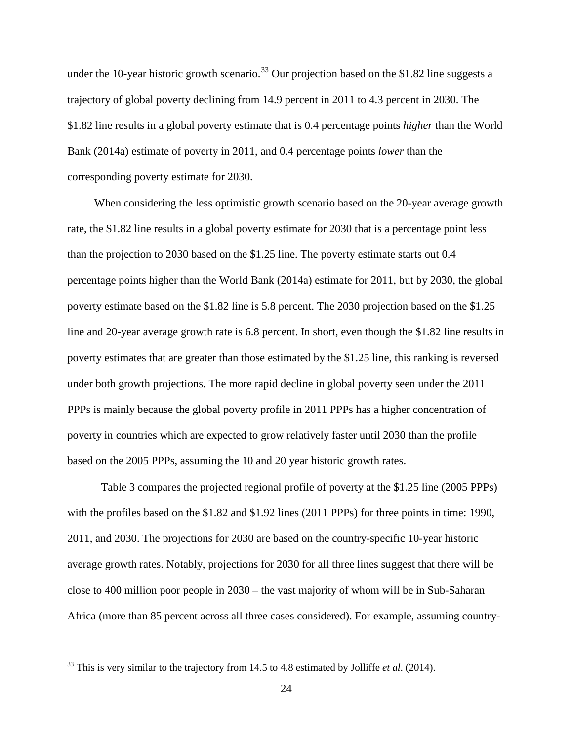under the 10-year historic growth scenario.[33] Our projection based on the $1.82 line suggests a trajectory of global poverty declining from 14.9 percent in 2011 to 4.3 percent in 2030. The $1.82 line results in a global poverty estimate that is 0.4 percentage points *higher* than the World Bank (2014a) estimate of poverty in 2011, and 0.4 percentage points *lower* than the corresponding poverty estimate for 2030.

When considering the less optimistic growth scenario based on the 20-year average growth rate, the $1.82 line results in a global poverty estimate for 2030 that is a percentage point less than the projection to 2030 based on the $1.25 line. The poverty estimate starts out 0.4 percentage points higher than the World Bank (2014a) estimate for 2011, but by 2030, the global poverty estimate based on the $1.82 line is 5.8 percent. The 2030 projection based on the $1.25 line and 20-year average growth rate is 6.8 percent. In short, even though the $1.82 line results in poverty estimates that are greater than those estimated by the $1.25 line, this ranking is reversed under both growth projections. The more rapid decline in global poverty seen under the 2011 PPPs is mainly because the global poverty profile in 2011 PPPs has a higher concentration of poverty in countries which are expected to grow relatively faster until 2030 than the profile based on the 2005 PPPs, assuming the 10 and 20 year historic growth rates.

Table 3 compares the projected regional profile of poverty at the $1.25 line (2005 PPPs) with the profiles based on the $1.82 and $1.92 lines (2011 PPPs) for three points in time: 1990, 2011, and 2030. The projections for 2030 are based on the country-specific 10-year historic average growth rates. Notably, projections for 2030 for all three lines suggest that there will be close to 400 million poor people in 2030 – the vast majority of whom will be in Sub-Saharan Africa (more than 85 percent across all three cases considered). For example, assuming country-

[33] This is very similar to the trajectory from 14.5 to 4.8 estimated by Jolliffe *et al*. (2014).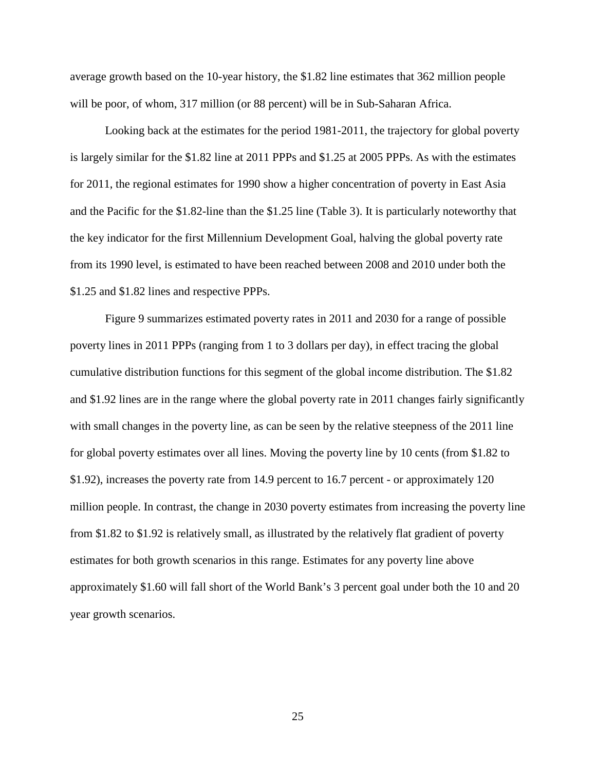average growth based on the 10-year history, the $1.82 line estimates that 362 million people will be poor, of whom, 317 million (or 88 percent) will be in Sub-Saharan Africa.

Looking back at the estimates for the period 1981-2011, the trajectory for global poverty is largely similar for the $1.82 line at 2011 PPPs and $1.25 at 2005 PPPs. As with the estimates for 2011, the regional estimates for 1990 show a higher concentration of poverty in East Asia and the Pacific for the $1.82-line than the $1.25 line (Table 3). It is particularly noteworthy that the key indicator for the first Millennium Development Goal, halving the global poverty rate from its 1990 level, is estimated to have been reached between 2008 and 2010 under both the $1.25 and $1.82 lines and respective PPPs.

Figure 9 summarizes estimated poverty rates in 2011 and 2030 for a range of possible poverty lines in 2011 PPPs (ranging from 1 to 3 dollars per day), in effect tracing the global cumulative distribution functions for this segment of the global income distribution. The $1.82 and $1.92 lines are in the range where the global poverty rate in 2011 changes fairly significantly with small changes in the poverty line, as can be seen by the relative steepness of the 2011 line for global poverty estimates over all lines. Moving the poverty line by 10 cents (from $1.82 to $1.92), increases the poverty rate from 14.9 percent to 16.7 percent - or approximately 120 million people. In contrast, the change in 2030 poverty estimates from increasing the poverty line from $1.82 to $1.92 is relatively small, as illustrated by the relatively flat gradient of poverty estimates for both growth scenarios in this range. Estimates for any poverty line above approximately $1.60 will fall short of the World Bank's 3 percent goal under both the 10 and 20 year growth scenarios.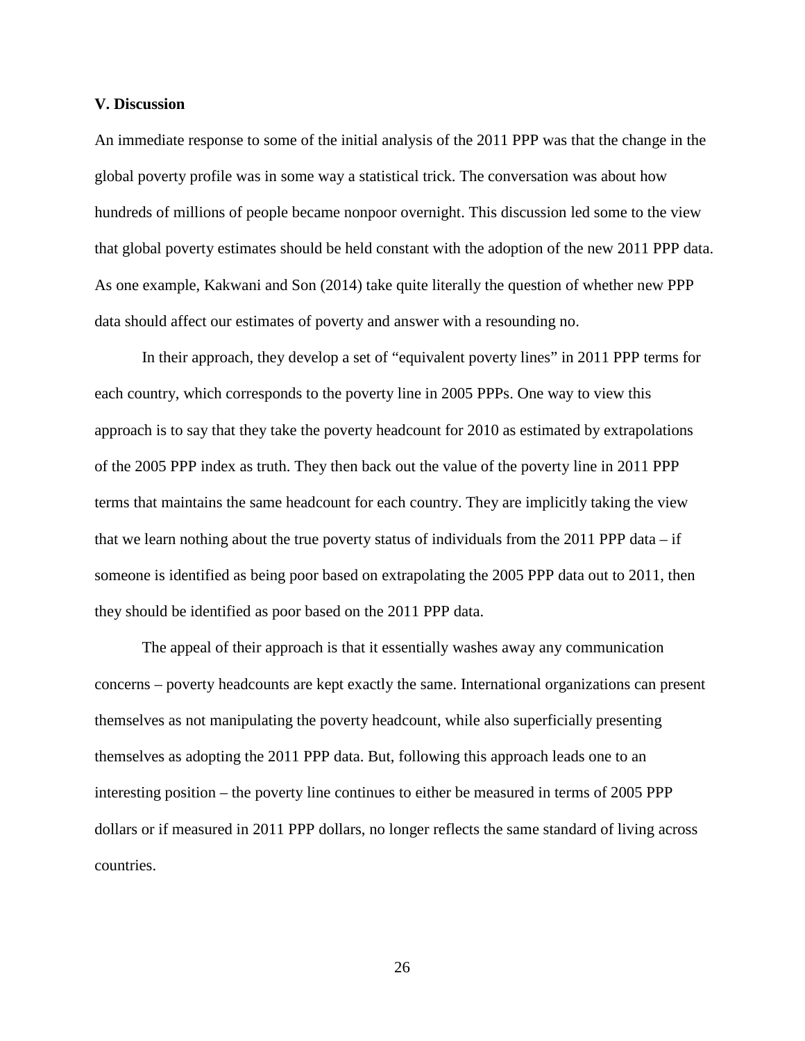## V. Discussion

An immediate response to some of the initial analysis of the 2011 PPP was that the change in the global poverty profile was in some way a statistical trick. The conversation was about how hundreds of millions of people became nonpoor overnight. This discussion led some to the view that global poverty estimates should be held constant with the adoption of the new 2011 PPP data. As one example, Kakwani and Son (2014) take quite literally the question of whether new PPP data should affect our estimates of poverty and answer with a resounding no.

In their approach, they develop a set of "equivalent poverty lines" in 2011 PPP terms for each country, which corresponds to the poverty line in 2005 PPPs. One way to view this approach is to say that they take the poverty headcount for 2010 as estimated by extrapolations of the 2005 PPP index as truth. They then back out the value of the poverty line in 2011 PPP terms that maintains the same headcount for each country. They are implicitly taking the view that we learn nothing about the true poverty status of individuals from the 2011 PPP data – if someone is identified as being poor based on extrapolating the 2005 PPP data out to 2011, then they should be identified as poor based on the 2011 PPP data.

The appeal of their approach is that it essentially washes away any communication concerns – poverty headcounts are kept exactly the same. International organizations can present themselves as not manipulating the poverty headcount, while also superficially presenting themselves as adopting the 2011 PPP data. But, following this approach leads one to an interesting position – the poverty line continues to either be measured in terms of 2005 PPP dollars or if measured in 2011 PPP dollars, no longer reflects the same standard of living across countries.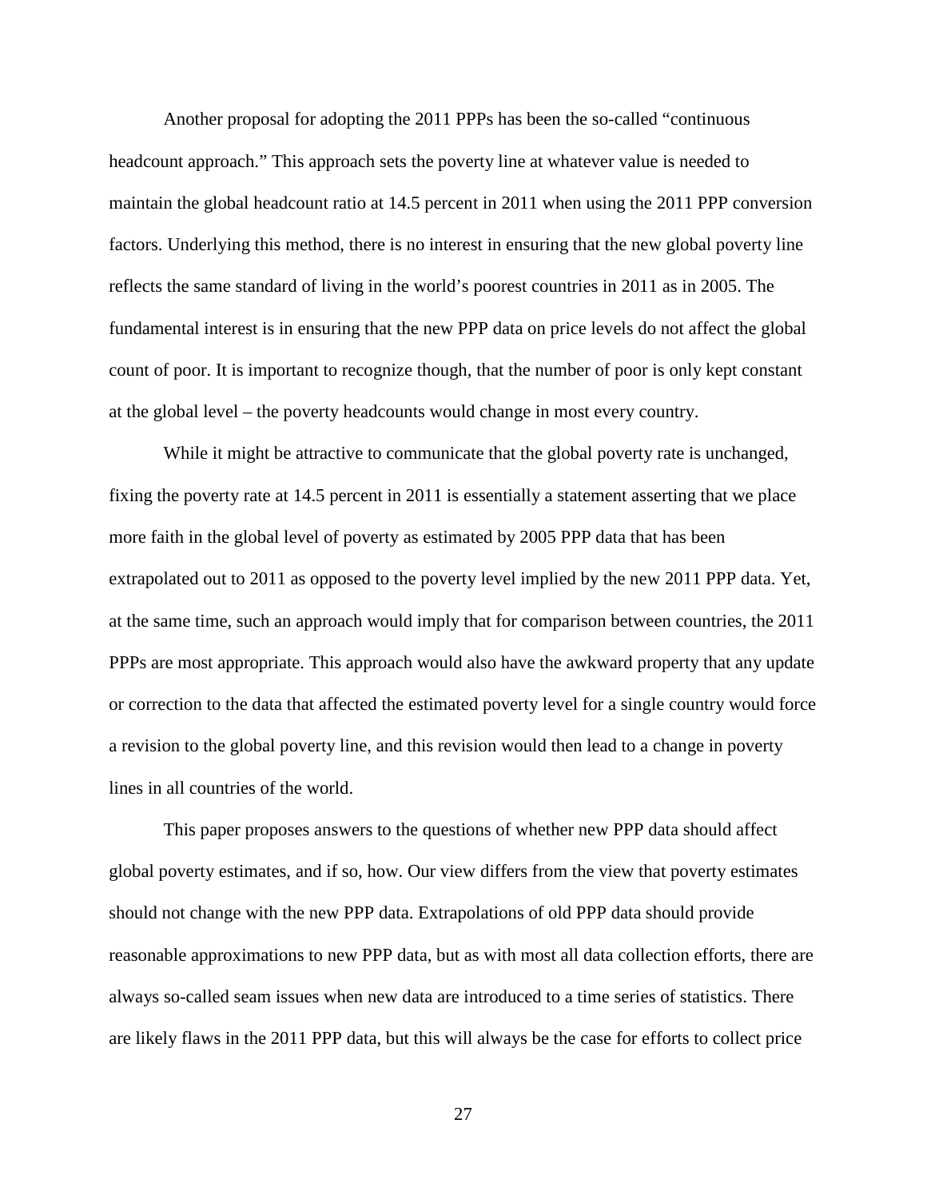Another proposal for adopting the 2011 PPPs has been the so-called "continuous headcount approach." This approach sets the poverty line at whatever value is needed to maintain the global headcount ratio at 14.5 percent in 2011 when using the 2011 PPP conversion factors. Underlying this method, there is no interest in ensuring that the new global poverty line reflects the same standard of living in the world's poorest countries in 2011 as in 2005. The fundamental interest is in ensuring that the new PPP data on price levels do not affect the global count of poor. It is important to recognize though, that the number of poor is only kept constant at the global level – the poverty headcounts would change in most every country.

While it might be attractive to communicate that the global poverty rate is unchanged, fixing the poverty rate at 14.5 percent in 2011 is essentially a statement asserting that we place more faith in the global level of poverty as estimated by 2005 PPP data that has been extrapolated out to 2011 as opposed to the poverty level implied by the new 2011 PPP data. Yet, at the same time, such an approach would imply that for comparison between countries, the 2011 PPPs are most appropriate. This approach would also have the awkward property that any update or correction to the data that affected the estimated poverty level for a single country would force a revision to the global poverty line, and this revision would then lead to a change in poverty lines in all countries of the world.

This paper proposes answers to the questions of whether new PPP data should affect global poverty estimates, and if so, how. Our view differs from the view that poverty estimates should not change with the new PPP data. Extrapolations of old PPP data should provide reasonable approximations to new PPP data, but as with most all data collection efforts, there are always so-called seam issues when new data are introduced to a time series of statistics. There are likely flaws in the 2011 PPP data, but this will always be the case for efforts to collect price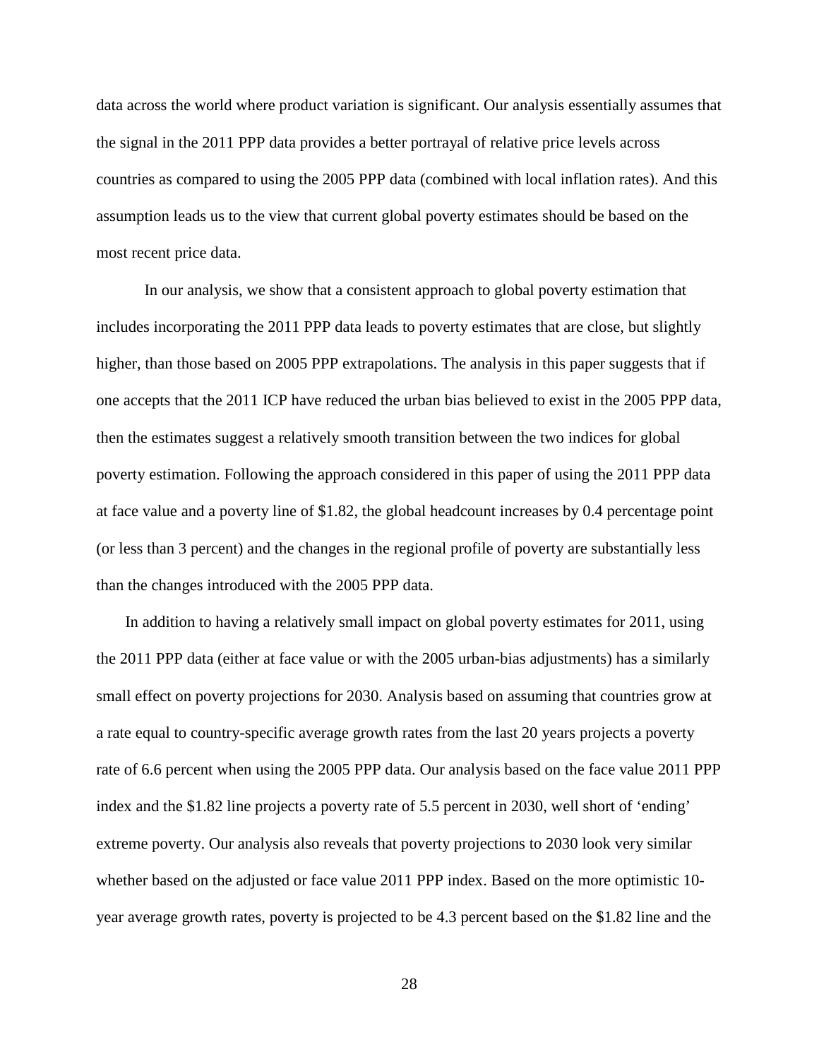data across the world where product variation is significant. Our analysis essentially assumes that the signal in the 2011 PPP data provides a better portrayal of relative price levels across countries as compared to using the 2005 PPP data (combined with local inflation rates). And this assumption leads us to the view that current global poverty estimates should be based on the most recent price data.

In our analysis, we show that a consistent approach to global poverty estimation that includes incorporating the 2011 PPP data leads to poverty estimates that are close, but slightly higher, than those based on 2005 PPP extrapolations. The analysis in this paper suggests that if one accepts that the 2011 ICP have reduced the urban bias believed to exist in the 2005 PPP data, then the estimates suggest a relatively smooth transition between the two indices for global poverty estimation. Following the approach considered in this paper of using the 2011 PPP data at face value and a poverty line of $1.82, the global headcount increases by 0.4 percentage point (or less than 3 percent) and the changes in the regional profile of poverty are substantially less than the changes introduced with the 2005 PPP data.

In addition to having a relatively small impact on global poverty estimates for 2011, using the 2011 PPP data (either at face value or with the 2005 urban-bias adjustments) has a similarly small effect on poverty projections for 2030. Analysis based on assuming that countries grow at a rate equal to country-specific average growth rates from the last 20 years projects a poverty rate of 6.6 percent when using the 2005 PPP data. Our analysis based on the face value 2011 PPP index and the $1.82 line projects a poverty rate of 5.5 percent in 2030, well short of 'ending' extreme poverty. Our analysis also reveals that poverty projections to 2030 look very similar whether based on the adjusted or face value 2011 PPP index. Based on the more optimistic 10-year average growth rates, poverty is projected to be 4.3 percent based on the $1.82 line and the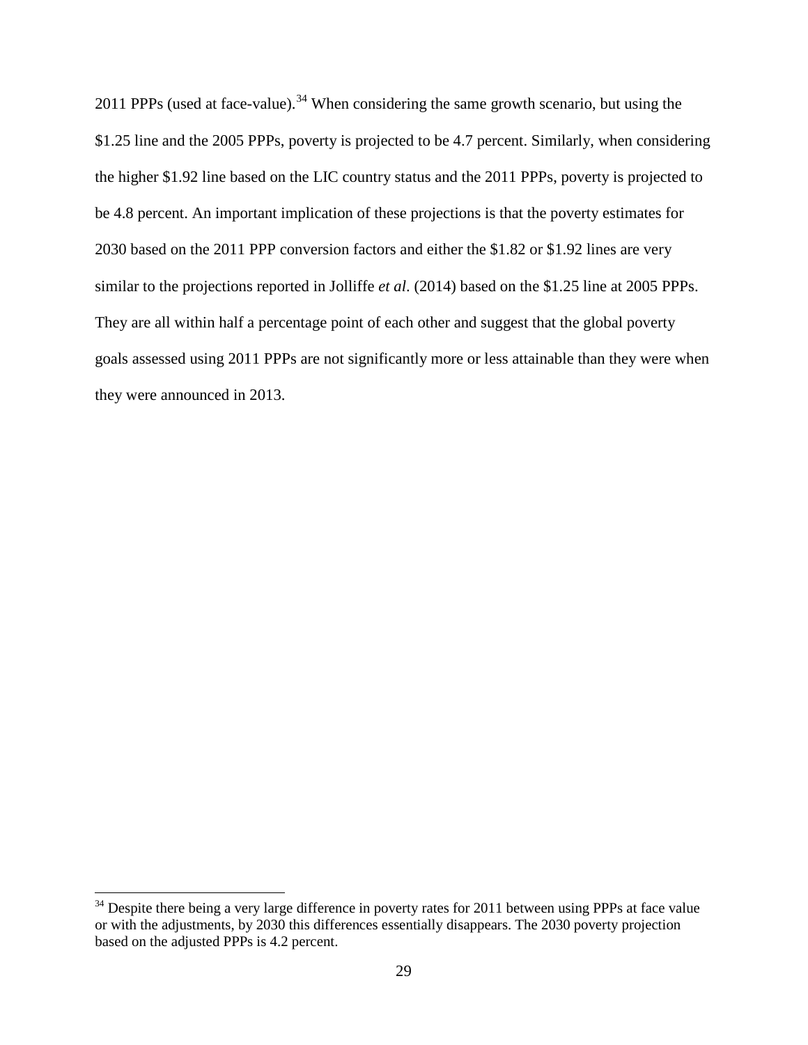2011 PPPs (used at face-value).[34] When considering the same growth scenario, but using the $1.25 line and the 2005 PPPs, poverty is projected to be 4.7 percent. Similarly, when considering the higher $1.92 line based on the LIC country status and the 2011 PPPs, poverty is projected to be 4.8 percent. An important implication of these projections is that the poverty estimates for 2030 based on the 2011 PPP conversion factors and either the $1.82 or $1.92 lines are very similar to the projections reported in Jolliffe *et al*. (2014) based on the $1.25 line at 2005 PPPs. They are all within half a percentage point of each other and suggest that the global poverty goals assessed using 2011 PPPs are not significantly more or less attainable than they were when they were announced in 2013.

[34] Despite there being a very large difference in poverty rates for 2011 between using PPPs at face value or with the adjustments, by 2030 this differences essentially disappears. The 2030 poverty projection based on the adjusted PPPs is 4.2 percent.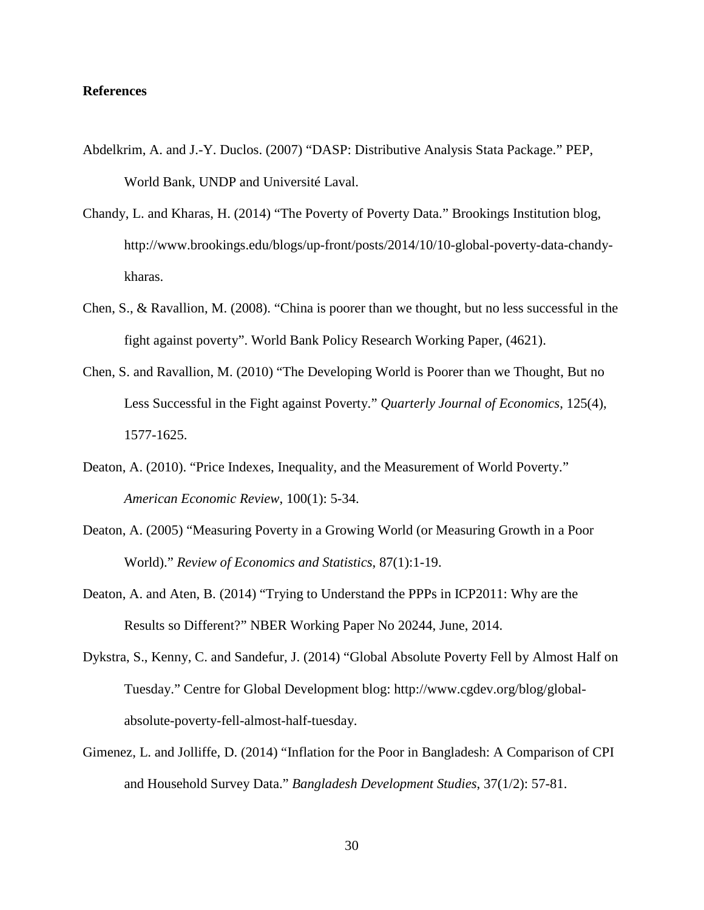**References**

Abdelkrim, A. and J.-Y. Duclos. (2007) “DASP: Distributive Analysis Stata Package.” PEP, World Bank, UNDP and Université Laval.

Chandy, L. and Kharas, H. (2014) “The Poverty of Poverty Data.” Brookings Institution blog, http://www.brookings.edu/blogs/up-front/posts/2014/10/10-global-poverty-data-chandy-kharas.

Chen, S., & Ravallion, M. (2008). “China is poorer than we thought, but no less successful in the fight against poverty”. World Bank Policy Research Working Paper, (4621).

Chen, S. and Ravallion, M. (2010) “The Developing World is Poorer than we Thought, But no Less Successful in the Fight against Poverty.” *Quarterly Journal of Economics*, 125(4), 1577-1625.

Deaton, A. (2010). “Price Indexes, Inequality, and the Measurement of World Poverty.” *American Economic Review*, 100(1): 5-34.

Deaton, A. (2005) “Measuring Poverty in a Growing World (or Measuring Growth in a Poor World).” *Review of Economics and Statistics*, 87(1):1-19.

Deaton, A. and Aten, B. (2014) “Trying to Understand the PPPs in ICP2011: Why are the Results so Different?” NBER Working Paper No 20244, June, 2014.

Dykstra, S., Kenny, C. and Sandefur, J. (2014) “Global Absolute Poverty Fell by Almost Half on Tuesday.” Centre for Global Development blog: http://www.cgdev.org/blog/global-absolute-poverty-fell-almost-half-tuesday.

Gimenez, L. and Jolliffe, D. (2014) “Inflation for the Poor in Bangladesh: A Comparison of CPI and Household Survey Data.” *Bangladesh Development Studies*, 37(1/2): 57-81.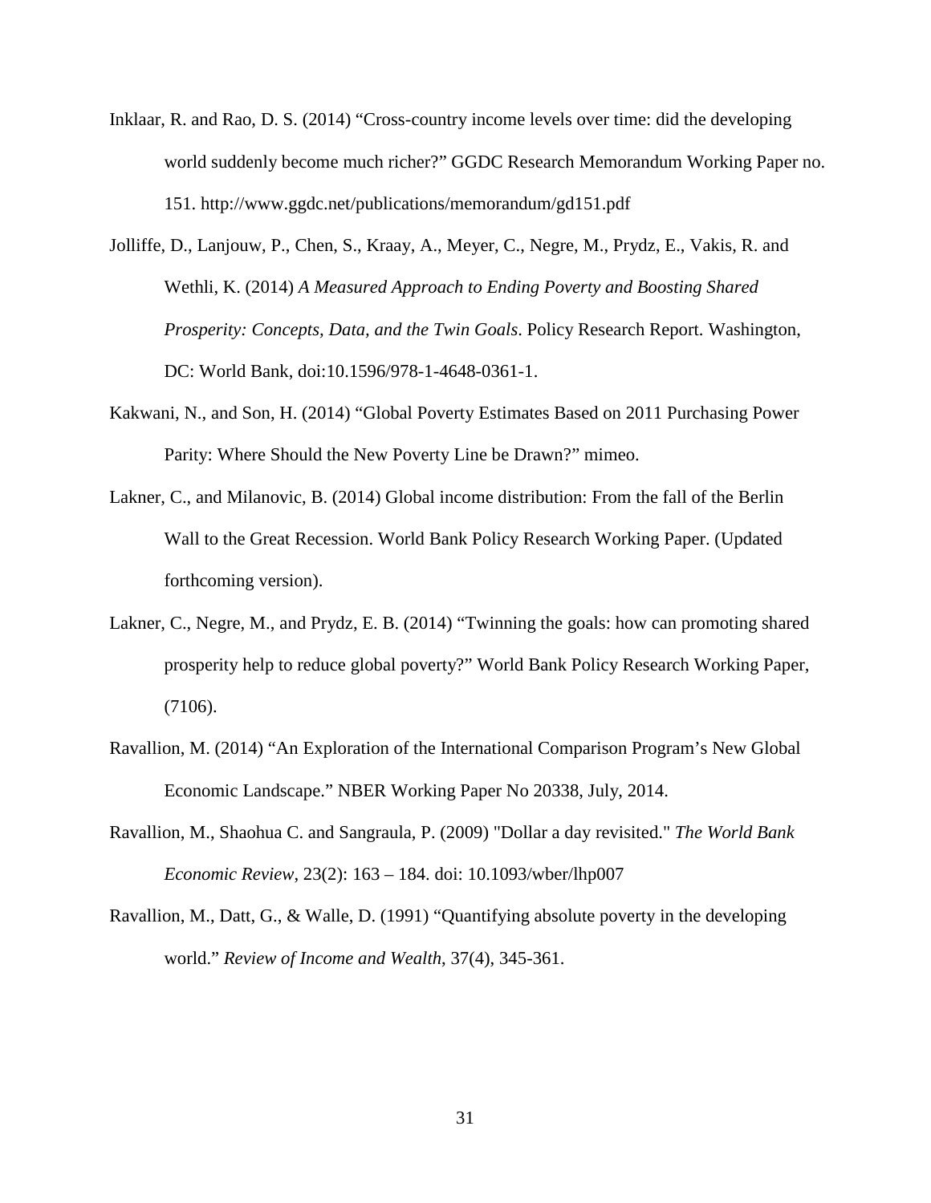Inklaar, R. and Rao, D. S. (2014) “Cross-country income levels over time: did the developing world suddenly become much richer?” GGDC Research Memorandum Working Paper no. 151. http://www.ggdc.net/publications/memorandum/gd151.pdf

Jolliffe, D., Lanjouw, P., Chen, S., Kraay, A., Meyer, C., Negre, M., Prydz, E., Vakis, R. and Wethli, K. (2014) *A Measured Approach to Ending Poverty and Boosting Shared Prosperity: Concepts, Data, and the Twin Goals*. Policy Research Report. Washington, DC: World Bank, doi:10.1596/978-1-4648-0361-1.

Kakwani, N., and Son, H. (2014) “Global Poverty Estimates Based on 2011 Purchasing Power Parity: Where Should the New Poverty Line be Drawn?” mimeo.

Lakner, C., and Milanovic, B. (2014) Global income distribution: From the fall of the Berlin Wall to the Great Recession. World Bank Policy Research Working Paper. (Updated forthcoming version).

Lakner, C., Negre, M., and Prydz, E. B. (2014) “Twinning the goals: how can promoting shared prosperity help to reduce global poverty?” World Bank Policy Research Working Paper, (7106).

Ravallion, M. (2014) “An Exploration of the International Comparison Program’s New Global Economic Landscape.” NBER Working Paper No 20338, July, 2014.

Ravallion, M., Shaohua C. and Sangraula, P. (2009) "Dollar a day revisited." *The World Bank Economic Review*, 23(2): 163 – 184. doi: 10.1093/wber/lhp007

Ravallion, M., Datt, G., & Walle, D. (1991) “Quantifying absolute poverty in the developing world.” *Review of Income and Wealth*, 37(4), 345-361.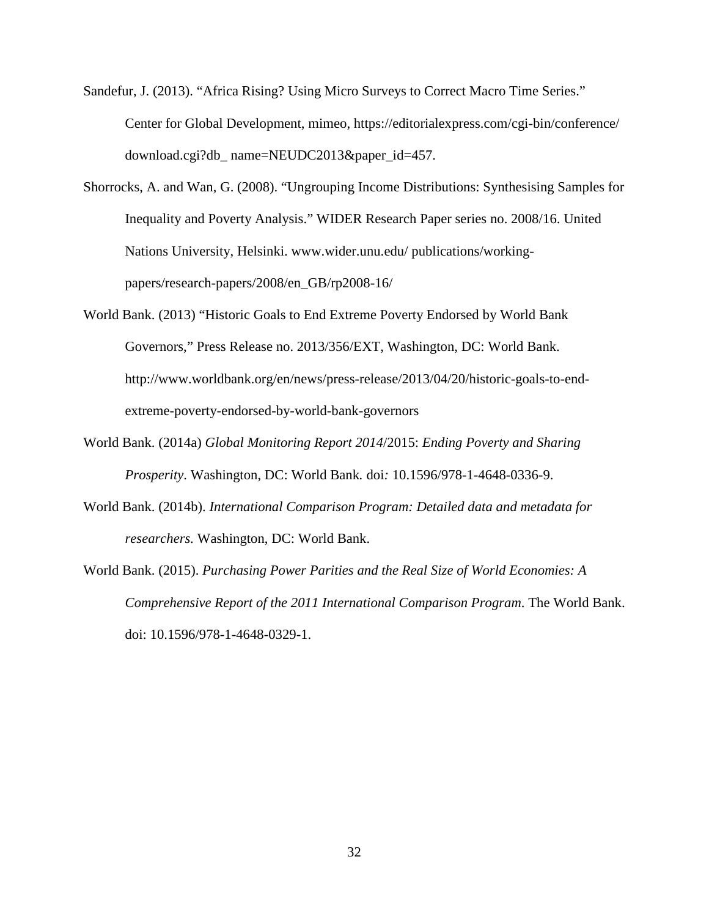Sandefur, J. (2013). "Africa Rising? Using Micro Surveys to Correct Macro Time Series." Center for Global Development, mimeo, https://editorialexpress.com/cgi-bin/conference/download.cgi?db_ name=NEUDC2013&paper_id=457.

Shorrocks, A. and Wan, G. (2008). "Ungrouping Income Distributions: Synthesising Samples for Inequality and Poverty Analysis." WIDER Research Paper series no. 2008/16. United Nations University, Helsinki. www.wider.unu.edu/ publications/working-papers/research-papers/2008/en_GB/rp2008-16/

World Bank. (2013) "Historic Goals to End Extreme Poverty Endorsed by World Bank Governors," Press Release no. 2013/356/EXT, Washington, DC: World Bank. http://www.worldbank.org/en/news/press-release/2013/04/20/historic-goals-to-end-extreme-poverty-endorsed-by-world-bank-governors

World Bank. (2014a) *Global Monitoring Report 2014*/2015: *Ending Poverty and Sharing Prosperity*. Washington, DC: World Bank*.* doi*:* 10.1596/978-1-4648-0336-9.

World Bank. (2014b). *International Comparison Program: Detailed data and metadata for researchers.* Washington, DC: World Bank.

World Bank. (2015). *Purchasing Power Parities and the Real Size of World Economies: A Comprehensive Report of the 2011 International Comparison Program*. The World Bank. doi: 10.1596/978-1-4648-0329-1.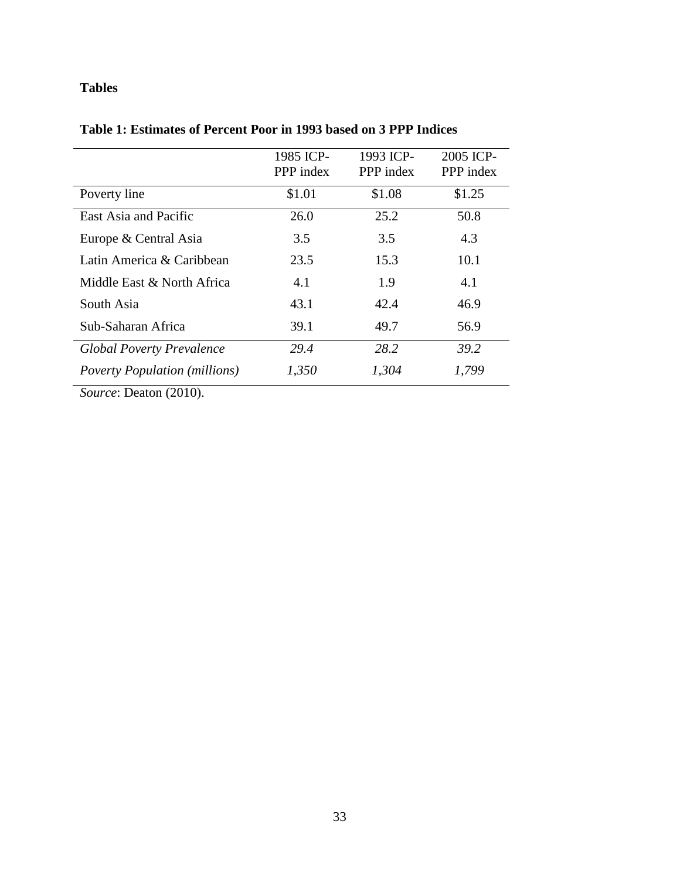## Tables

**Table 1: Estimates of Percent Poor in 1993 based on 3 PPP Indices**

| | 1985 ICP-PPP index | 1993 ICP-PPP index | 2005 ICP-PPP index |
|---|---|---|---|
| Poverty line | $1.01 | $1.08 | $1.25 |
| East Asia and Pacific | 26.0 | 25.2 | 50.8 |
| Europe & Central Asia | 3.5 | 3.5 | 4.3 |
| Latin America & Caribbean | 23.5 | 15.3 | 10.1 |
| Middle East & North Africa | 4.1 | 1.9 | 4.1 |
| South Asia | 43.1 | 42.4 | 46.9 |
| Sub-Saharan Africa | 39.1 | 49.7 | 56.9 |
| *Global Poverty Prevalence* | *29.4* | *28.2* | *39.2* |
| *Poverty Population (millions)* | *1,350* | *1,304* | *1,799* |

*Source*: Deaton (2010).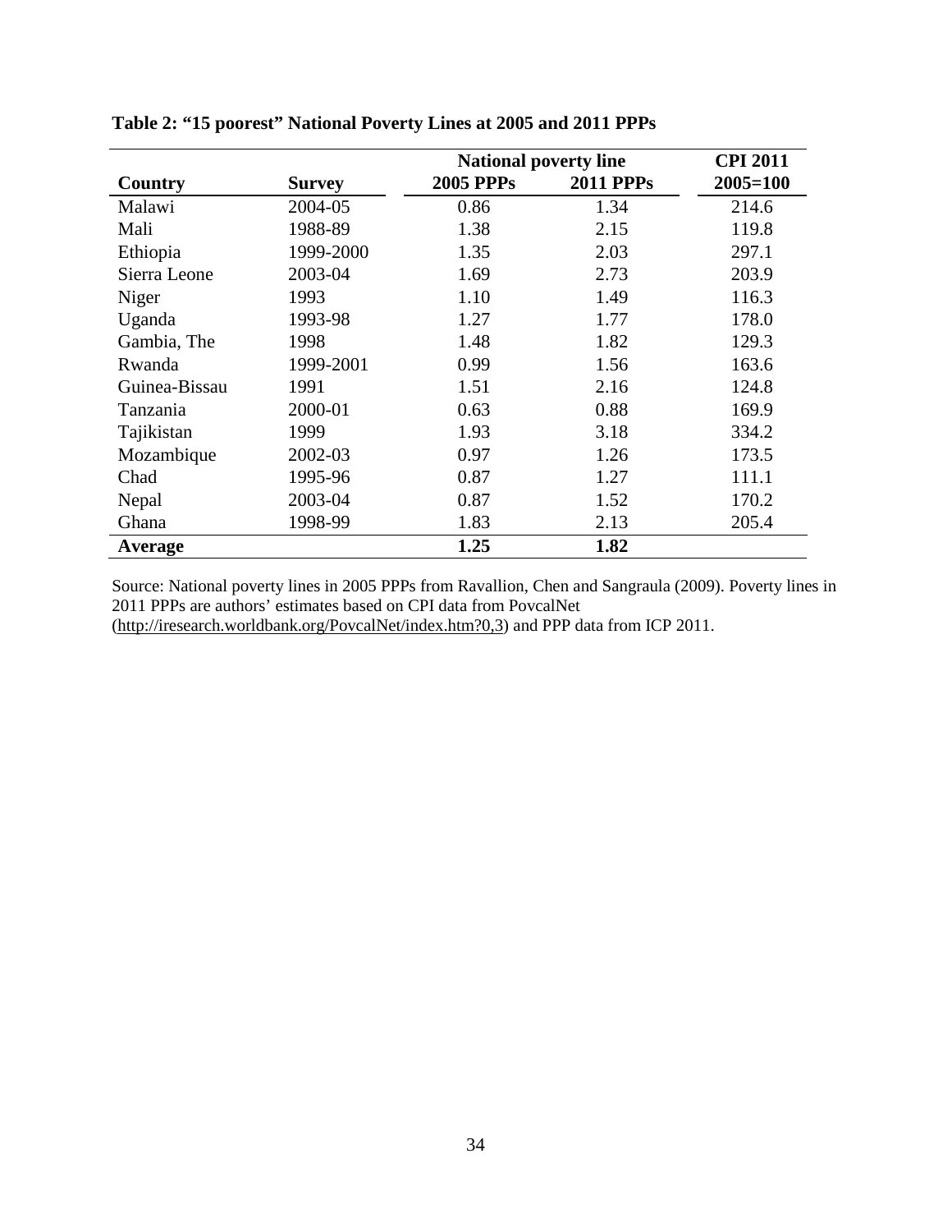**Table 2: "15 poorest" National Poverty Lines at 2005 and 2011 PPPs**

| | | National poverty line | | CPI 2011 |
|---|---|---|---|---|
| **Country** | **Survey** | **2005 PPPs** | **2011 PPPs** | **2005=100** |
| Malawi | 2004-05 | 0.86 | 1.34 | 214.6 |
| Mali | 1988-89 | 1.38 | 2.15 | 119.8 |
| Ethiopia | 1999-2000 | 1.35 | 2.03 | 297.1 |
| Sierra Leone | 2003-04 | 1.69 | 2.73 | 203.9 |
| Niger | 1993 | 1.10 | 1.49 | 116.3 |
| Uganda | 1993-98 | 1.27 | 1.77 | 178.0 |
| Gambia, The | 1998 | 1.48 | 1.82 | 129.3 |
| Rwanda | 1999-2001 | 0.99 | 1.56 | 163.6 |
| Guinea-Bissau | 1991 | 1.51 | 2.16 | 124.8 |
| Tanzania | 2000-01 | 0.63 | 0.88 | 169.9 |
| Tajikistan | 1999 | 1.93 | 3.18 | 334.2 |
| Mozambique | 2002-03 | 0.97 | 1.26 | 173.5 |
| Chad | 1995-96 | 0.87 | 1.27 | 111.1 |
| Nepal | 2003-04 | 0.87 | 1.52 | 170.2 |
| Ghana | 1998-99 | 1.83 | 2.13 | 205.4 |
| **Average** | | **1.25** | **1.82** | |

Source: National poverty lines in 2005 PPPs from Ravallion, Chen and Sangraula (2009). Poverty lines in 2011 PPPs are authors' estimates based on CPI data from PovcalNet (http://iresearch.worldbank.org/PovcalNet/index.htm?0,3) and PPP data from ICP 2011.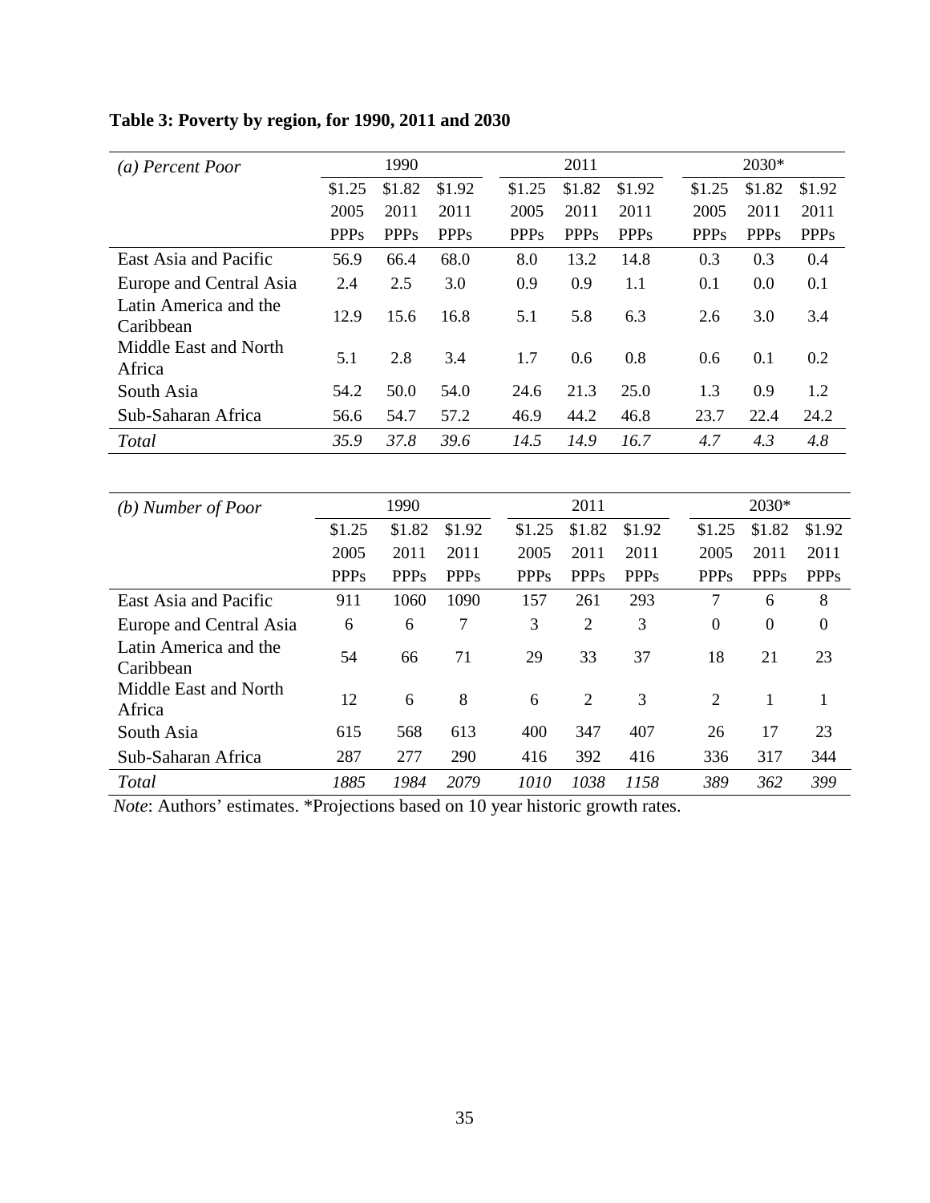**Table 3: Poverty by region, for 1990, 2011 and 2030**

| *(a) Percent Poor* | 1990 | | | 2011 | | | 2030* | | |
|---|---|---|---|---|---|---|---|---|---|
| | $1.25 2005 PPPs | $1.82 2011 PPPs | $1.92 2011 PPPs | $1.25 2005 PPPs | $1.82 2011 PPPs | $1.92 2011 PPPs | $1.25 2005 PPPs | $1.82 2011 PPPs | $1.92 2011 PPPs |
| East Asia and Pacific | 56.9 | 66.4 | 68.0 | 8.0 | 13.2 | 14.8 | 0.3 | 0.3 | 0.4 |
| Europe and Central Asia | 2.4 | 2.5 | 3.0 | 0.9 | 0.9 | 1.1 | 0.1 | 0.0 | 0.1 |
| Latin America and the Caribbean | 12.9 | 15.6 | 16.8 | 5.1 | 5.8 | 6.3 | 2.6 | 3.0 | 3.4 |
| Middle East and North Africa | 5.1 | 2.8 | 3.4 | 1.7 | 0.6 | 0.8 | 0.6 | 0.1 | 0.2 |
| South Asia | 54.2 | 50.0 | 54.0 | 24.6 | 21.3 | 25.0 | 1.3 | 0.9 | 1.2 |
| Sub-Saharan Africa | 56.6 | 54.7 | 57.2 | 46.9 | 44.2 | 46.8 | 23.7 | 22.4 | 24.2 |
| *Total* | *35.9* | *37.8* | *39.6* | *14.5* | *14.9* | *16.7* | *4.7* | *4.3* | *4.8* |

| *(b) Number of Poor* | 1990 | | | 2011 | | | 2030* | | |
|---|---|---|---|---|---|---|---|---|---|
| | $1.25 2005 PPPs | $1.82 2011 PPPs | $1.92 2011 PPPs | $1.25 2005 PPPs | $1.82 2011 PPPs | $1.92 2011 PPPs | $1.25 2005 PPPs | $1.82 2011 PPPs | $1.92 2011 PPPs |
| East Asia and Pacific | 911 | 1060 | 1090 | 157 | 261 | 293 | 7 | 6 | 8 |
| Europe and Central Asia | 6 | 6 | 7 | 3 | 2 | 3 | 0 | 0 | 0 |
| Latin America and the Caribbean | 54 | 66 | 71 | 29 | 33 | 37 | 18 | 21 | 23 |
| Middle East and North Africa | 12 | 6 | 8 | 6 | 2 | 3 | 2 | 1 | 1 |
| South Asia | 615 | 568 | 613 | 400 | 347 | 407 | 26 | 17 | 23 |
| Sub-Saharan Africa | 287 | 277 | 290 | 416 | 392 | 416 | 336 | 317 | 344 |
| *Total* | *1885* | *1984* | *2079* | *1010* | *1038* | *1158* | *389* | *362* | *399* |

*Note*: Authors' estimates. *Projections based on 10 year historic growth rates.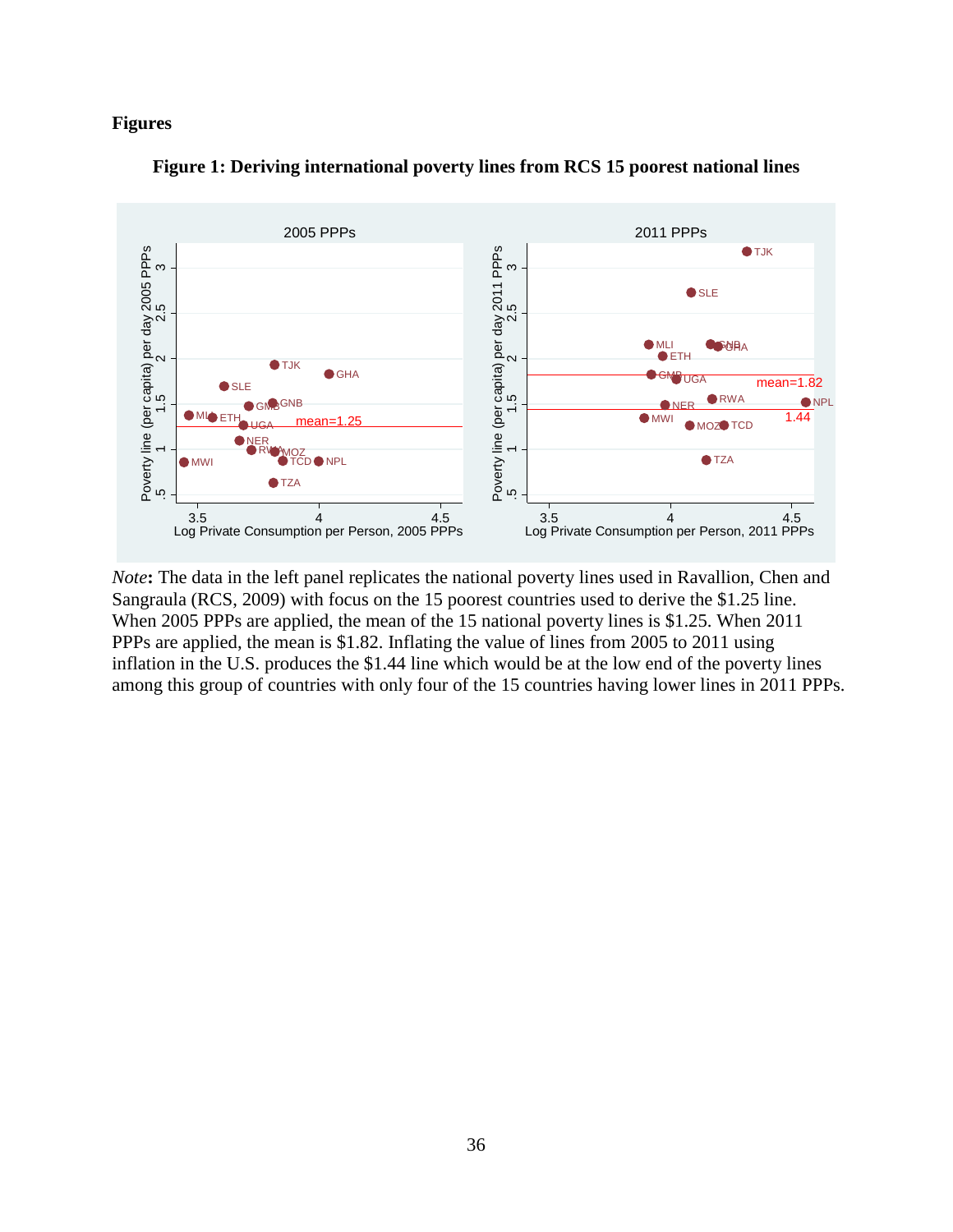## Figures

**Figure 1: Deriving international poverty lines from RCS 15 poorest national lines**

*Note***:** The data in the left panel replicates the national poverty lines used in Ravallion, Chen and Sangraula (RCS, 2009) with focus on the 15 poorest countries used to derive the $1.25 line. When 2005 PPPs are applied, the mean of the 15 national poverty lines is $1.25. When 2011 PPPs are applied, the mean is $1.82. Inflating the value of lines from 2005 to 2011 using inflation in the U.S. produces the $1.44 line which would be at the low end of the poverty lines among this group of countries with only four of the 15 countries having lower lines in 2011 PPPs.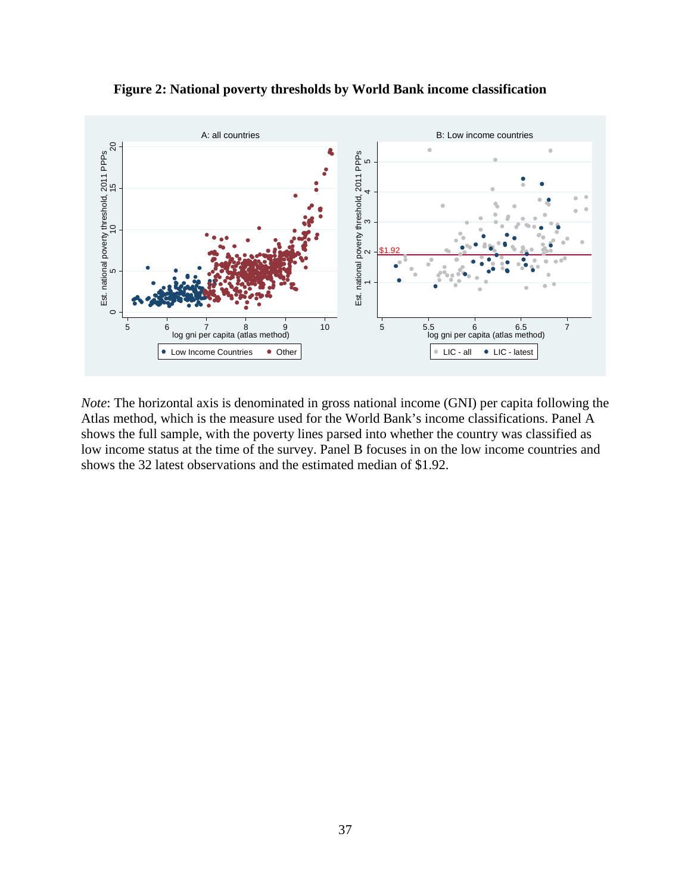**Figure 2: National poverty thresholds by World Bank income classification**

*Note*: The horizontal axis is denominated in gross national income (GNI) per capita following the Atlas method, which is the measure used for the World Bank's income classifications. Panel A shows the full sample, with the poverty lines parsed into whether the country was classified as low income status at the time of the survey. Panel B focuses in on the low income countries and shows the 32 latest observations and the estimated median of $1.92.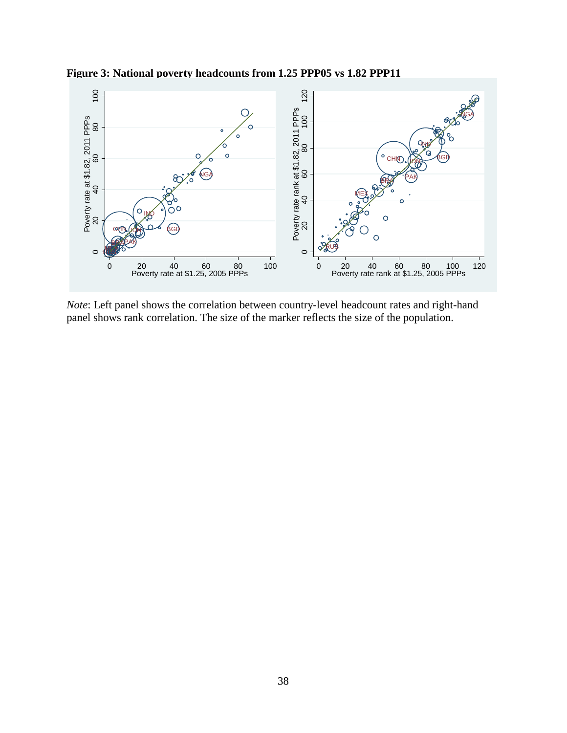**Figure 3: National poverty headcounts from 1.25 PPP05 vs 1.82 PPP11**

*Note*: Left panel shows the correlation between country-level headcount rates and right-hand panel shows rank correlation. The size of the marker reflects the size of the population.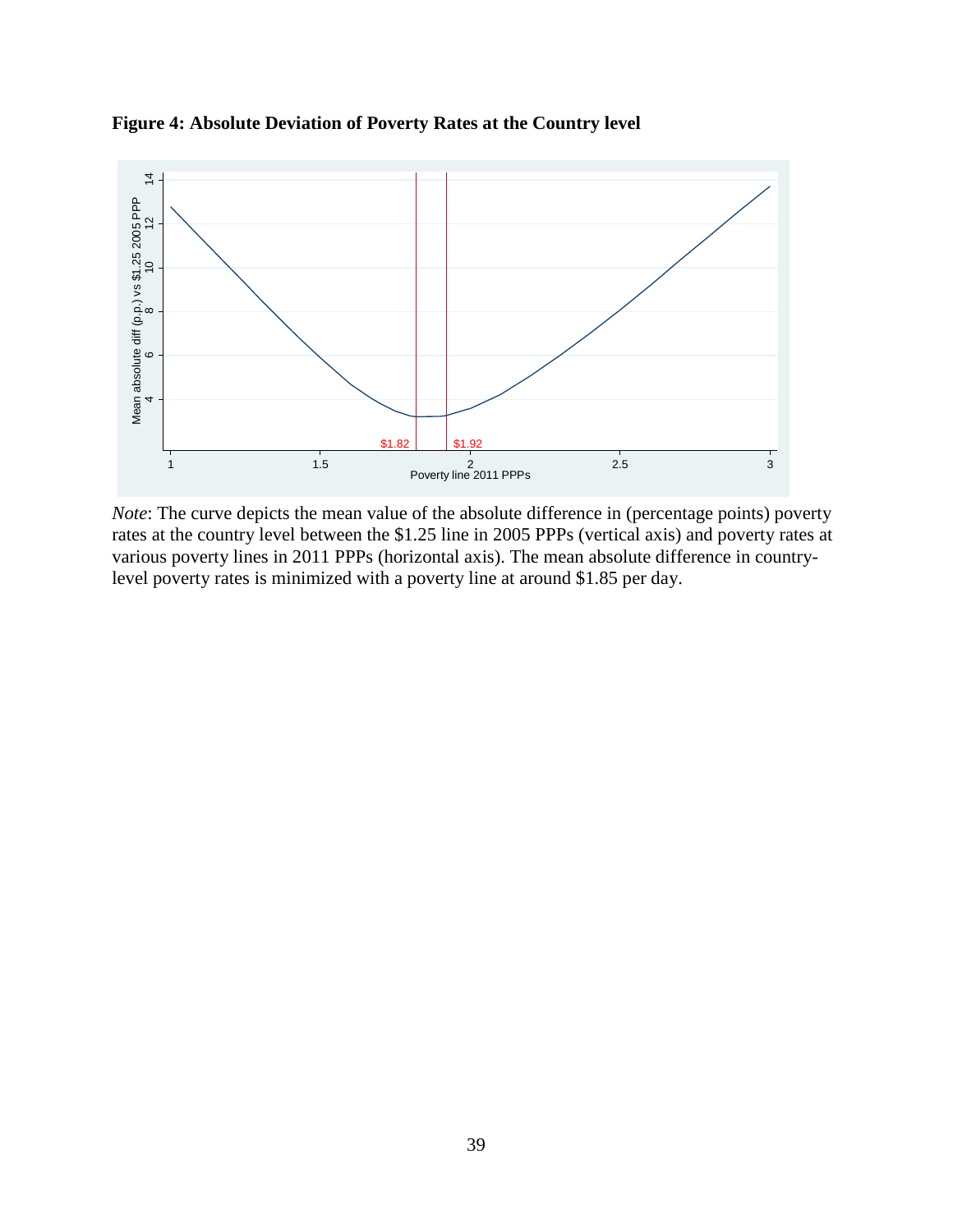**Figure 4: Absolute Deviation of Poverty Rates at the Country level**

*Note*: The curve depicts the mean value of the absolute difference in (percentage points) poverty rates at the country level between the $1.25 line in 2005 PPPs (vertical axis) and poverty rates at various poverty lines in 2011 PPPs (horizontal axis). The mean absolute difference in country-level poverty rates is minimized with a poverty line at around $1.85 per day.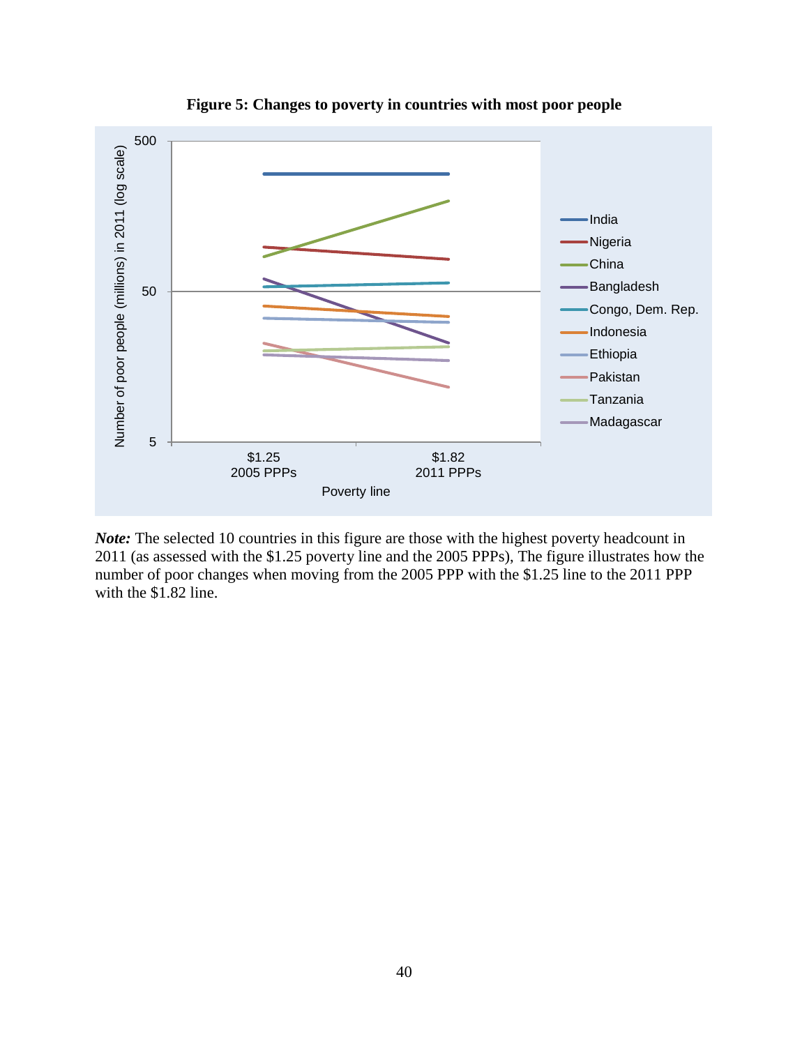**Figure 5: Changes to poverty in countries with most poor people**

*Note:* The selected 10 countries in this figure are those with the highest poverty headcount in 2011 (as assessed with the $1.25 poverty line and the 2005 PPPs), The figure illustrates how the number of poor changes when moving from the 2005 PPP with the $1.25 line to the 2011 PPP with the $1.82 line.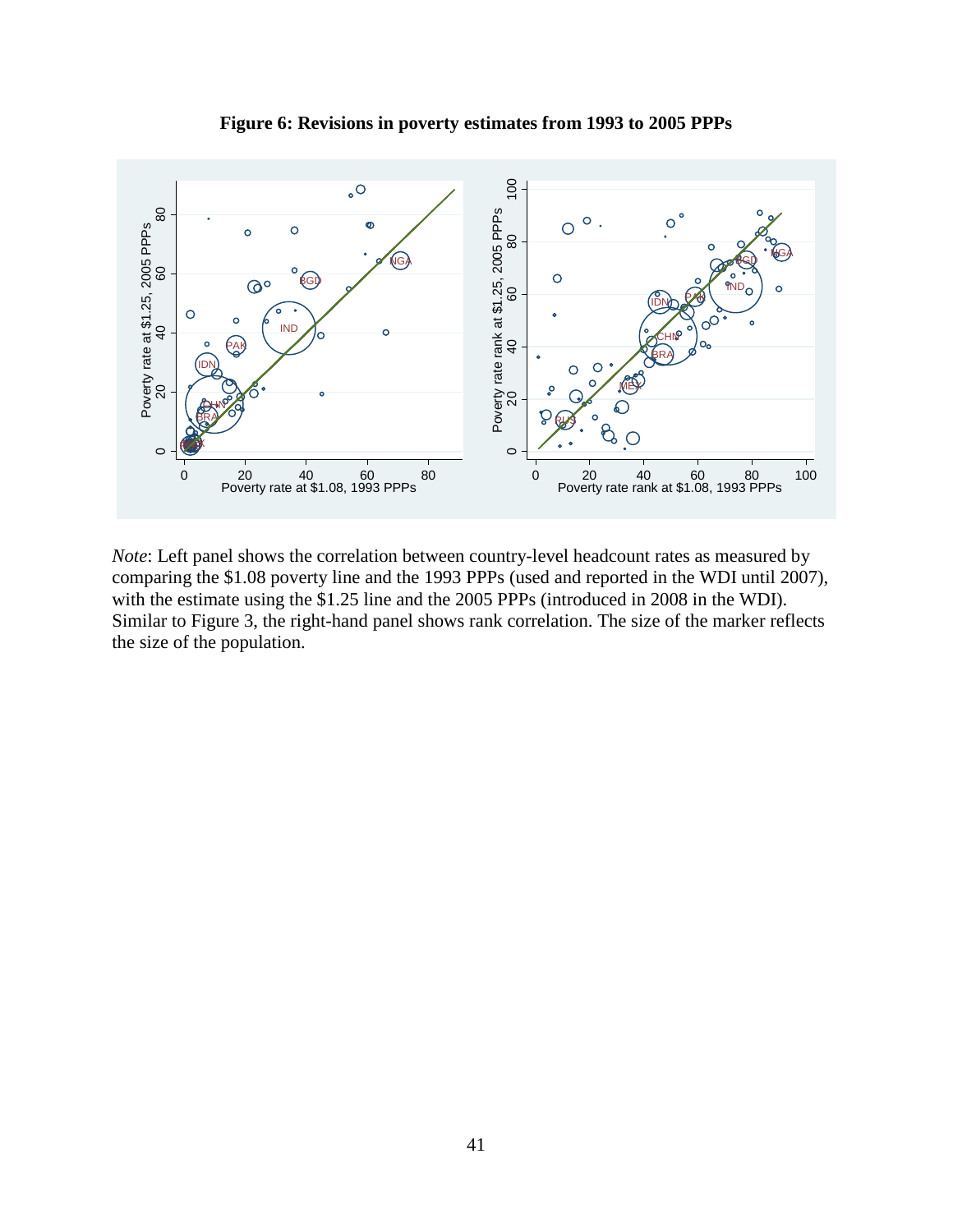**Figure 6: Revisions in poverty estimates from 1993 to 2005 PPPs**

*Note*: Left panel shows the correlation between country-level headcount rates as measured by comparing the $1.08 poverty line and the 1993 PPPs (used and reported in the WDI until 2007), with the estimate using the $1.25 line and the 2005 PPPs (introduced in 2008 in the WDI). Similar to Figure 3, the right-hand panel shows rank correlation. The size of the marker reflects the size of the population.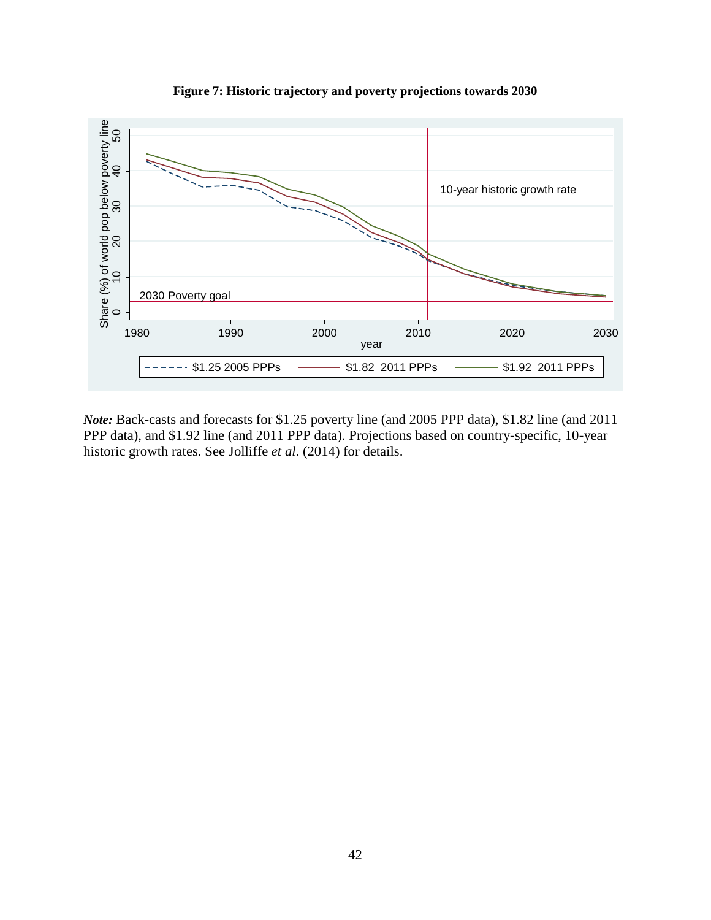**Figure 7: Historic trajectory and poverty projections towards 2030**

*Note:* Back-casts and forecasts for $1.25 poverty line (and 2005 PPP data), $1.82 line (and 2011 PPP data), and $1.92 line (and 2011 PPP data). Projections based on country-specific, 10-year historic growth rates. See Jolliffe *et al*. (2014) for details.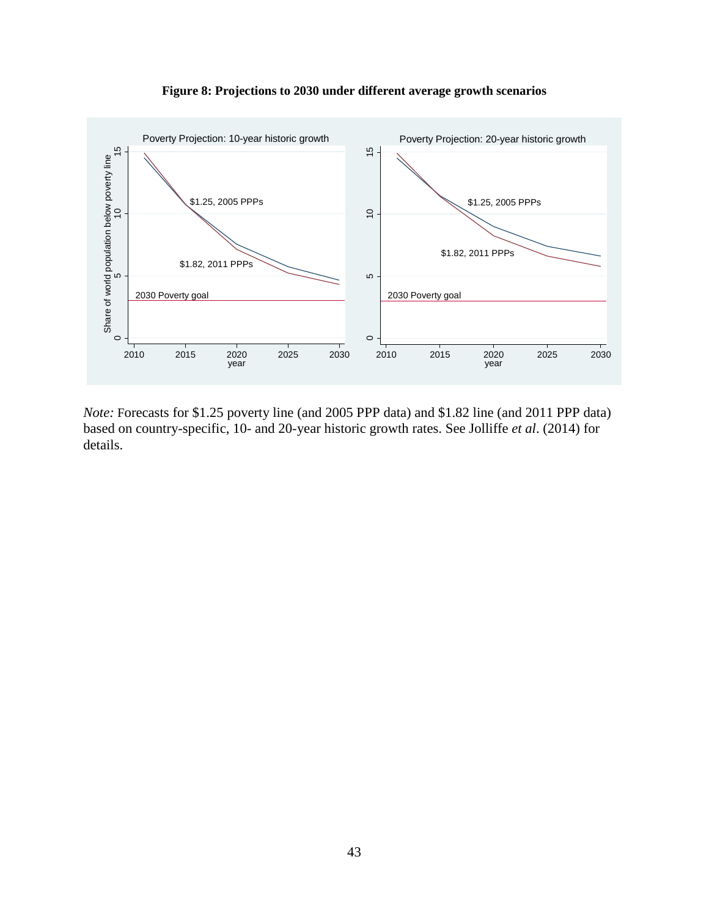**Figure 8: Projections to 2030 under different average growth scenarios**

*Note:* Forecasts for $1.25 poverty line (and 2005 PPP data) and $1.82 line (and 2011 PPP data) based on country-specific, 10- and 20-year historic growth rates. See Jolliffe *et al*. (2014) for details.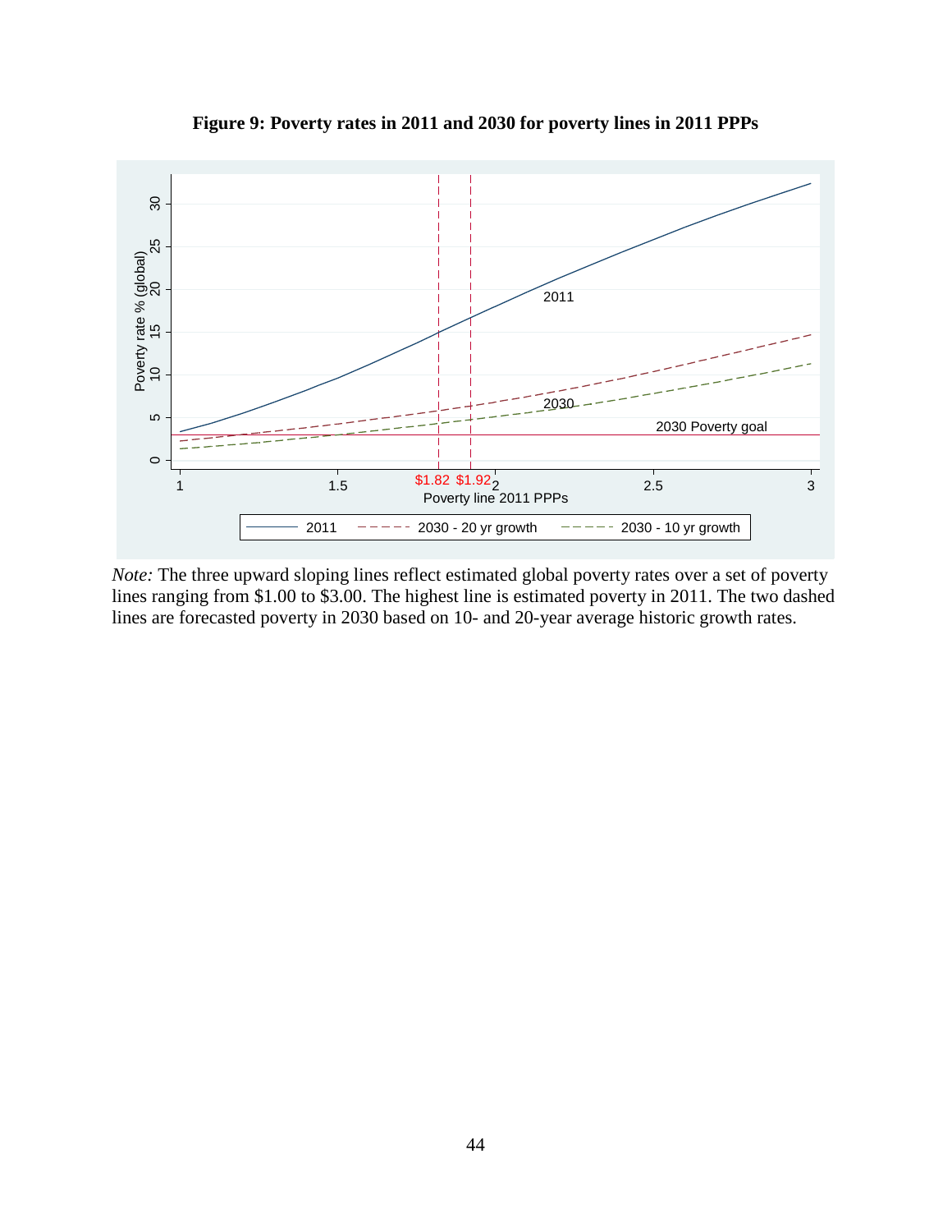**Figure 9: Poverty rates in 2011 and 2030 for poverty lines in 2011 PPPs**

*Note:* The three upward sloping lines reflect estimated global poverty rates over a set of poverty lines ranging from $1.00 to $3.00. The highest line is estimated poverty in 2011. The two dashed lines are forecasted poverty in 2030 based on 10- and 20-year average historic growth rates.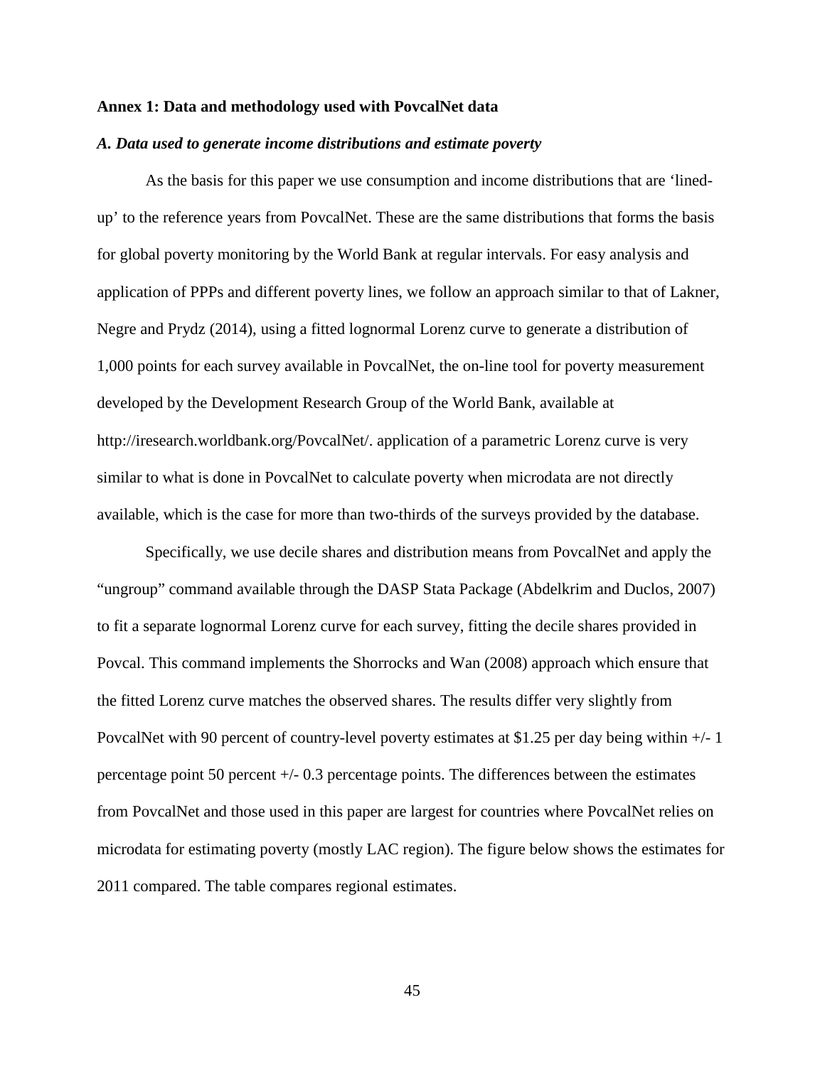## Annex 1: Data and methodology used with PovcalNet data

### *A. Data used to generate income distributions and estimate poverty*

As the basis for this paper we use consumption and income distributions that are 'lined-up' to the reference years from PovcalNet. These are the same distributions that forms the basis for global poverty monitoring by the World Bank at regular intervals. For easy analysis and application of PPPs and different poverty lines, we follow an approach similar to that of Lakner, Negre and Prydz (2014), using a fitted lognormal Lorenz curve to generate a distribution of 1,000 points for each survey available in PovcalNet, the on-line tool for poverty measurement developed by the Development Research Group of the World Bank, available at http://iresearch.worldbank.org/PovcalNet/. application of a parametric Lorenz curve is very similar to what is done in PovcalNet to calculate poverty when microdata are not directly available, which is the case for more than two-thirds of the surveys provided by the database.

Specifically, we use decile shares and distribution means from PovcalNet and apply the "ungroup" command available through the DASP Stata Package (Abdelkrim and Duclos, 2007) to fit a separate lognormal Lorenz curve for each survey, fitting the decile shares provided in Povcal. This command implements the Shorrocks and Wan (2008) approach which ensure that the fitted Lorenz curve matches the observed shares. The results differ very slightly from PovcalNet with 90 percent of country-level poverty estimates at $1.25 per day being within +/- 1 percentage point 50 percent +/- 0.3 percentage points. The differences between the estimates from PovcalNet and those used in this paper are largest for countries where PovcalNet relies on microdata for estimating poverty (mostly LAC region). The figure below shows the estimates for 2011 compared. The table compares regional estimates.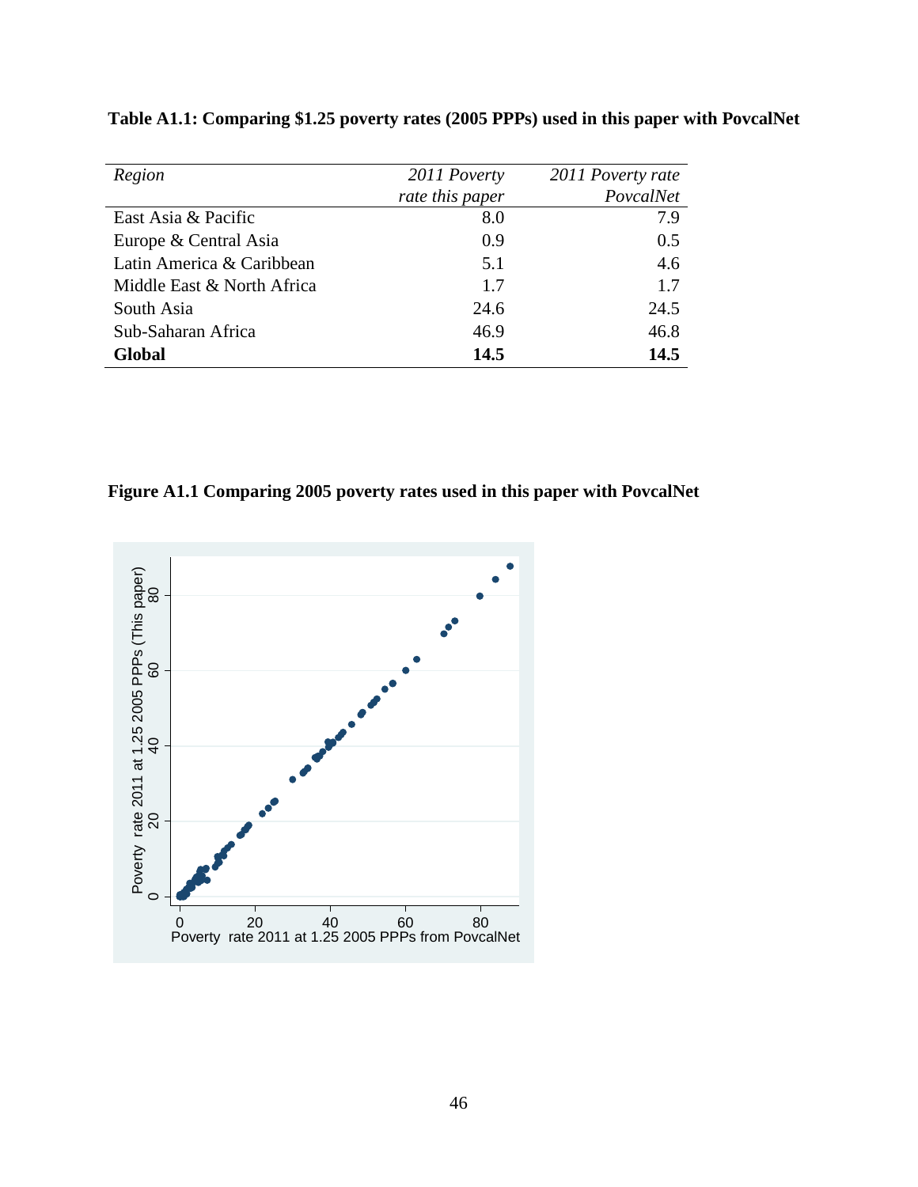**Table A1.1: Comparing $1.25 poverty rates (2005 PPPs) used in this paper with PovcalNet**

| *Region* | *2011 Poverty rate this paper* | *2011 Poverty rate PovcalNet* |
|---|---|---|
| East Asia & Pacific | 8.0 | 7.9 |
| Europe & Central Asia | 0.9 | 0.5 |
| Latin America & Caribbean | 5.1 | 4.6 |
| Middle East & North Africa | 1.7 | 1.7 |
| South Asia | 24.6 | 24.5 |
| Sub-Saharan Africa | 46.9 | 46.8 |
| **Global** | **14.5** | **14.5** |

**Figure A1.1 Comparing 2005 poverty rates used in this paper with PovcalNet**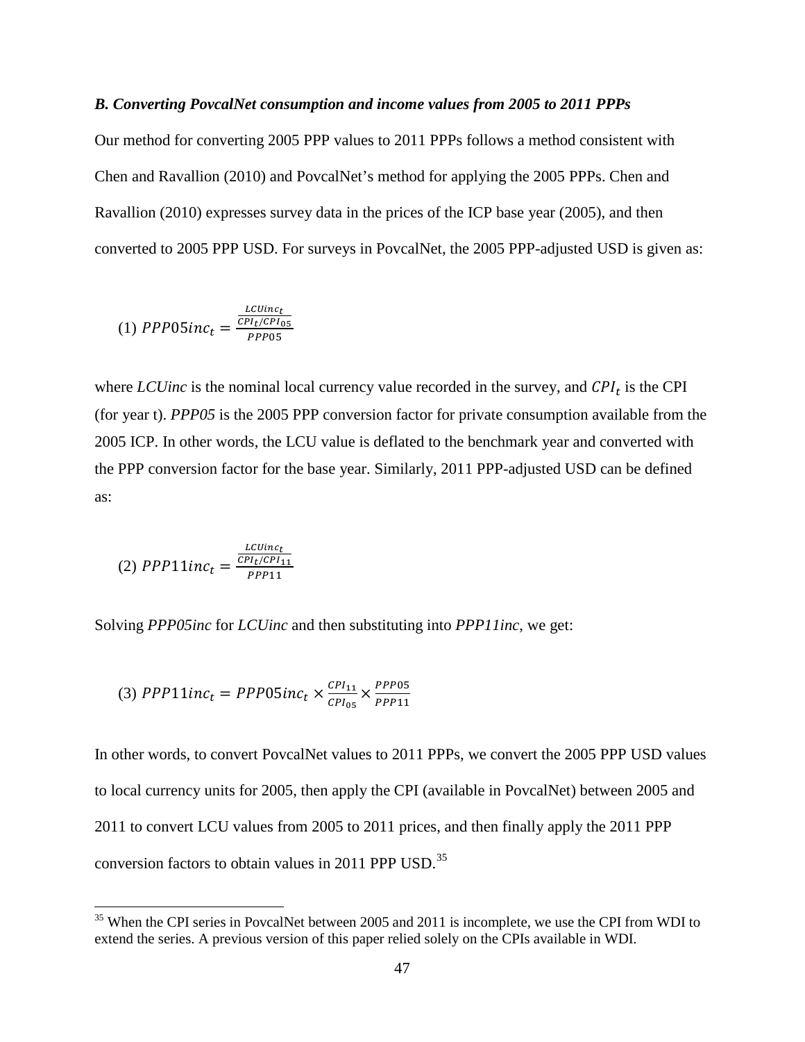### *B. Converting PovcalNet consumption and income values from 2005 to 2011 PPPs*

Our method for converting 2005 PPP values to 2011 PPPs follows a method consistent with Chen and Ravallion (2010) and PovcalNet's method for applying the 2005 PPPs. Chen and Ravallion (2010) expresses survey data in the prices of the ICP base year (2005), and then converted to 2005 PPP USD. For surveys in PovcalNet, the 2005 PPP-adjusted USD is given as:

$$(1)\ PPP05inc_t = \frac{\frac{LCUinc_t}{CPI_t/CPI_{05}}}{PPP05}$$

where *LCUinc* is the nominal local currency value recorded in the survey, and $CPI_t$ is the CPI (for year t). *PPP05* is the 2005 PPP conversion factor for private consumption available from the 2005 ICP. In other words, the LCU value is deflated to the benchmark year and converted with the PPP conversion factor for the base year. Similarly, 2011 PPP-adjusted USD can be defined as:

$$(2)\ PPP11inc_t = \frac{\frac{LCUinc_t}{CPI_t/CPI_{11}}}{PPP11}$$

Solving *PPP05inc* for *LCUinc* and then substituting into *PPP11inc*, we get:

$$(3)\ PPP11inc_t = PPP05inc_t \times \frac{CPI_{11}}{CPI_{05}} \times \frac{PPP05}{PPP11}$$

In other words, to convert PovcalNet values to 2011 PPPs, we convert the 2005 PPP USD values to local currency units for 2005, then apply the CPI (available in PovcalNet) between 2005 and 2011 to convert LCU values from 2005 to 2011 prices, and then finally apply the 2011 PPP conversion factors to obtain values in 2011 PPP USD.[35]

[35] When the CPI series in PovcalNet between 2005 and 2011 is incomplete, we use the CPI from WDI to extend the series. A previous version of this paper relied solely on the CPIs available in WDI.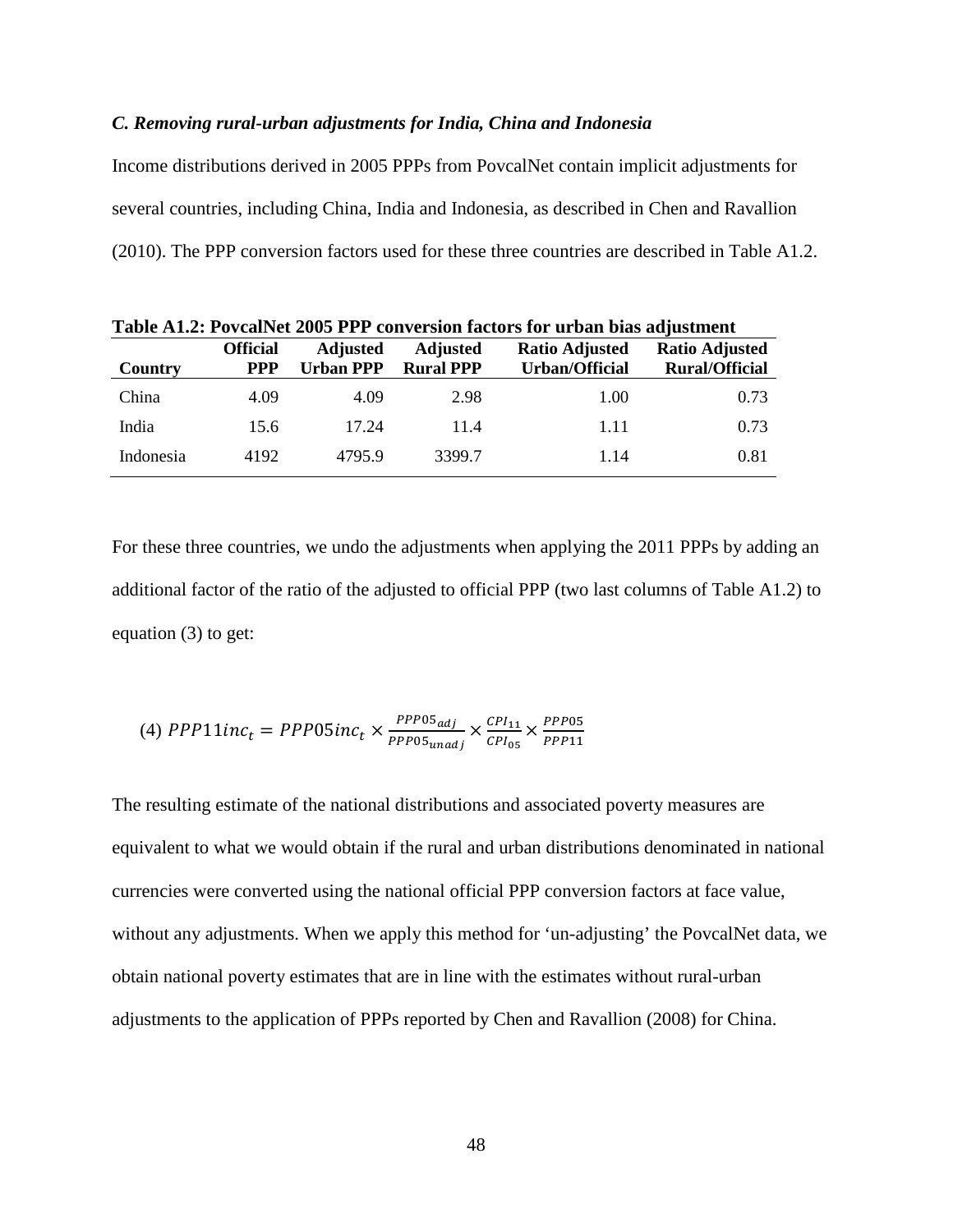### *C. Removing rural-urban adjustments for India, China and Indonesia*

Income distributions derived in 2005 PPPs from PovcalNet contain implicit adjustments for several countries, including China, India and Indonesia, as described in Chen and Ravallion (2010). The PPP conversion factors used for these three countries are described in Table A1.2.

**Table A1.2: PovcalNet 2005 PPP conversion factors for urban bias adjustment**

| Country | Official PPP | Adjusted Urban PPP | Adjusted Rural PPP | Ratio Adjusted Urban/Official | Ratio Adjusted Rural/Official |
|---|---|---|---|---|---|
| China | 4.09 | 4.09 | 2.98 | 1.00 | 0.73 |
| India | 15.6 | 17.24 | 11.4 | 1.11 | 0.73 |
| Indonesia | 4192 | 4795.9 | 3399.7 | 1.14 | 0.81 |

For these three countries, we undo the adjustments when applying the 2011 PPPs by adding an additional factor of the ratio of the adjusted to official PPP (two last columns of Table A1.2) to equation (3) to get:

$$(4)\ PPP11inc_t = PPP05inc_t \times \frac{PPP05_{adj}}{PPP05_{unadj}} \times \frac{CPI_{11}}{CPI_{05}} \times \frac{PPP05}{PPP11}$$

The resulting estimate of the national distributions and associated poverty measures are equivalent to what we would obtain if the rural and urban distributions denominated in national currencies were converted using the national official PPP conversion factors at face value, without any adjustments. When we apply this method for 'un-adjusting' the PovcalNet data, we obtain national poverty estimates that are in line with the estimates without rural-urban adjustments to the application of PPPs reported by Chen and Ravallion (2008) for China.